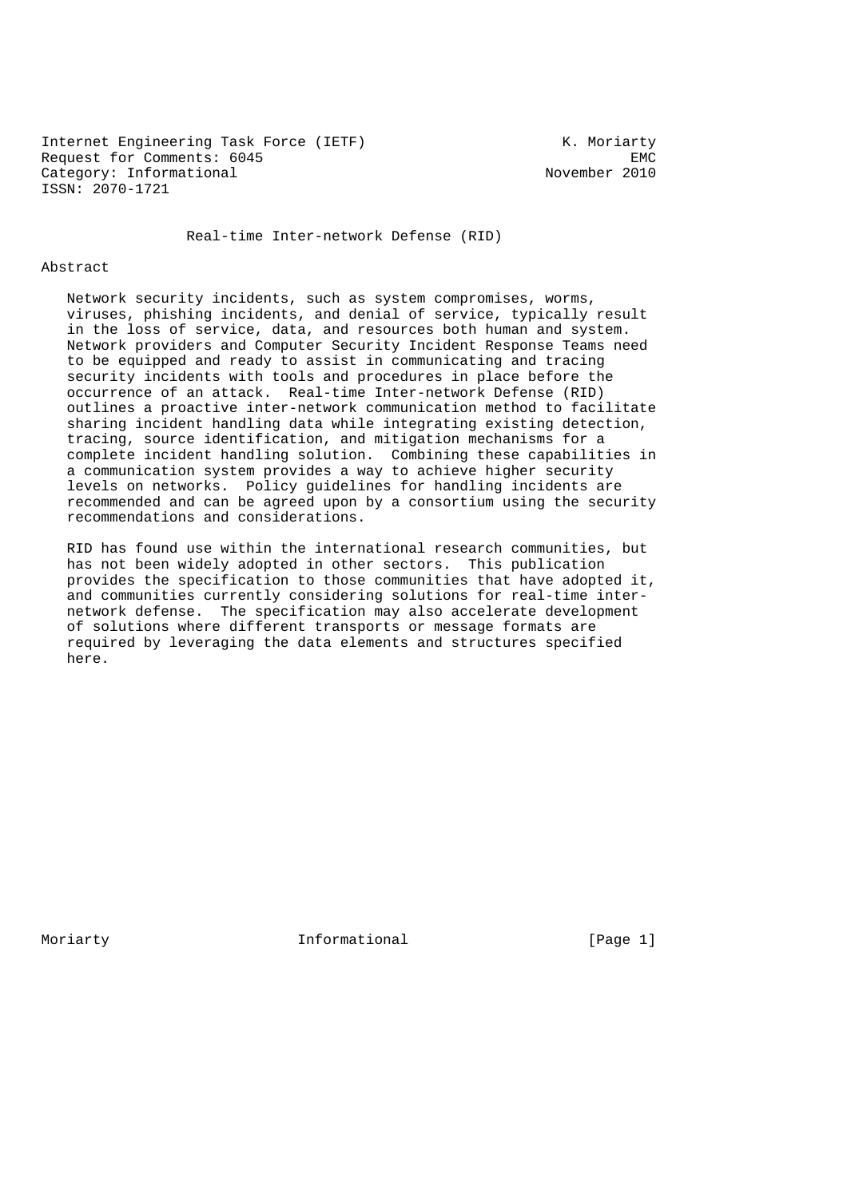Internet Engineering Task Force (IETF) K. Moriarty
Request for Comments: 6045 EMC
Category: Informational November 2010
ISSN: 2070-1721

# Real-time Inter-network Defense (RID)

## Abstract

Network security incidents, such as system compromises, worms, viruses, phishing incidents, and denial of service, typically result in the loss of service, data, and resources both human and system. Network providers and Computer Security Incident Response Teams need to be equipped and ready to assist in communicating and tracing security incidents with tools and procedures in place before the occurrence of an attack. Real-time Inter-network Defense (RID) outlines a proactive inter-network communication method to facilitate sharing incident handling data while integrating existing detection, tracing, source identification, and mitigation mechanisms for a complete incident handling solution. Combining these capabilities in a communication system provides a way to achieve higher security levels on networks. Policy guidelines for handling incidents are recommended and can be agreed upon by a consortium using the security recommendations and considerations.

RID has found use within the international research communities, but has not been widely adopted in other sectors. This publication provides the specification to those communities that have adopted it, and communities currently considering solutions for real-time inter-network defense. The specification may also accelerate development of solutions where different transports or message formats are required by leveraging the data elements and structures specified here.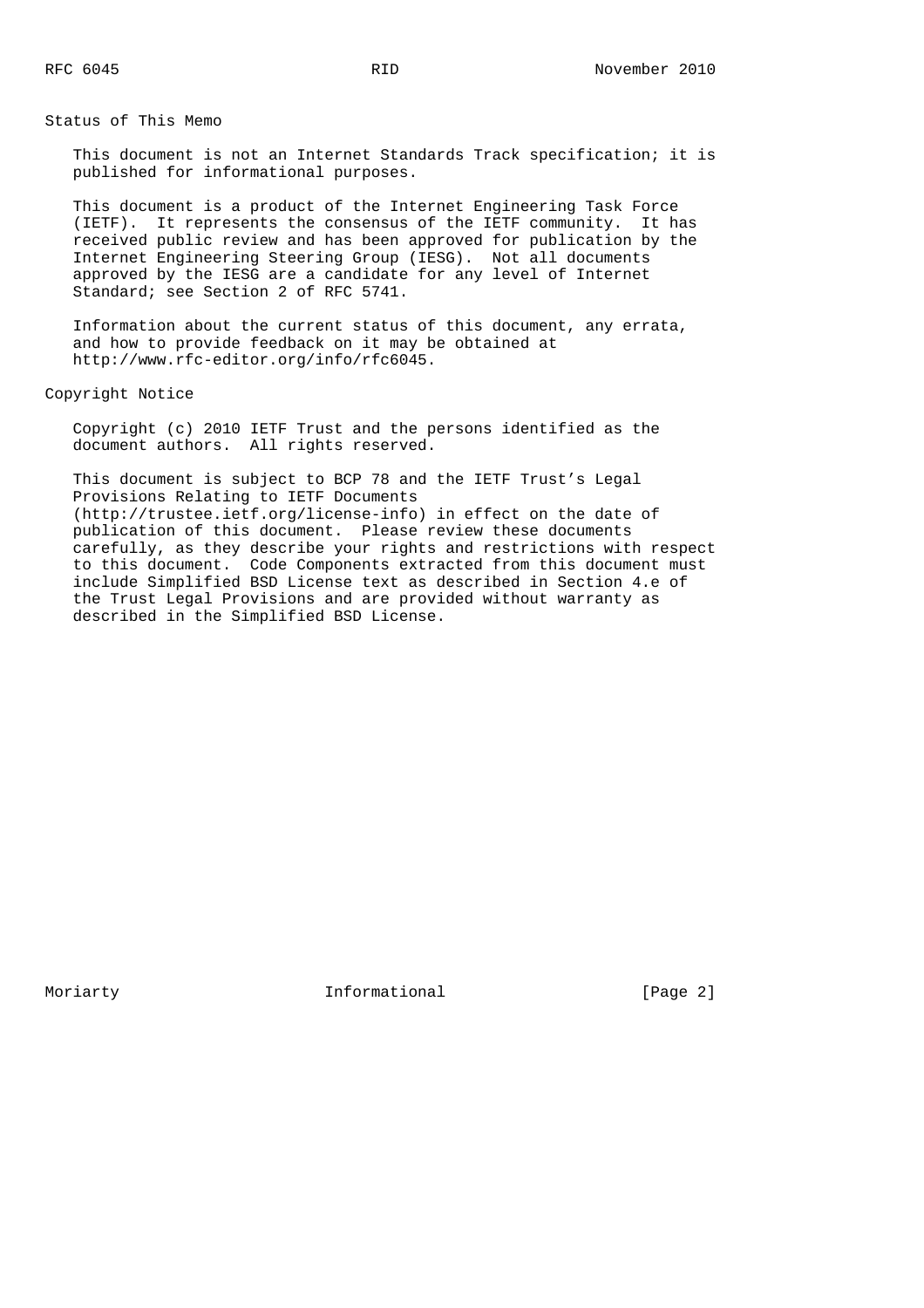## Status of This Memo

This document is not an Internet Standards Track specification; it is published for informational purposes.

This document is a product of the Internet Engineering Task Force (IETF). It represents the consensus of the IETF community. It has received public review and has been approved for publication by the Internet Engineering Steering Group (IESG). Not all documents approved by the IESG are a candidate for any level of Internet Standard; see Section 2 of RFC 5741.

Information about the current status of this document, any errata, and how to provide feedback on it may be obtained at http://www.rfc-editor.org/info/rfc6045.

## Copyright Notice

Copyright (c) 2010 IETF Trust and the persons identified as the document authors. All rights reserved.

This document is subject to BCP 78 and the IETF Trust's Legal Provisions Relating to IETF Documents (http://trustee.ietf.org/license-info) in effect on the date of publication of this document. Please review these documents carefully, as they describe your rights and restrictions with respect to this document. Code Components extracted from this document must include Simplified BSD License text as described in Section 4.e of the Trust Legal Provisions and are provided without warranty as described in the Simplified BSD License.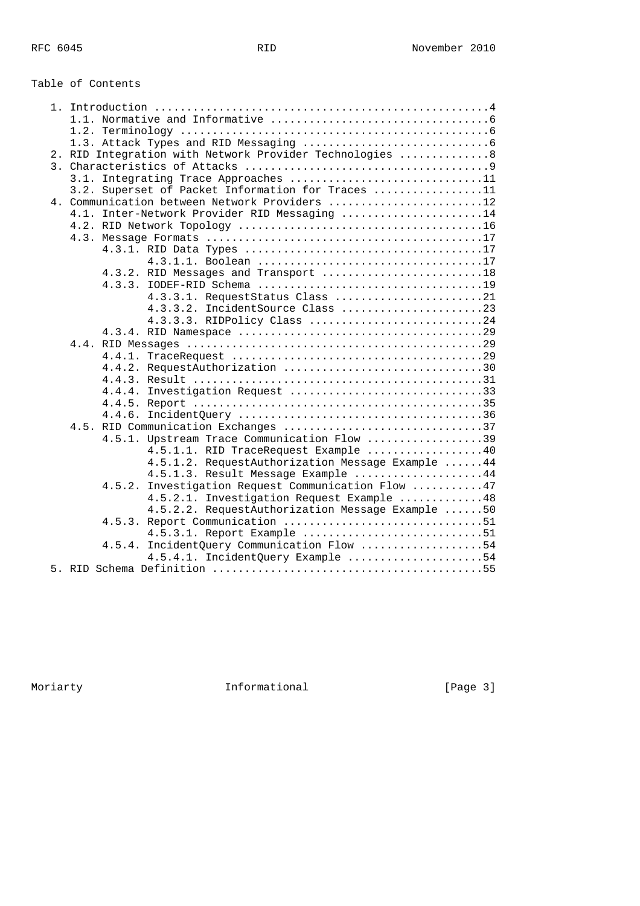## Table of Contents

```
   1. Introduction ....................................................4
      1.1. Normative and Informative ..................................6
      1.2. Terminology ................................................6
      1.3. Attack Types and RID Messaging .............................6
   2. RID Integration with Network Provider Technologies ..............8
   3. Characteristics of Attacks ......................................9
      3.1. Integrating Trace Approaches ..............................11
      3.2. Superset of Packet Information for Traces .................11
   4. Communication between Network Providers ........................12
      4.1. Inter-Network Provider RID Messaging ......................14
      4.2. RID Network Topology ......................................16
      4.3. Message Formats ...........................................17
           4.3.1. RID Data Types .....................................17
                  4.3.1.1. Boolean ...................................17
           4.3.2. RID Messages and Transport .........................18
           4.3.3. IODEF-RID Schema ...................................19
                  4.3.3.1. RequestStatus Class .......................21
                  4.3.3.2. IncidentSource Class ......................23
                  4.3.3.3. RIDPolicy Class ...........................24
           4.3.4. RID Namespace ......................................29
      4.4. RID Messages ..............................................29
           4.4.1. TraceRequest .......................................29
           4.4.2. RequestAuthorization ...............................30
           4.4.3. Result .............................................31
           4.4.4. Investigation Request ..............................33
           4.4.5. Report .............................................35
           4.4.6. IncidentQuery ......................................36
      4.5. RID Communication Exchanges ...............................37
           4.5.1. Upstream Trace Communication Flow ..................39
                  4.5.1.1. RID TraceRequest Example ..................40
                  4.5.1.2. RequestAuthorization Message Example ......44
                  4.5.1.3. Result Message Example ....................44
           4.5.2. Investigation Request Communication Flow ...........47
                  4.5.2.1. Investigation Request Example .............48
                  4.5.2.2. RequestAuthorization Message Example ......50
           4.5.3. Report Communication ...............................51
                  4.5.3.1. Report Example ............................51
           4.5.4. IncidentQuery Communication Flow ...................54
                  4.5.4.1. IncidentQuery Example .....................54
   5. RID Schema Definition ..........................................55
```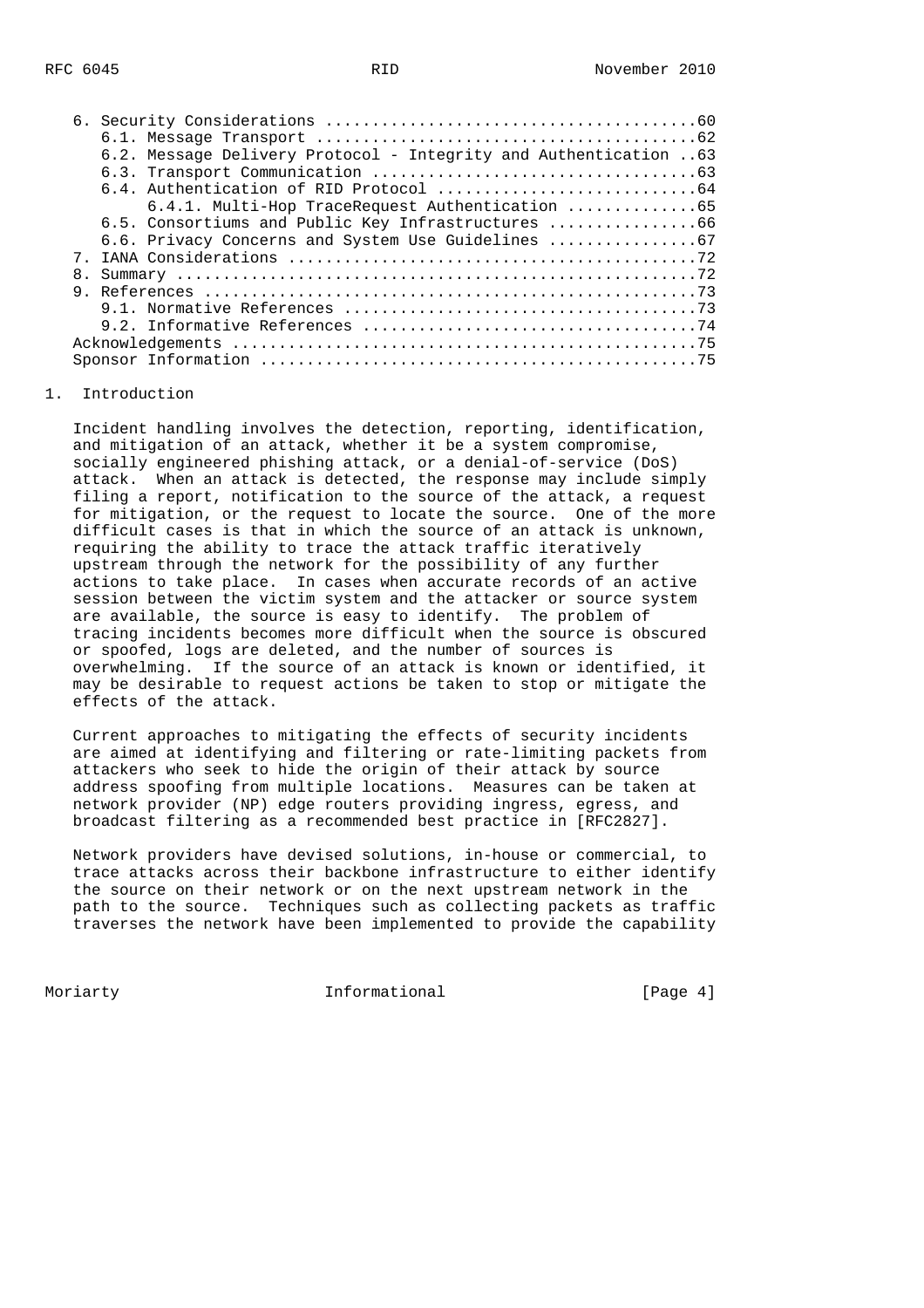6. Security Considerations ........................................60
   6.1. Message Transport .........................................62
   6.2. Message Delivery Protocol - Integrity and Authentication ..63
   6.3. Transport Communication ...................................63
   6.4. Authentication of RID Protocol ............................64
        6.4.1. Multi-Hop TraceRequest Authentication ..............65
   6.5. Consortiums and Public Key Infrastructures ................66
   6.6. Privacy Concerns and System Use Guidelines ................67
7. IANA Considerations ............................................72
8. Summary ........................................................72
9. References .....................................................73
   9.1. Normative References ......................................73
   9.2. Informative References ....................................74
Acknowledgements ..................................................75
Sponsor Information ...............................................75

## 1. Introduction

Incident handling involves the detection, reporting, identification, and mitigation of an attack, whether it be a system compromise, socially engineered phishing attack, or a denial-of-service (DoS) attack. When an attack is detected, the response may include simply filing a report, notification to the source of the attack, a request for mitigation, or the request to locate the source. One of the more difficult cases is that in which the source of an attack is unknown, requiring the ability to trace the attack traffic iteratively upstream through the network for the possibility of any further actions to take place. In cases when accurate records of an active session between the victim system and the attacker or source system are available, the source is easy to identify. The problem of tracing incidents becomes more difficult when the source is obscured or spoofed, logs are deleted, and the number of sources is overwhelming. If the source of an attack is known or identified, it may be desirable to request actions be taken to stop or mitigate the effects of the attack.

Current approaches to mitigating the effects of security incidents are aimed at identifying and filtering or rate-limiting packets from attackers who seek to hide the origin of their attack by source address spoofing from multiple locations. Measures can be taken at network provider (NP) edge routers providing ingress, egress, and broadcast filtering as a recommended best practice in [RFC2827].

Network providers have devised solutions, in-house or commercial, to trace attacks across their backbone infrastructure to either identify the source on their network or on the next upstream network in the path to the source. Techniques such as collecting packets as traffic traverses the network have been implemented to provide the capability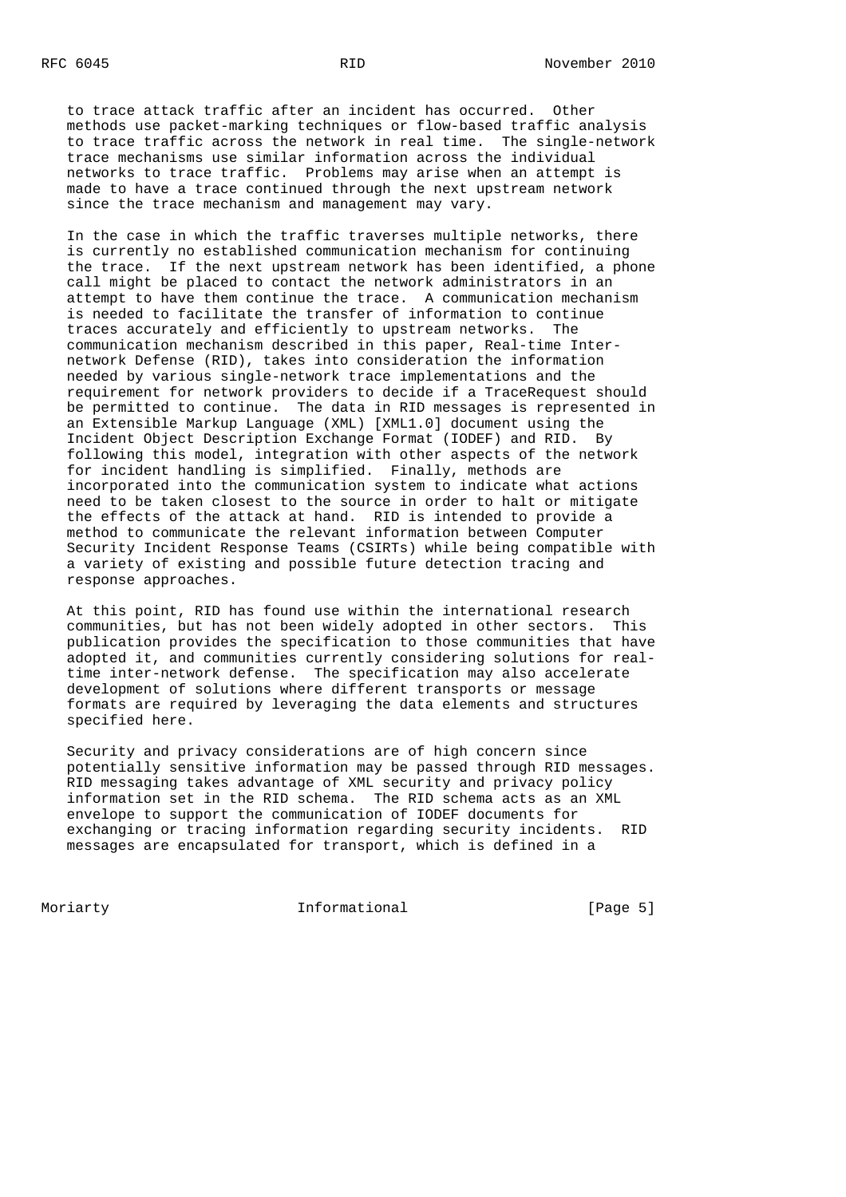to trace attack traffic after an incident has occurred. Other methods use packet-marking techniques or flow-based traffic analysis to trace traffic across the network in real time. The single-network trace mechanisms use similar information across the individual networks to trace traffic. Problems may arise when an attempt is made to have a trace continued through the next upstream network since the trace mechanism and management may vary.

In the case in which the traffic traverses multiple networks, there is currently no established communication mechanism for continuing the trace. If the next upstream network has been identified, a phone call might be placed to contact the network administrators in an attempt to have them continue the trace. A communication mechanism is needed to facilitate the transfer of information to continue traces accurately and efficiently to upstream networks. The communication mechanism described in this paper, Real-time Inter-network Defense (RID), takes into consideration the information needed by various single-network trace implementations and the requirement for network providers to decide if a TraceRequest should be permitted to continue. The data in RID messages is represented in an Extensible Markup Language (XML) [XML1.0] document using the Incident Object Description Exchange Format (IODEF) and RID. By following this model, integration with other aspects of the network for incident handling is simplified. Finally, methods are incorporated into the communication system to indicate what actions need to be taken closest to the source in order to halt or mitigate the effects of the attack at hand. RID is intended to provide a method to communicate the relevant information between Computer Security Incident Response Teams (CSIRTs) while being compatible with a variety of existing and possible future detection tracing and response approaches.

At this point, RID has found use within the international research communities, but has not been widely adopted in other sectors. This publication provides the specification to those communities that have adopted it, and communities currently considering solutions for real-time inter-network defense. The specification may also accelerate development of solutions where different transports or message formats are required by leveraging the data elements and structures specified here.

Security and privacy considerations are of high concern since potentially sensitive information may be passed through RID messages. RID messaging takes advantage of XML security and privacy policy information set in the RID schema. The RID schema acts as an XML envelope to support the communication of IODEF documents for exchanging or tracing information regarding security incidents. RID messages are encapsulated for transport, which is defined in a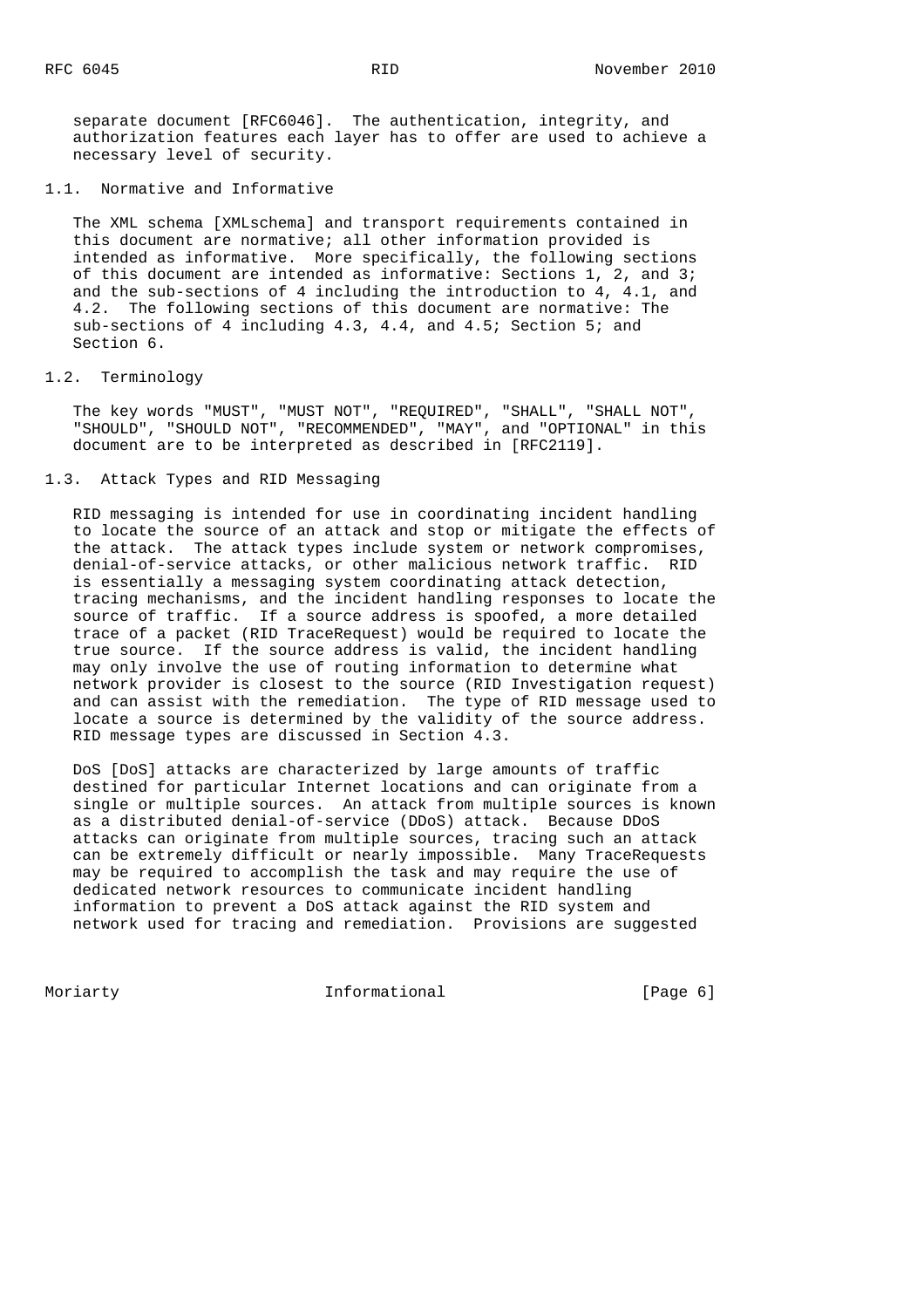separate document [RFC6046]. The authentication, integrity, and authorization features each layer has to offer are used to achieve a necessary level of security.

### 1.1. Normative and Informative

The XML schema [XMLschema] and transport requirements contained in this document are normative; all other information provided is intended as informative. More specifically, the following sections of this document are intended as informative: Sections 1, 2, and 3; and the sub-sections of 4 including the introduction to 4, 4.1, and 4.2. The following sections of this document are normative: The sub-sections of 4 including 4.3, 4.4, and 4.5; Section 5; and Section 6.

### 1.2. Terminology

The key words "MUST", "MUST NOT", "REQUIRED", "SHALL", "SHALL NOT", "SHOULD", "SHOULD NOT", "RECOMMENDED", "MAY", and "OPTIONAL" in this document are to be interpreted as described in [RFC2119].

### 1.3. Attack Types and RID Messaging

RID messaging is intended for use in coordinating incident handling to locate the source of an attack and stop or mitigate the effects of the attack. The attack types include system or network compromises, denial-of-service attacks, or other malicious network traffic. RID is essentially a messaging system coordinating attack detection, tracing mechanisms, and the incident handling responses to locate the source of traffic. If a source address is spoofed, a more detailed trace of a packet (RID TraceRequest) would be required to locate the true source. If the source address is valid, the incident handling may only involve the use of routing information to determine what network provider is closest to the source (RID Investigation request) and can assist with the remediation. The type of RID message used to locate a source is determined by the validity of the source address. RID message types are discussed in Section 4.3.

DoS [DoS] attacks are characterized by large amounts of traffic destined for particular Internet locations and can originate from a single or multiple sources. An attack from multiple sources is known as a distributed denial-of-service (DDoS) attack. Because DDoS attacks can originate from multiple sources, tracing such an attack can be extremely difficult or nearly impossible. Many TraceRequests may be required to accomplish the task and may require the use of dedicated network resources to communicate incident handling information to prevent a DoS attack against the RID system and network used for tracing and remediation. Provisions are suggested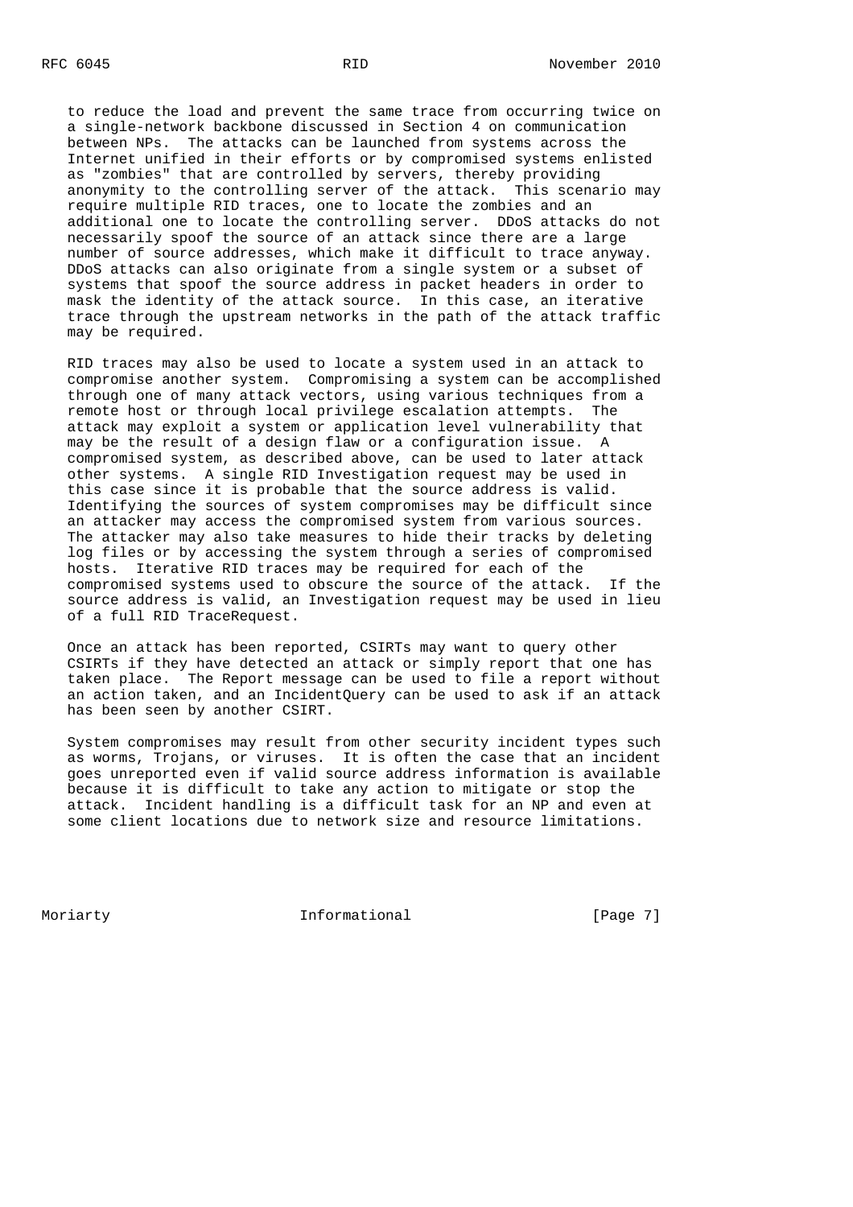to reduce the load and prevent the same trace from occurring twice on a single-network backbone discussed in Section 4 on communication between NPs. The attacks can be launched from systems across the Internet unified in their efforts or by compromised systems enlisted as "zombies" that are controlled by servers, thereby providing anonymity to the controlling server of the attack. This scenario may require multiple RID traces, one to locate the zombies and an additional one to locate the controlling server. DDoS attacks do not necessarily spoof the source of an attack since there are a large number of source addresses, which make it difficult to trace anyway. DDoS attacks can also originate from a single system or a subset of systems that spoof the source address in packet headers in order to mask the identity of the attack source. In this case, an iterative trace through the upstream networks in the path of the attack traffic may be required.

RID traces may also be used to locate a system used in an attack to compromise another system. Compromising a system can be accomplished through one of many attack vectors, using various techniques from a remote host or through local privilege escalation attempts. The attack may exploit a system or application level vulnerability that may be the result of a design flaw or a configuration issue. A compromised system, as described above, can be used to later attack other systems. A single RID Investigation request may be used in this case since it is probable that the source address is valid. Identifying the sources of system compromises may be difficult since an attacker may access the compromised system from various sources. The attacker may also take measures to hide their tracks by deleting log files or by accessing the system through a series of compromised hosts. Iterative RID traces may be required for each of the compromised systems used to obscure the source of the attack. If the source address is valid, an Investigation request may be used in lieu of a full RID TraceRequest.

Once an attack has been reported, CSIRTs may want to query other CSIRTs if they have detected an attack or simply report that one has taken place. The Report message can be used to file a report without an action taken, and an IncidentQuery can be used to ask if an attack has been seen by another CSIRT.

System compromises may result from other security incident types such as worms, Trojans, or viruses. It is often the case that an incident goes unreported even if valid source address information is available because it is difficult to take any action to mitigate or stop the attack. Incident handling is a difficult task for an NP and even at some client locations due to network size and resource limitations.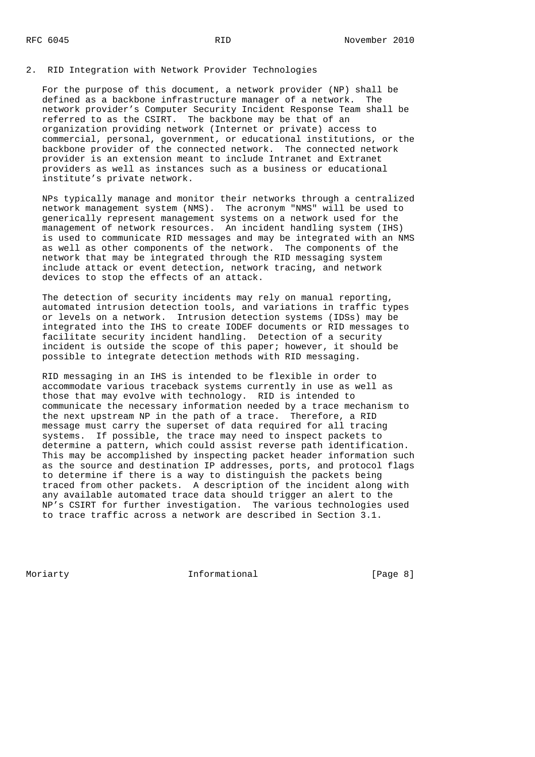## 2. RID Integration with Network Provider Technologies

For the purpose of this document, a network provider (NP) shall be defined as a backbone infrastructure manager of a network. The network provider's Computer Security Incident Response Team shall be referred to as the CSIRT. The backbone may be that of an organization providing network (Internet or private) access to commercial, personal, government, or educational institutions, or the backbone provider of the connected network. The connected network provider is an extension meant to include Intranet and Extranet providers as well as instances such as a business or educational institute's private network.

NPs typically manage and monitor their networks through a centralized network management system (NMS). The acronym "NMS" will be used to generically represent management systems on a network used for the management of network resources. An incident handling system (IHS) is used to communicate RID messages and may be integrated with an NMS as well as other components of the network. The components of the network that may be integrated through the RID messaging system include attack or event detection, network tracing, and network devices to stop the effects of an attack.

The detection of security incidents may rely on manual reporting, automated intrusion detection tools, and variations in traffic types or levels on a network. Intrusion detection systems (IDSs) may be integrated into the IHS to create IODEF documents or RID messages to facilitate security incident handling. Detection of a security incident is outside the scope of this paper; however, it should be possible to integrate detection methods with RID messaging.

RID messaging in an IHS is intended to be flexible in order to accommodate various traceback systems currently in use as well as those that may evolve with technology. RID is intended to communicate the necessary information needed by a trace mechanism to the next upstream NP in the path of a trace. Therefore, a RID message must carry the superset of data required for all tracing systems. If possible, the trace may need to inspect packets to determine a pattern, which could assist reverse path identification. This may be accomplished by inspecting packet header information such as the source and destination IP addresses, ports, and protocol flags to determine if there is a way to distinguish the packets being traced from other packets. A description of the incident along with any available automated trace data should trigger an alert to the NP's CSIRT for further investigation. The various technologies used to trace traffic across a network are described in Section 3.1.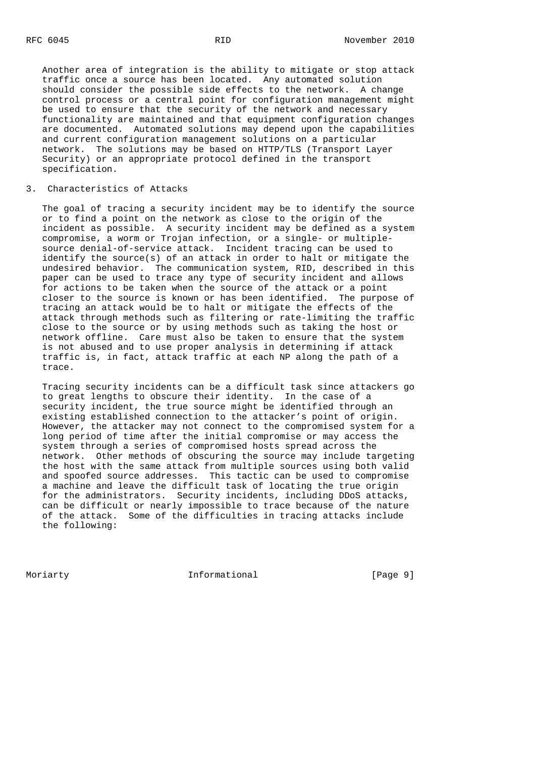Another area of integration is the ability to mitigate or stop attack traffic once a source has been located. Any automated solution should consider the possible side effects to the network. A change control process or a central point for configuration management might be used to ensure that the security of the network and necessary functionality are maintained and that equipment configuration changes are documented. Automated solutions may depend upon the capabilities and current configuration management solutions on a particular network. The solutions may be based on HTTP/TLS (Transport Layer Security) or an appropriate protocol defined in the transport specification.

## 3. Characteristics of Attacks

The goal of tracing a security incident may be to identify the source or to find a point on the network as close to the origin of the incident as possible. A security incident may be defined as a system compromise, a worm or Trojan infection, or a single- or multiple-source denial-of-service attack. Incident tracing can be used to identify the source(s) of an attack in order to halt or mitigate the undesired behavior. The communication system, RID, described in this paper can be used to trace any type of security incident and allows for actions to be taken when the source of the attack or a point closer to the source is known or has been identified. The purpose of tracing an attack would be to halt or mitigate the effects of the attack through methods such as filtering or rate-limiting the traffic close to the source or by using methods such as taking the host or network offline. Care must also be taken to ensure that the system is not abused and to use proper analysis in determining if attack traffic is, in fact, attack traffic at each NP along the path of a trace.

Tracing security incidents can be a difficult task since attackers go to great lengths to obscure their identity. In the case of a security incident, the true source might be identified through an existing established connection to the attacker's point of origin. However, the attacker may not connect to the compromised system for a long period of time after the initial compromise or may access the system through a series of compromised hosts spread across the network. Other methods of obscuring the source may include targeting the host with the same attack from multiple sources using both valid and spoofed source addresses. This tactic can be used to compromise a machine and leave the difficult task of locating the true origin for the administrators. Security incidents, including DDoS attacks, can be difficult or nearly impossible to trace because of the nature of the attack. Some of the difficulties in tracing attacks include the following: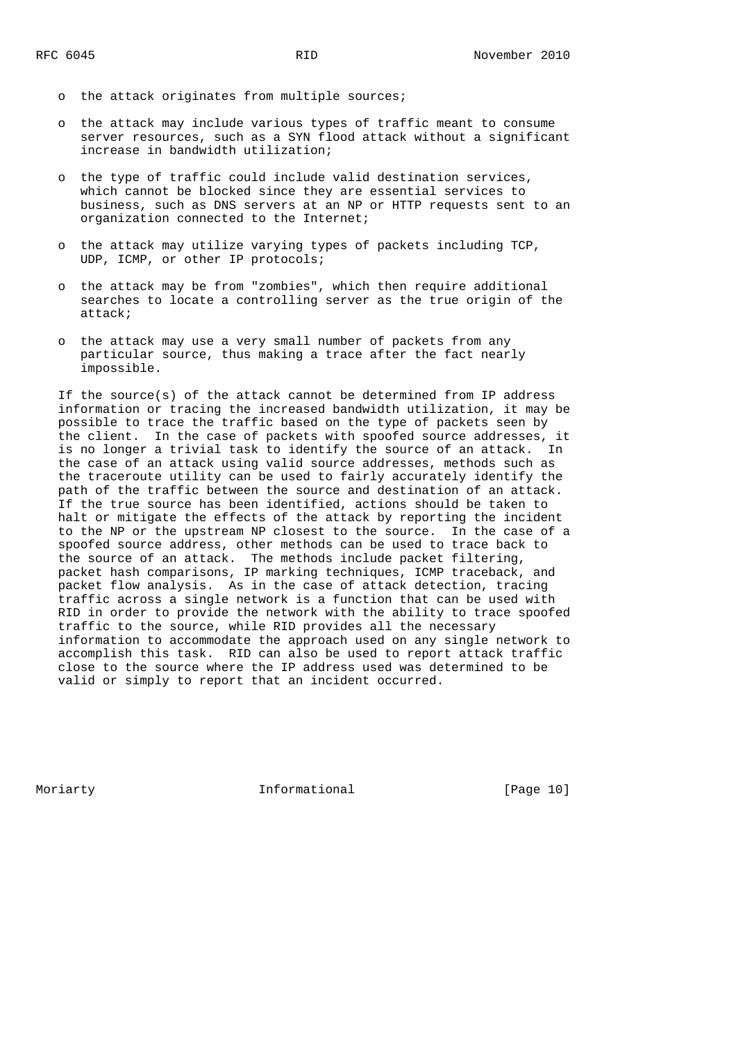- the attack originates from multiple sources;
- the attack may include various types of traffic meant to consume server resources, such as a SYN flood attack without a significant increase in bandwidth utilization;
- the type of traffic could include valid destination services, which cannot be blocked since they are essential services to business, such as DNS servers at an NP or HTTP requests sent to an organization connected to the Internet;
- the attack may utilize varying types of packets including TCP, UDP, ICMP, or other IP protocols;
- the attack may be from "zombies", which then require additional searches to locate a controlling server as the true origin of the attack;
- the attack may use a very small number of packets from any particular source, thus making a trace after the fact nearly impossible.

If the source(s) of the attack cannot be determined from IP address information or tracing the increased bandwidth utilization, it may be possible to trace the traffic based on the type of packets seen by the client. In the case of packets with spoofed source addresses, it is no longer a trivial task to identify the source of an attack. In the case of an attack using valid source addresses, methods such as the traceroute utility can be used to fairly accurately identify the path of the traffic between the source and destination of an attack. If the true source has been identified, actions should be taken to halt or mitigate the effects of the attack by reporting the incident to the NP or the upstream NP closest to the source. In the case of a spoofed source address, other methods can be used to trace back to the source of an attack. The methods include packet filtering, packet hash comparisons, IP marking techniques, ICMP traceback, and packet flow analysis. As in the case of attack detection, tracing traffic across a single network is a function that can be used with RID in order to provide the network with the ability to trace spoofed traffic to the source, while RID provides all the necessary information to accommodate the approach used on any single network to accomplish this task. RID can also be used to report attack traffic close to the source where the IP address used was determined to be valid or simply to report that an incident occurred.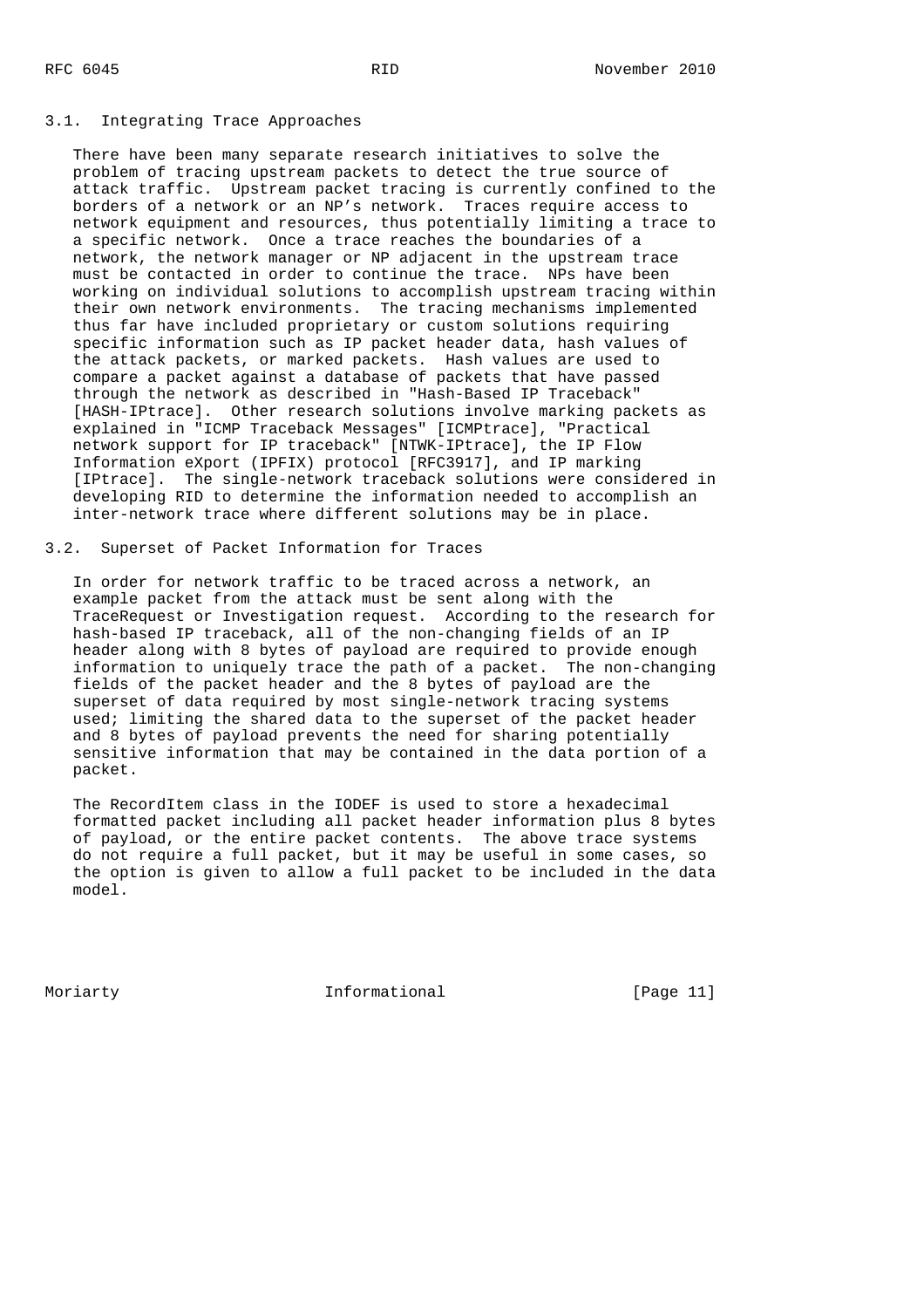### 3.1. Integrating Trace Approaches

There have been many separate research initiatives to solve the problem of tracing upstream packets to detect the true source of attack traffic. Upstream packet tracing is currently confined to the borders of a network or an NP's network. Traces require access to network equipment and resources, thus potentially limiting a trace to a specific network. Once a trace reaches the boundaries of a network, the network manager or NP adjacent in the upstream trace must be contacted in order to continue the trace. NPs have been working on individual solutions to accomplish upstream tracing within their own network environments. The tracing mechanisms implemented thus far have included proprietary or custom solutions requiring specific information such as IP packet header data, hash values of the attack packets, or marked packets. Hash values are used to compare a packet against a database of packets that have passed through the network as described in "Hash-Based IP Traceback" [HASH-IPtrace]. Other research solutions involve marking packets as explained in "ICMP Traceback Messages" [ICMPtrace], "Practical network support for IP traceback" [NTWK-IPtrace], the IP Flow Information eXport (IPFIX) protocol [RFC3917], and IP marking [IPtrace]. The single-network traceback solutions were considered in developing RID to determine the information needed to accomplish an inter-network trace where different solutions may be in place.

### 3.2. Superset of Packet Information for Traces

In order for network traffic to be traced across a network, an example packet from the attack must be sent along with the TraceRequest or Investigation request. According to the research for hash-based IP traceback, all of the non-changing fields of an IP header along with 8 bytes of payload are required to provide enough information to uniquely trace the path of a packet. The non-changing fields of the packet header and the 8 bytes of payload are the superset of data required by most single-network tracing systems used; limiting the shared data to the superset of the packet header and 8 bytes of payload prevents the need for sharing potentially sensitive information that may be contained in the data portion of a packet.

The RecordItem class in the IODEF is used to store a hexadecimal formatted packet including all packet header information plus 8 bytes of payload, or the entire packet contents. The above trace systems do not require a full packet, but it may be useful in some cases, so the option is given to allow a full packet to be included in the data model.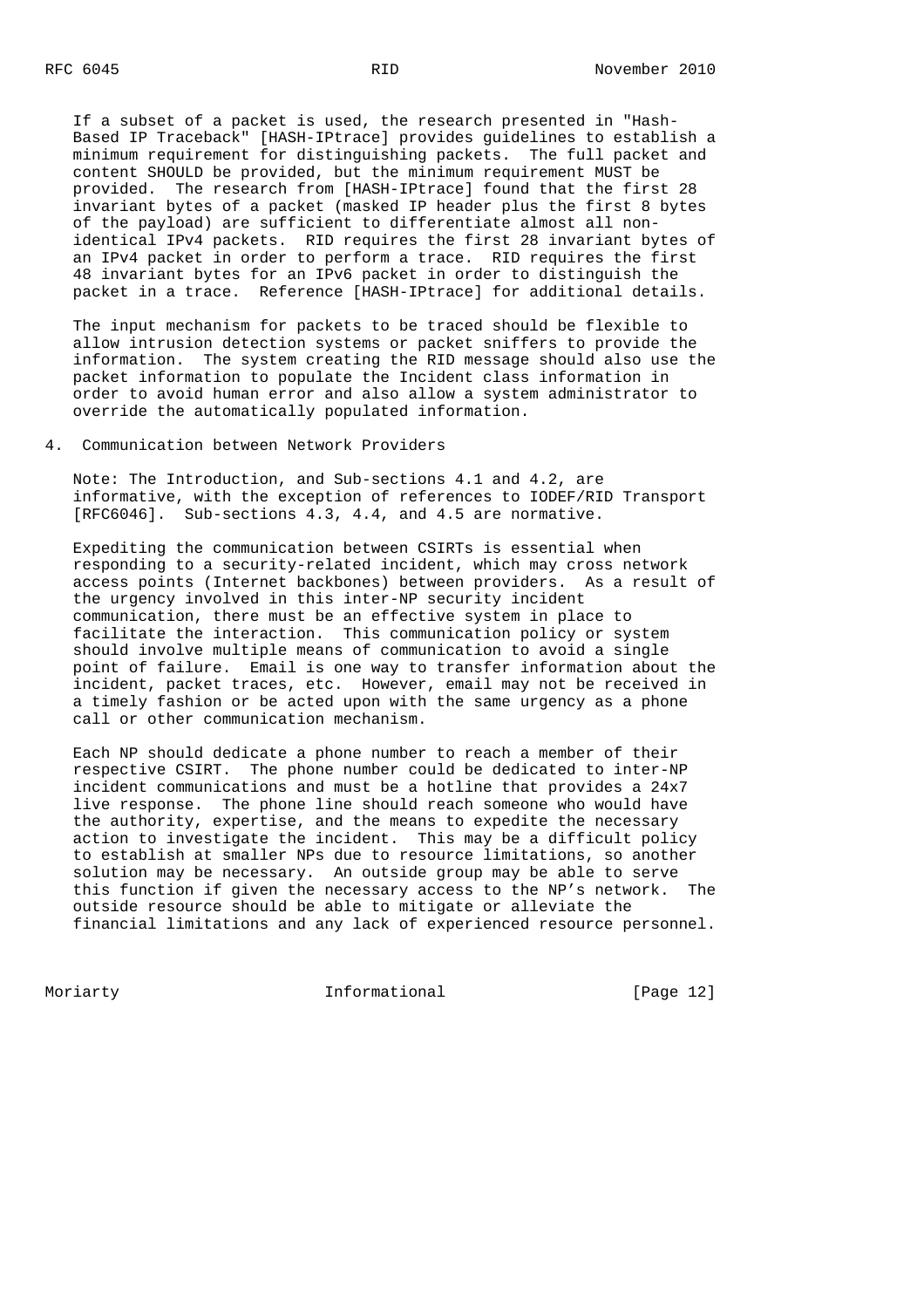If a subset of a packet is used, the research presented in "Hash-Based IP Traceback" [HASH-IPtrace] provides guidelines to establish a minimum requirement for distinguishing packets. The full packet and content SHOULD be provided, but the minimum requirement MUST be provided. The research from [HASH-IPtrace] found that the first 28 invariant bytes of a packet (masked IP header plus the first 8 bytes of the payload) are sufficient to differentiate almost all non-identical IPv4 packets. RID requires the first 28 invariant bytes of an IPv4 packet in order to perform a trace. RID requires the first 48 invariant bytes for an IPv6 packet in order to distinguish the packet in a trace. Reference [HASH-IPtrace] for additional details.

The input mechanism for packets to be traced should be flexible to allow intrusion detection systems or packet sniffers to provide the information. The system creating the RID message should also use the packet information to populate the Incident class information in order to avoid human error and also allow a system administrator to override the automatically populated information.

## 4. Communication between Network Providers

Note: The Introduction, and Sub-sections 4.1 and 4.2, are informative, with the exception of references to IODEF/RID Transport [RFC6046]. Sub-sections 4.3, 4.4, and 4.5 are normative.

Expediting the communication between CSIRTs is essential when responding to a security-related incident, which may cross network access points (Internet backbones) between providers. As a result of the urgency involved in this inter-NP security incident communication, there must be an effective system in place to facilitate the interaction. This communication policy or system should involve multiple means of communication to avoid a single point of failure. Email is one way to transfer information about the incident, packet traces, etc. However, email may not be received in a timely fashion or be acted upon with the same urgency as a phone call or other communication mechanism.

Each NP should dedicate a phone number to reach a member of their respective CSIRT. The phone number could be dedicated to inter-NP incident communications and must be a hotline that provides a 24x7 live response. The phone line should reach someone who would have the authority, expertise, and the means to expedite the necessary action to investigate the incident. This may be a difficult policy to establish at smaller NPs due to resource limitations, so another solution may be necessary. An outside group may be able to serve this function if given the necessary access to the NP's network. The outside resource should be able to mitigate or alleviate the financial limitations and any lack of experienced resource personnel.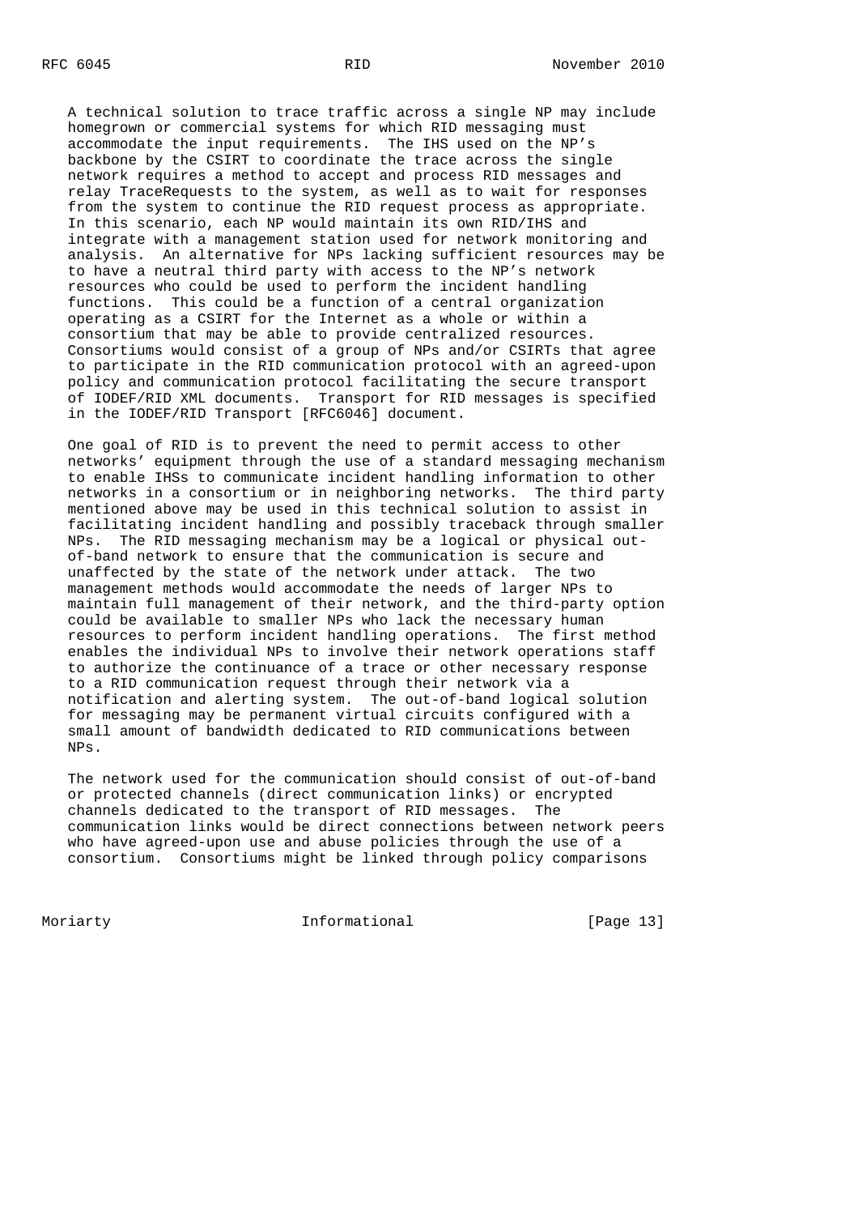A technical solution to trace traffic across a single NP may include homegrown or commercial systems for which RID messaging must accommodate the input requirements. The IHS used on the NP's backbone by the CSIRT to coordinate the trace across the single network requires a method to accept and process RID messages and relay TraceRequests to the system, as well as to wait for responses from the system to continue the RID request process as appropriate. In this scenario, each NP would maintain its own RID/IHS and integrate with a management station used for network monitoring and analysis. An alternative for NPs lacking sufficient resources may be to have a neutral third party with access to the NP's network resources who could be used to perform the incident handling functions. This could be a function of a central organization operating as a CSIRT for the Internet as a whole or within a consortium that may be able to provide centralized resources. Consortiums would consist of a group of NPs and/or CSIRTs that agree to participate in the RID communication protocol with an agreed-upon policy and communication protocol facilitating the secure transport of IODEF/RID XML documents. Transport for RID messages is specified in the IODEF/RID Transport [RFC6046] document.

One goal of RID is to prevent the need to permit access to other networks' equipment through the use of a standard messaging mechanism to enable IHSs to communicate incident handling information to other networks in a consortium or in neighboring networks. The third party mentioned above may be used in this technical solution to assist in facilitating incident handling and possibly traceback through smaller NPs. The RID messaging mechanism may be a logical or physical out-of-band network to ensure that the communication is secure and unaffected by the state of the network under attack. The two management methods would accommodate the needs of larger NPs to maintain full management of their network, and the third-party option could be available to smaller NPs who lack the necessary human resources to perform incident handling operations. The first method enables the individual NPs to involve their network operations staff to authorize the continuance of a trace or other necessary response to a RID communication request through their network via a notification and alerting system. The out-of-band logical solution for messaging may be permanent virtual circuits configured with a small amount of bandwidth dedicated to RID communications between NPs.

The network used for the communication should consist of out-of-band or protected channels (direct communication links) or encrypted channels dedicated to the transport of RID messages. The communication links would be direct connections between network peers who have agreed-upon use and abuse policies through the use of a consortium. Consortiums might be linked through policy comparisons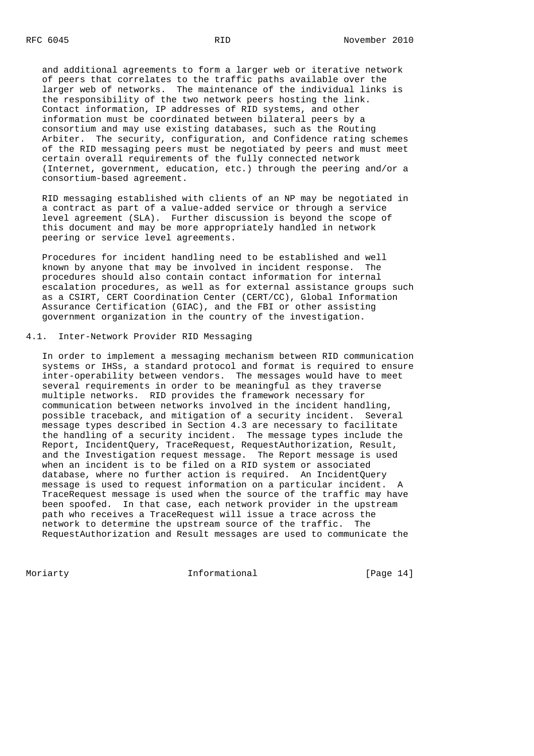and additional agreements to form a larger web or iterative network of peers that correlates to the traffic paths available over the larger web of networks. The maintenance of the individual links is the responsibility of the two network peers hosting the link. Contact information, IP addresses of RID systems, and other information must be coordinated between bilateral peers by a consortium and may use existing databases, such as the Routing Arbiter. The security, configuration, and Confidence rating schemes of the RID messaging peers must be negotiated by peers and must meet certain overall requirements of the fully connected network (Internet, government, education, etc.) through the peering and/or a consortium-based agreement.

RID messaging established with clients of an NP may be negotiated in a contract as part of a value-added service or through a service level agreement (SLA). Further discussion is beyond the scope of this document and may be more appropriately handled in network peering or service level agreements.

Procedures for incident handling need to be established and well known by anyone that may be involved in incident response. The procedures should also contain contact information for internal escalation procedures, as well as for external assistance groups such as a CSIRT, CERT Coordination Center (CERT/CC), Global Information Assurance Certification (GIAC), and the FBI or other assisting government organization in the country of the investigation.

## 4.1. Inter-Network Provider RID Messaging

In order to implement a messaging mechanism between RID communication systems or IHSs, a standard protocol and format is required to ensure inter-operability between vendors. The messages would have to meet several requirements in order to be meaningful as they traverse multiple networks. RID provides the framework necessary for communication between networks involved in the incident handling, possible traceback, and mitigation of a security incident. Several message types described in Section 4.3 are necessary to facilitate the handling of a security incident. The message types include the Report, IncidentQuery, TraceRequest, RequestAuthorization, Result, and the Investigation request message. The Report message is used when an incident is to be filed on a RID system or associated database, where no further action is required. An IncidentQuery message is used to request information on a particular incident. A TraceRequest message is used when the source of the traffic may have been spoofed. In that case, each network provider in the upstream path who receives a TraceRequest will issue a trace across the network to determine the upstream source of the traffic. The RequestAuthorization and Result messages are used to communicate the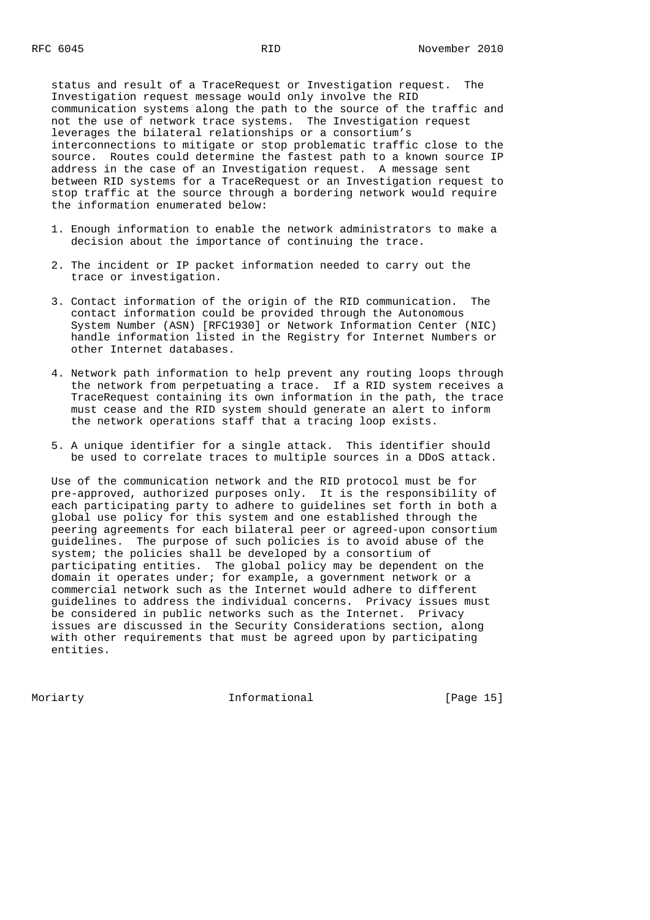status and result of a TraceRequest or Investigation request. The Investigation request message would only involve the RID communication systems along the path to the source of the traffic and not the use of network trace systems. The Investigation request leverages the bilateral relationships or a consortium's interconnections to mitigate or stop problematic traffic close to the source. Routes could determine the fastest path to a known source IP address in the case of an Investigation request. A message sent between RID systems for a TraceRequest or an Investigation request to stop traffic at the source through a bordering network would require the information enumerated below:

1. Enough information to enable the network administrators to make a decision about the importance of continuing the trace.

2. The incident or IP packet information needed to carry out the trace or investigation.

3. Contact information of the origin of the RID communication. The contact information could be provided through the Autonomous System Number (ASN) [RFC1930] or Network Information Center (NIC) handle information listed in the Registry for Internet Numbers or other Internet databases.

4. Network path information to help prevent any routing loops through the network from perpetuating a trace. If a RID system receives a TraceRequest containing its own information in the path, the trace must cease and the RID system should generate an alert to inform the network operations staff that a tracing loop exists.

5. A unique identifier for a single attack. This identifier should be used to correlate traces to multiple sources in a DDoS attack.

Use of the communication network and the RID protocol must be for pre-approved, authorized purposes only. It is the responsibility of each participating party to adhere to guidelines set forth in both a global use policy for this system and one established through the peering agreements for each bilateral peer or agreed-upon consortium guidelines. The purpose of such policies is to avoid abuse of the system; the policies shall be developed by a consortium of participating entities. The global policy may be dependent on the domain it operates under; for example, a government network or a commercial network such as the Internet would adhere to different guidelines to address the individual concerns. Privacy issues must be considered in public networks such as the Internet. Privacy issues are discussed in the Security Considerations section, along with other requirements that must be agreed upon by participating entities.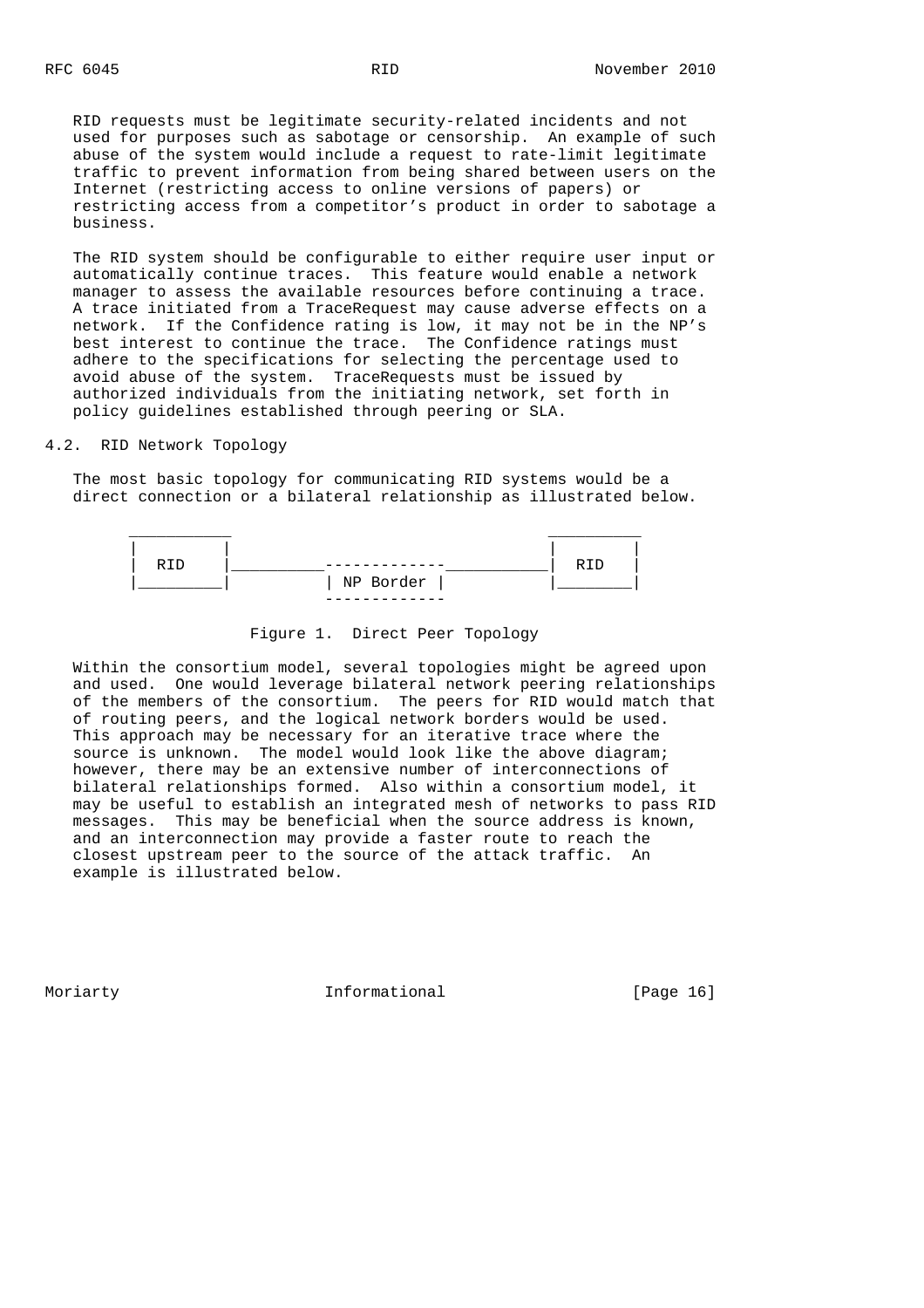RID requests must be legitimate security-related incidents and not used for purposes such as sabotage or censorship. An example of such abuse of the system would include a request to rate-limit legitimate traffic to prevent information from being shared between users on the Internet (restricting access to online versions of papers) or restricting access from a competitor's product in order to sabotage a business.

The RID system should be configurable to either require user input or automatically continue traces. This feature would enable a network manager to assess the available resources before continuing a trace. A trace initiated from a TraceRequest may cause adverse effects on a network. If the Confidence rating is low, it may not be in the NP's best interest to continue the trace. The Confidence ratings must adhere to the specifications for selecting the percentage used to avoid abuse of the system. TraceRequests must be issued by authorized individuals from the initiating network, set forth in policy guidelines established through peering or SLA.

## 4.2. RID Network Topology

The most basic topology for communicating RID systems would be a direct connection or a bilateral relationship as illustrated below.

```
 ___________                                       __________
|           |                                     |          |
|   RID     |__________-------------___________|   RID    |
|_________|          | NP Border |            |________|
                      -------------
```

Figure 1. Direct Peer Topology

Within the consortium model, several topologies might be agreed upon and used. One would leverage bilateral network peering relationships of the members of the consortium. The peers for RID would match that of routing peers, and the logical network borders would be used. This approach may be necessary for an iterative trace where the source is unknown. The model would look like the above diagram; however, there may be an extensive number of interconnections of bilateral relationships formed. Also within a consortium model, it may be useful to establish an integrated mesh of networks to pass RID messages. This may be beneficial when the source address is known, and an interconnection may provide a faster route to reach the closest upstream peer to the source of the attack traffic. An example is illustrated below.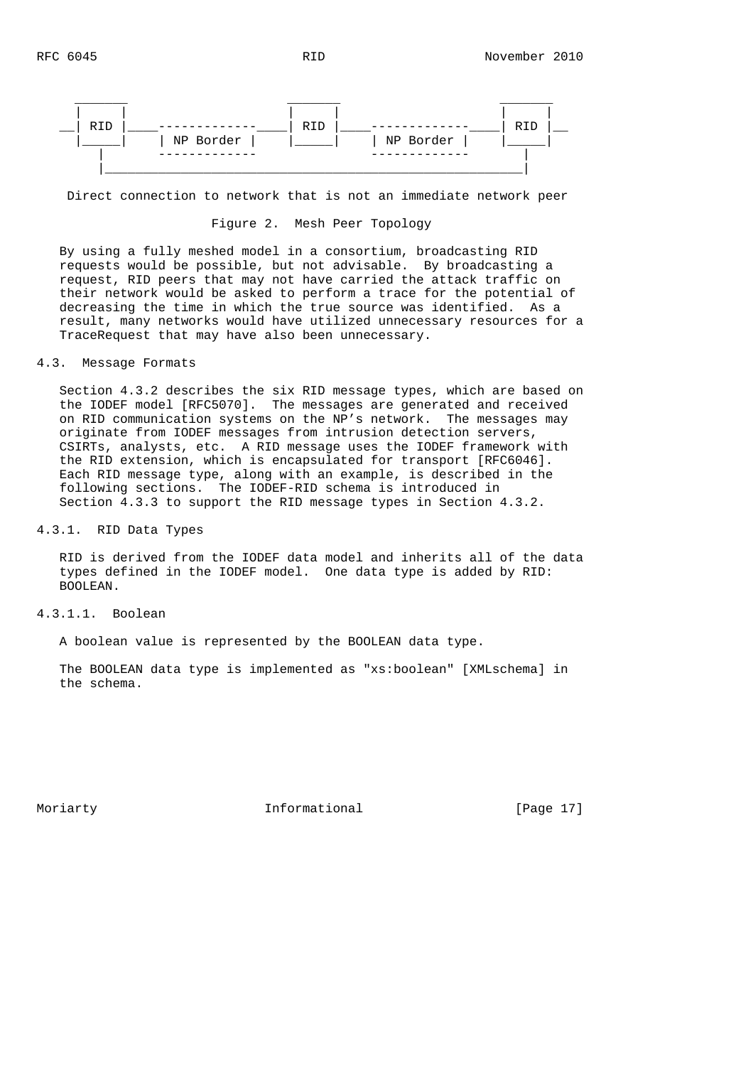```
 _______                  _______                  _______
|       |                |       |                |       |
__| RID |____-------------____| RID |____-------------____| RID |__
  |_____|    | NP Border |    |_____|    | NP Border |    |_____|
     |       -------------               -------------       |
     |_______________________________________________________|

 Direct connection to network that is not an immediate network peer
```

Figure 2. Mesh Peer Topology

By using a fully meshed model in a consortium, broadcasting RID requests would be possible, but not advisable. By broadcasting a request, RID peers that may not have carried the attack traffic on their network would be asked to perform a trace for the potential of decreasing the time in which the true source was identified. As a result, many networks would have utilized unnecessary resources for a TraceRequest that may have also been unnecessary.

### 4.3. Message Formats

Section 4.3.2 describes the six RID message types, which are based on the IODEF model [RFC5070]. The messages are generated and received on RID communication systems on the NP's network. The messages may originate from IODEF messages from intrusion detection servers, CSIRTs, analysts, etc. A RID message uses the IODEF framework with the RID extension, which is encapsulated for transport [RFC6046]. Each RID message type, along with an example, is described in the following sections. The IODEF-RID schema is introduced in Section 4.3.3 to support the RID message types in Section 4.3.2.

#### 4.3.1. RID Data Types

RID is derived from the IODEF data model and inherits all of the data types defined in the IODEF model. One data type is added by RID: BOOLEAN.

##### 4.3.1.1. Boolean

A boolean value is represented by the BOOLEAN data type.

The BOOLEAN data type is implemented as "xs:boolean" [XMLschema] in the schema.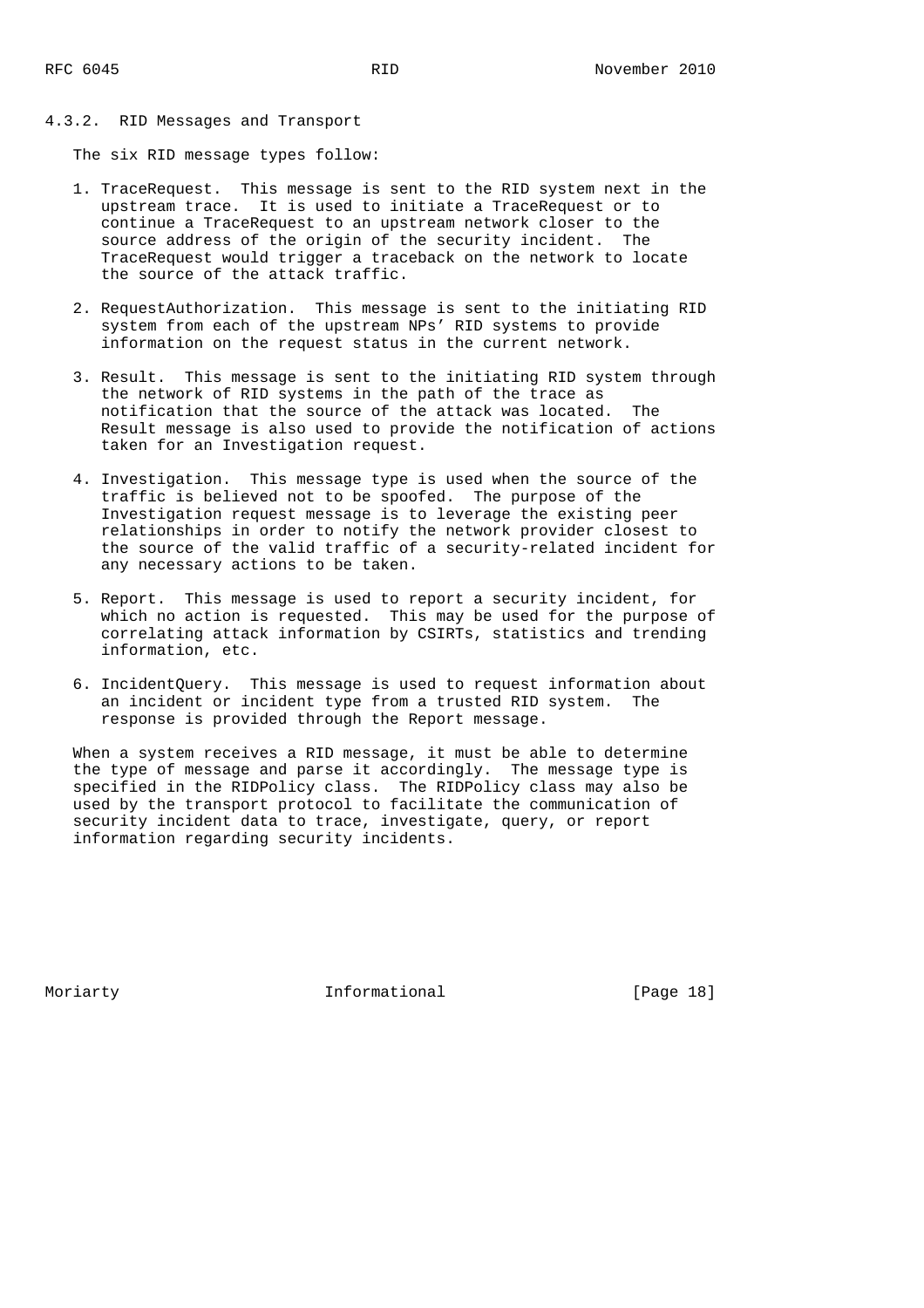#### 4.3.2. RID Messages and Transport

The six RID message types follow:

1. TraceRequest. This message is sent to the RID system next in the upstream trace. It is used to initiate a TraceRequest or to continue a TraceRequest to an upstream network closer to the source address of the origin of the security incident. The TraceRequest would trigger a traceback on the network to locate the source of the attack traffic.

2. RequestAuthorization. This message is sent to the initiating RID system from each of the upstream NPs' RID systems to provide information on the request status in the current network.

3. Result. This message is sent to the initiating RID system through the network of RID systems in the path of the trace as notification that the source of the attack was located. The Result message is also used to provide the notification of actions taken for an Investigation request.

4. Investigation. This message type is used when the source of the traffic is believed not to be spoofed. The purpose of the Investigation request message is to leverage the existing peer relationships in order to notify the network provider closest to the source of the valid traffic of a security-related incident for any necessary actions to be taken.

5. Report. This message is used to report a security incident, for which no action is requested. This may be used for the purpose of correlating attack information by CSIRTs, statistics and trending information, etc.

6. IncidentQuery. This message is used to request information about an incident or incident type from a trusted RID system. The response is provided through the Report message.

When a system receives a RID message, it must be able to determine the type of message and parse it accordingly. The message type is specified in the RIDPolicy class. The RIDPolicy class may also be used by the transport protocol to facilitate the communication of security incident data to trace, investigate, query, or report information regarding security incidents.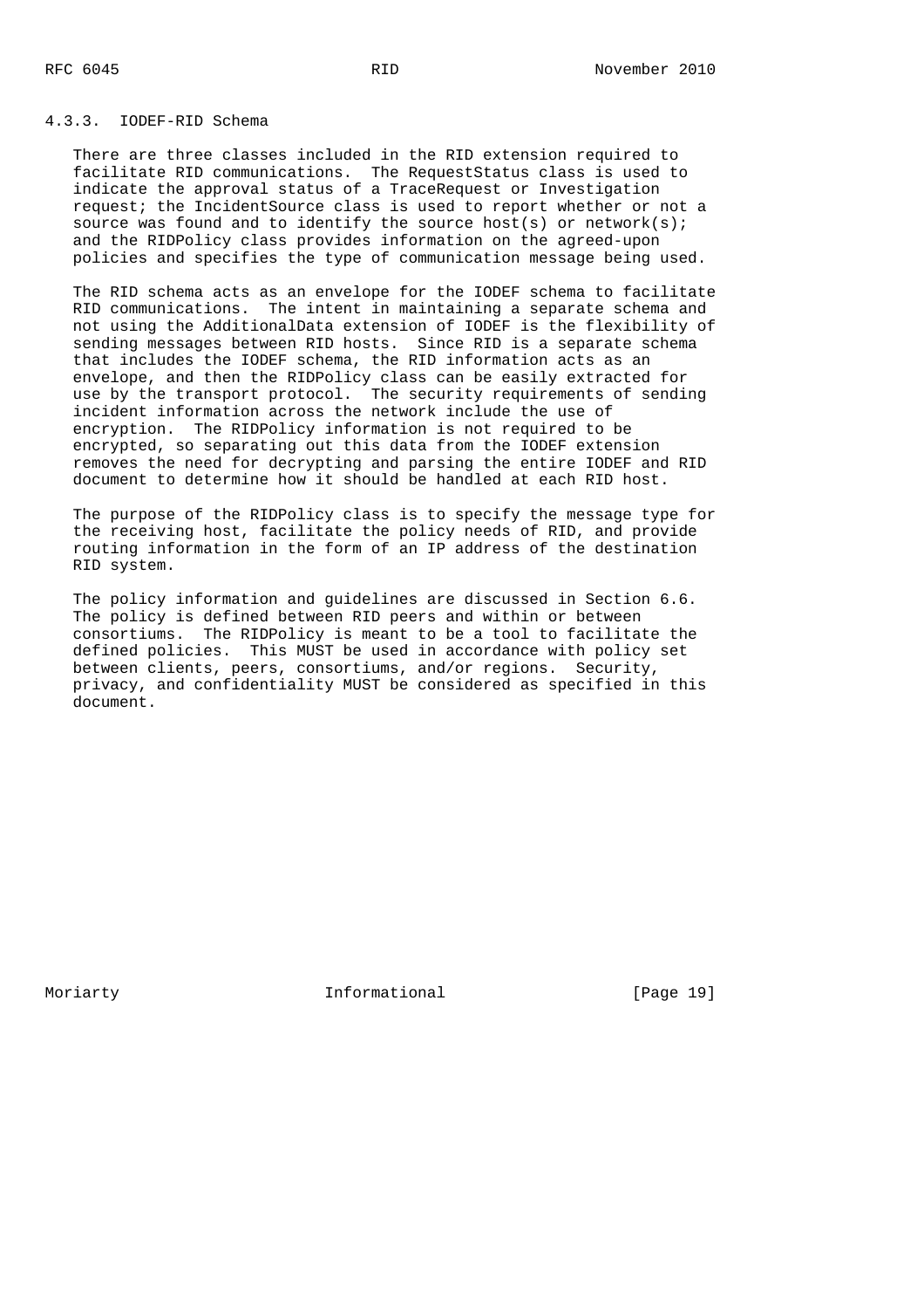### 4.3.3. IODEF-RID Schema

There are three classes included in the RID extension required to facilitate RID communications. The RequestStatus class is used to indicate the approval status of a TraceRequest or Investigation request; the IncidentSource class is used to report whether or not a source was found and to identify the source host(s) or network(s); and the RIDPolicy class provides information on the agreed-upon policies and specifies the type of communication message being used.

The RID schema acts as an envelope for the IODEF schema to facilitate RID communications. The intent in maintaining a separate schema and not using the AdditionalData extension of IODEF is the flexibility of sending messages between RID hosts. Since RID is a separate schema that includes the IODEF schema, the RID information acts as an envelope, and then the RIDPolicy class can be easily extracted for use by the transport protocol. The security requirements of sending incident information across the network include the use of encryption. The RIDPolicy information is not required to be encrypted, so separating out this data from the IODEF extension removes the need for decrypting and parsing the entire IODEF and RID document to determine how it should be handled at each RID host.

The purpose of the RIDPolicy class is to specify the message type for the receiving host, facilitate the policy needs of RID, and provide routing information in the form of an IP address of the destination RID system.

The policy information and guidelines are discussed in Section 6.6. The policy is defined between RID peers and within or between consortiums. The RIDPolicy is meant to be a tool to facilitate the defined policies. This MUST be used in accordance with policy set between clients, peers, consortiums, and/or regions. Security, privacy, and confidentiality MUST be considered as specified in this document.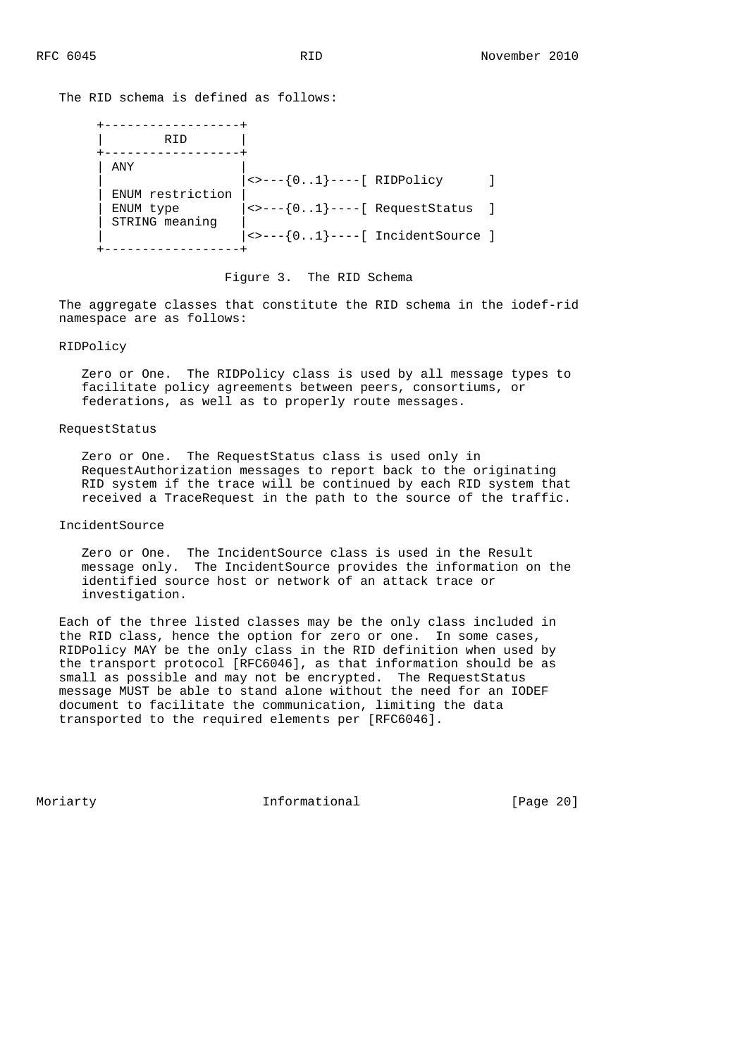The RID schema is defined as follows:

```
   +------------------+
   |       RID        |
   +------------------+
   | ANY              |
   |                  |<>---{0..1}----[ RIDPolicy      ]
   | ENUM restriction |
   | ENUM type        |<>---{0..1}----[ RequestStatus  ]
   | STRING meaning   |
   |                  |<>---{0..1}----[ IncidentSource ]
   +------------------+
```

Figure 3. The RID Schema

The aggregate classes that constitute the RID schema in the iodef-rid namespace are as follows:

RIDPolicy

Zero or One. The RIDPolicy class is used by all message types to facilitate policy agreements between peers, consortiums, or federations, as well as to properly route messages.

RequestStatus

Zero or One. The RequestStatus class is used only in RequestAuthorization messages to report back to the originating RID system if the trace will be continued by each RID system that received a TraceRequest in the path to the source of the traffic.

IncidentSource

Zero or One. The IncidentSource class is used in the Result message only. The IncidentSource provides the information on the identified source host or network of an attack trace or investigation.

Each of the three listed classes may be the only class included in the RID class, hence the option for zero or one. In some cases, RIDPolicy MAY be the only class in the RID definition when used by the transport protocol [RFC6046], as that information should be as small as possible and may not be encrypted. The RequestStatus message MUST be able to stand alone without the need for an IODEF document to facilitate the communication, limiting the data transported to the required elements per [RFC6046].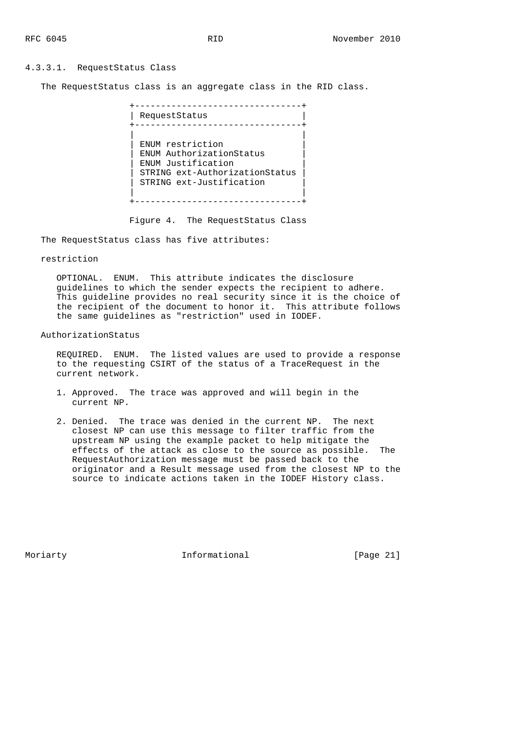#### 4.3.3.1. RequestStatus Class

The RequestStatus class is an aggregate class in the RID class.

```
+--------------------------------+
| RequestStatus                  |
+--------------------------------+
|                                |
| ENUM restriction               |
| ENUM AuthorizationStatus       |
| ENUM Justification             |
| STRING ext-AuthorizationStatus |
| STRING ext-Justification       |
|                                |
+--------------------------------+
```

Figure 4. The RequestStatus Class

The RequestStatus class has five attributes:

restriction

OPTIONAL. ENUM. This attribute indicates the disclosure guidelines to which the sender expects the recipient to adhere. This guideline provides no real security since it is the choice of the recipient of the document to honor it. This attribute follows the same guidelines as "restriction" used in IODEF.

AuthorizationStatus

REQUIRED. ENUM. The listed values are used to provide a response to the requesting CSIRT of the status of a TraceRequest in the current network.

1. Approved. The trace was approved and will begin in the current NP.

2. Denied. The trace was denied in the current NP. The next closest NP can use this message to filter traffic from the upstream NP using the example packet to help mitigate the effects of the attack as close to the source as possible. The RequestAuthorization message must be passed back to the originator and a Result message used from the closest NP to the source to indicate actions taken in the IODEF History class.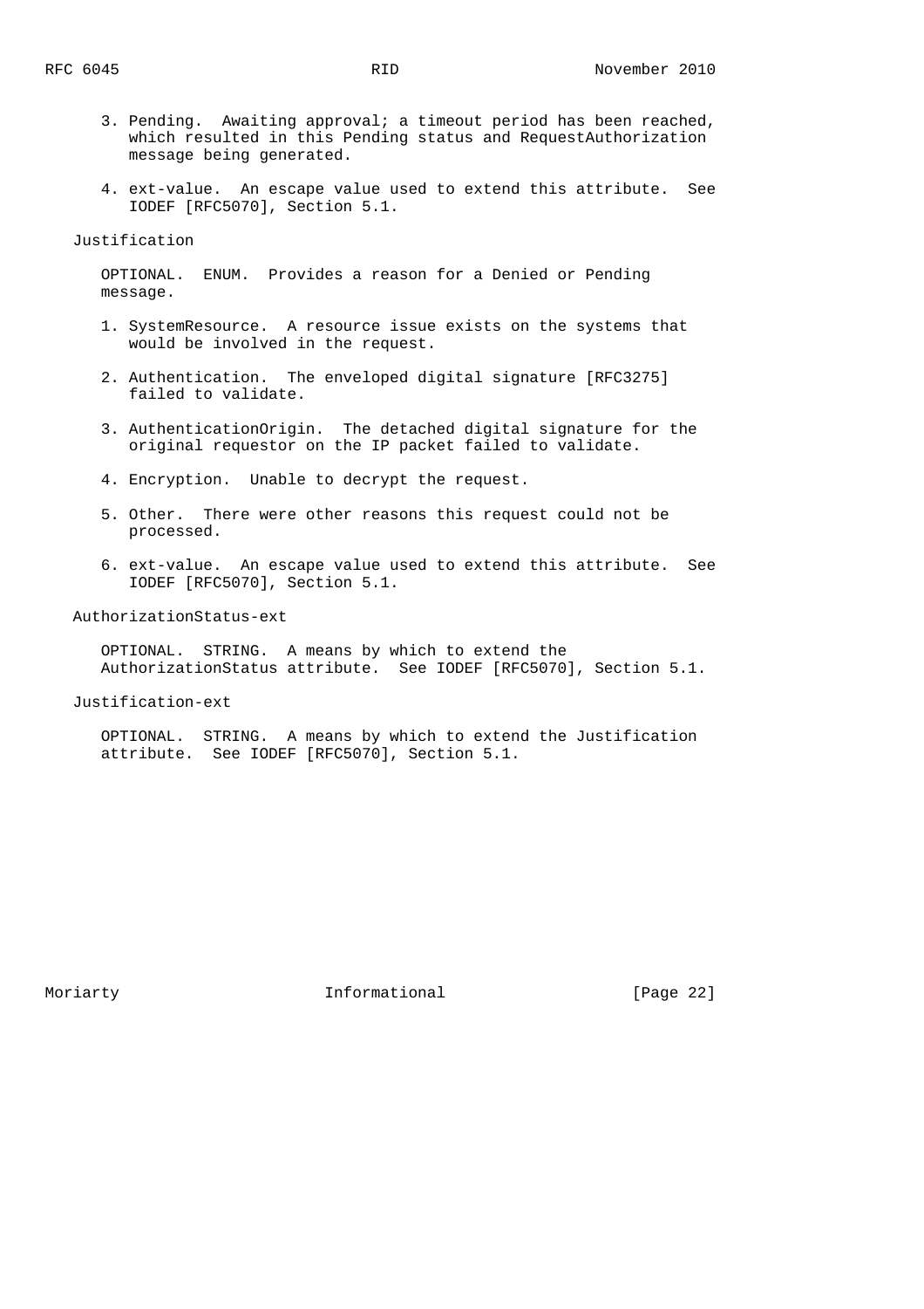3. Pending. Awaiting approval; a timeout period has been reached, which resulted in this Pending status and RequestAuthorization message being generated.

4. ext-value. An escape value used to extend this attribute. See IODEF [RFC5070], Section 5.1.

Justification

OPTIONAL. ENUM. Provides a reason for a Denied or Pending message.

1. SystemResource. A resource issue exists on the systems that would be involved in the request.

2. Authentication. The enveloped digital signature [RFC3275] failed to validate.

3. AuthenticationOrigin. The detached digital signature for the original requestor on the IP packet failed to validate.

4. Encryption. Unable to decrypt the request.

5. Other. There were other reasons this request could not be processed.

6. ext-value. An escape value used to extend this attribute. See IODEF [RFC5070], Section 5.1.

AuthorizationStatus-ext

OPTIONAL. STRING. A means by which to extend the AuthorizationStatus attribute. See IODEF [RFC5070], Section 5.1.

Justification-ext

OPTIONAL. STRING. A means by which to extend the Justification attribute. See IODEF [RFC5070], Section 5.1.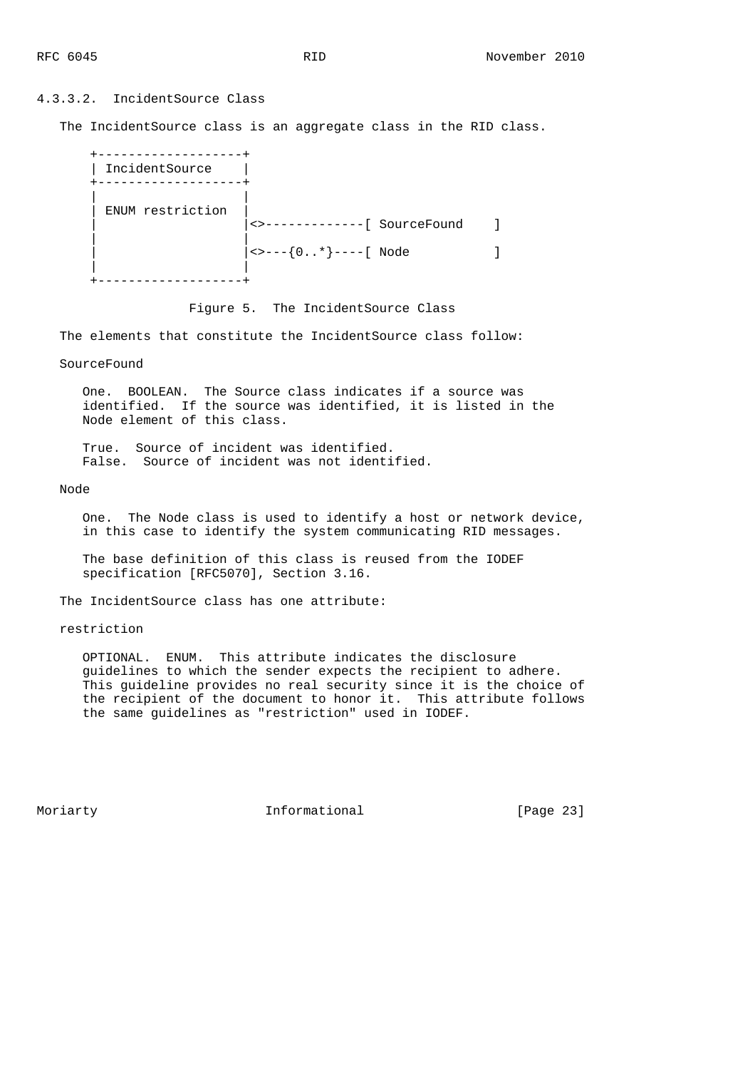#### 4.3.3.2. IncidentSource Class

The IncidentSource class is an aggregate class in the RID class.

```
+-------------------+
| IncidentSource    |
+-------------------+
|                   |
| ENUM restriction  |
|                   |<>-------------[ SourceFound    ]
|                   |
|                   |<>---{0..*}----[ Node           ]
|                   |
+-------------------+
```

Figure 5. The IncidentSource Class

The elements that constitute the IncidentSource class follow:

SourceFound

One. BOOLEAN. The Source class indicates if a source was identified. If the source was identified, it is listed in the Node element of this class.

True. Source of incident was identified.
False. Source of incident was not identified.

Node

One. The Node class is used to identify a host or network device, in this case to identify the system communicating RID messages.

The base definition of this class is reused from the IODEF specification [RFC5070], Section 3.16.

The IncidentSource class has one attribute:

restriction

OPTIONAL. ENUM. This attribute indicates the disclosure guidelines to which the sender expects the recipient to adhere. This guideline provides no real security since it is the choice of the recipient of the document to honor it. This attribute follows the same guidelines as "restriction" used in IODEF.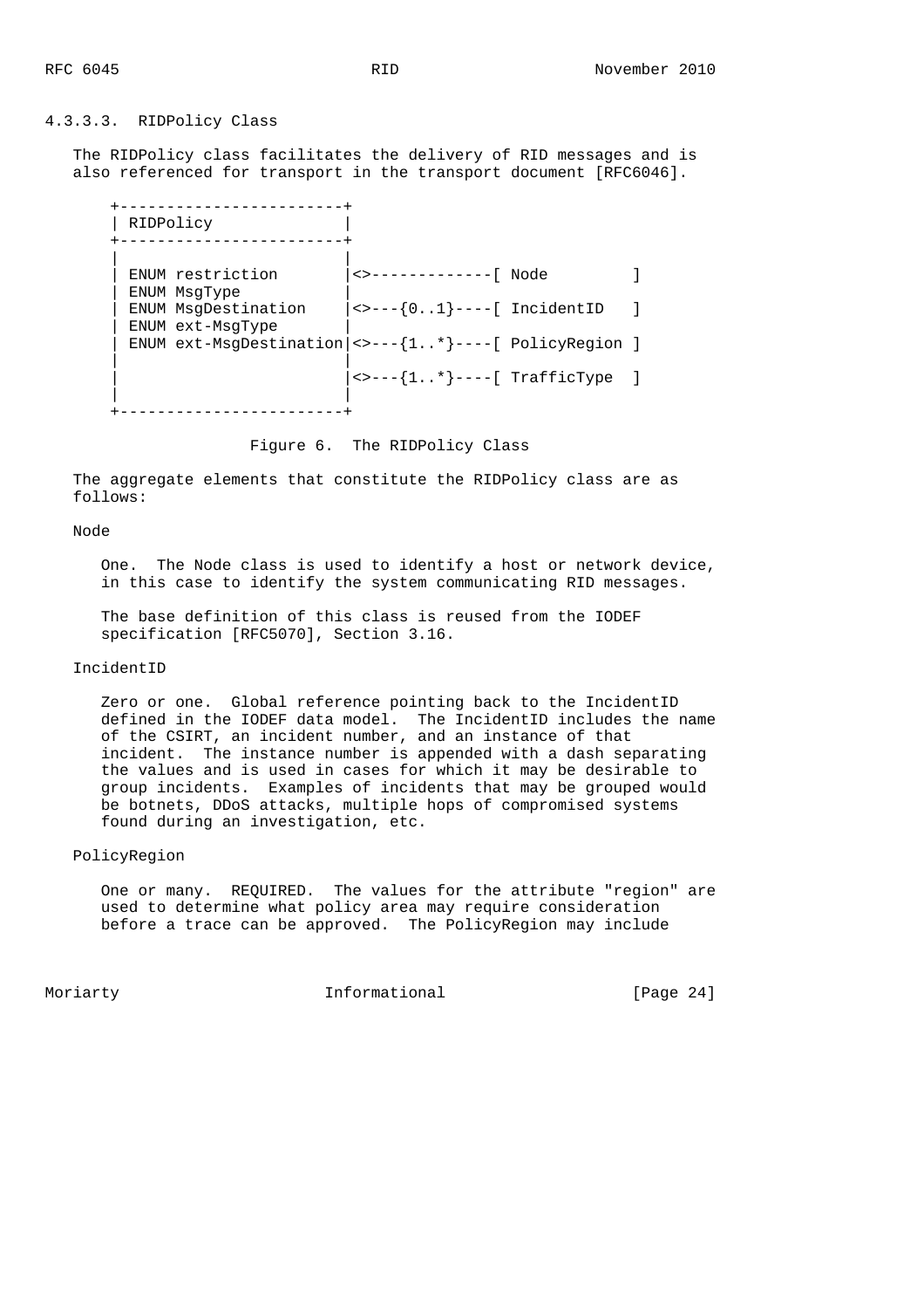#### 4.3.3.3. RIDPolicy Class

The RIDPolicy class facilitates the delivery of RID messages and is also referenced for transport in the transport document [RFC6046].

```
+------------------------+
| RIDPolicy              |
+------------------------+
|                        |
| ENUM restriction       |<>-------------[ Node         ]
| ENUM MsgType           |
| ENUM MsgDestination    |<>---{0..1}----[ IncidentID   ]
| ENUM ext-MsgType       |
| ENUM ext-MsgDestination|<>---{1..*}----[ PolicyRegion ]
|                        |
|                        |<>---{1..*}----[ TrafficType  ]
|                        |
+------------------------+
```

Figure 6. The RIDPolicy Class

The aggregate elements that constitute the RIDPolicy class are as follows:

Node

One. The Node class is used to identify a host or network device, in this case to identify the system communicating RID messages.

The base definition of this class is reused from the IODEF specification [RFC5070], Section 3.16.

IncidentID

Zero or one. Global reference pointing back to the IncidentID defined in the IODEF data model. The IncidentID includes the name of the CSIRT, an incident number, and an instance of that incident. The instance number is appended with a dash separating the values and is used in cases for which it may be desirable to group incidents. Examples of incidents that may be grouped would be botnets, DDoS attacks, multiple hops of compromised systems found during an investigation, etc.

PolicyRegion

One or many. REQUIRED. The values for the attribute "region" are used to determine what policy area may require consideration before a trace can be approved. The PolicyRegion may include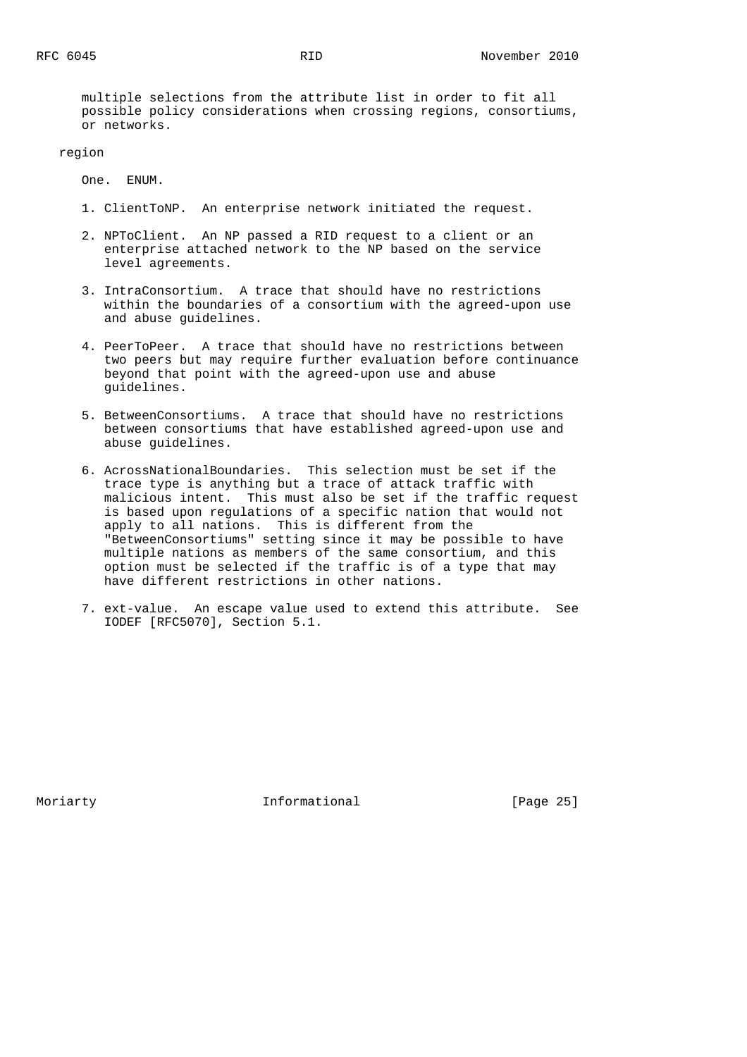multiple selections from the attribute list in order to fit all possible policy considerations when crossing regions, consortiums, or networks.

region

One. ENUM.

1. ClientToNP. An enterprise network initiated the request.

2. NPToClient. An NP passed a RID request to a client or an enterprise attached network to the NP based on the service level agreements.

3. IntraConsortium. A trace that should have no restrictions within the boundaries of a consortium with the agreed-upon use and abuse guidelines.

4. PeerToPeer. A trace that should have no restrictions between two peers but may require further evaluation before continuance beyond that point with the agreed-upon use and abuse guidelines.

5. BetweenConsortiums. A trace that should have no restrictions between consortiums that have established agreed-upon use and abuse guidelines.

6. AcrossNationalBoundaries. This selection must be set if the trace type is anything but a trace of attack traffic with malicious intent. This must also be set if the traffic request is based upon regulations of a specific nation that would not apply to all nations. This is different from the "BetweenConsortiums" setting since it may be possible to have multiple nations as members of the same consortium, and this option must be selected if the traffic is of a type that may have different restrictions in other nations.

7. ext-value. An escape value used to extend this attribute. See IODEF [RFC5070], Section 5.1.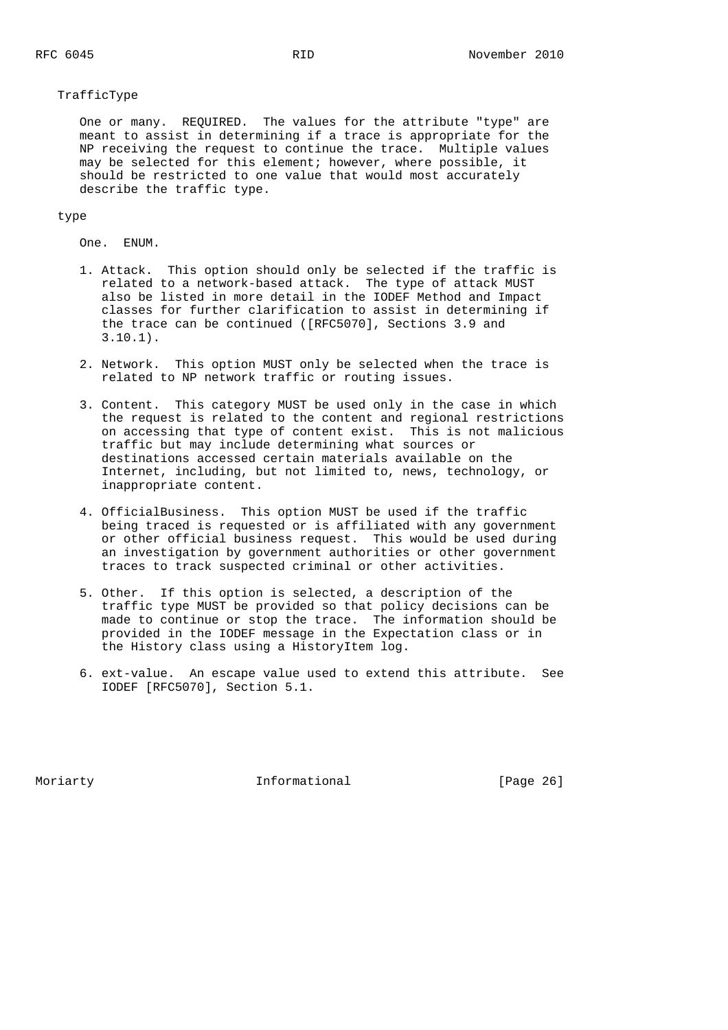TrafficType

One or many. REQUIRED. The values for the attribute "type" are meant to assist in determining if a trace is appropriate for the NP receiving the request to continue the trace. Multiple values may be selected for this element; however, where possible, it should be restricted to one value that would most accurately describe the traffic type.

type

One. ENUM.

1. Attack. This option should only be selected if the traffic is related to a network-based attack. The type of attack MUST also be listed in more detail in the IODEF Method and Impact classes for further clarification to assist in determining if the trace can be continued ([RFC5070], Sections 3.9 and 3.10.1).

2. Network. This option MUST only be selected when the trace is related to NP network traffic or routing issues.

3. Content. This category MUST be used only in the case in which the request is related to the content and regional restrictions on accessing that type of content exist. This is not malicious traffic but may include determining what sources or destinations accessed certain materials available on the Internet, including, but not limited to, news, technology, or inappropriate content.

4. OfficialBusiness. This option MUST be used if the traffic being traced is requested or is affiliated with any government or other official business request. This would be used during an investigation by government authorities or other government traces to track suspected criminal or other activities.

5. Other. If this option is selected, a description of the traffic type MUST be provided so that policy decisions can be made to continue or stop the trace. The information should be provided in the IODEF message in the Expectation class or in the History class using a HistoryItem log.

6. ext-value. An escape value used to extend this attribute. See IODEF [RFC5070], Section 5.1.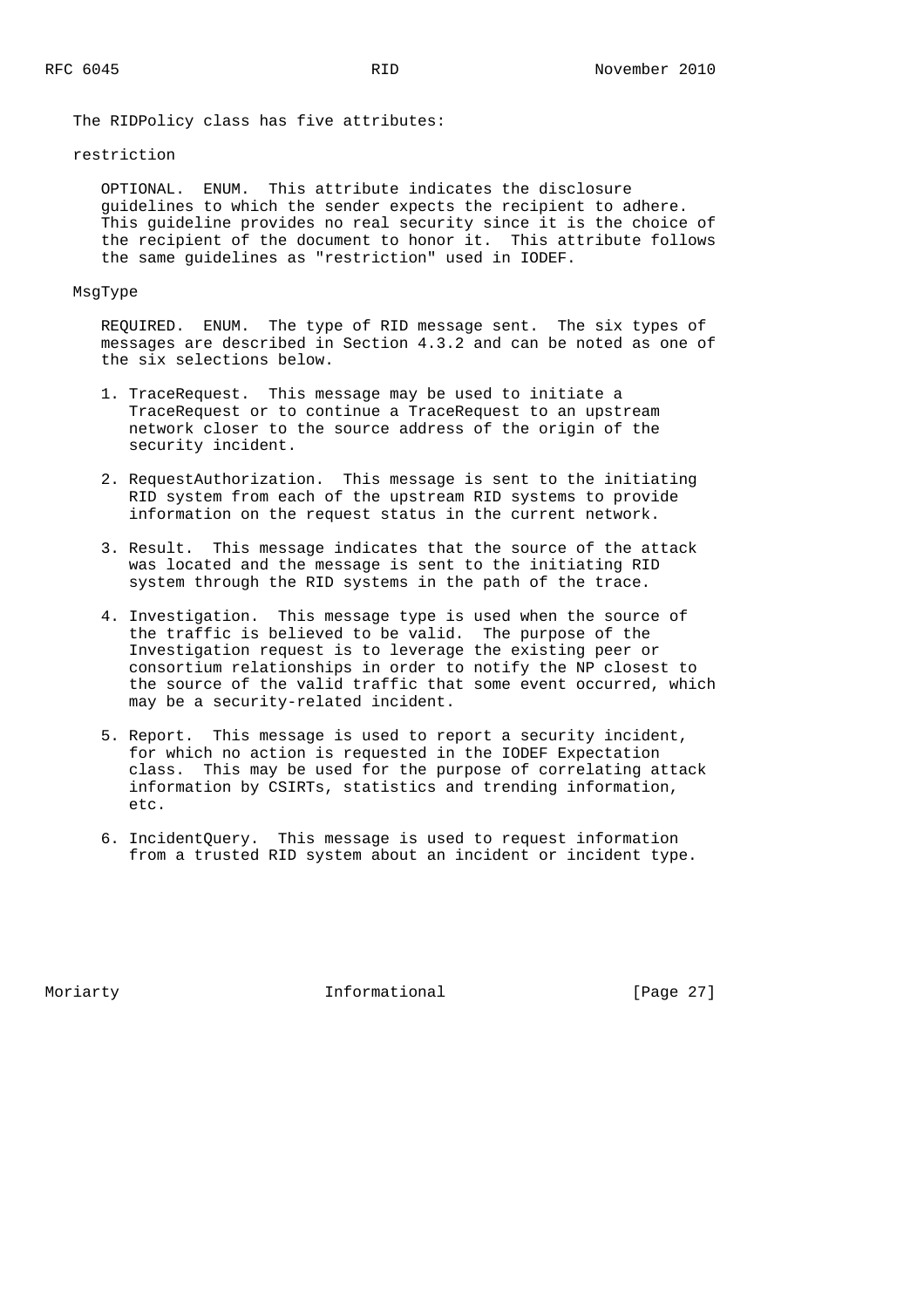The RIDPolicy class has five attributes:

restriction

OPTIONAL. ENUM. This attribute indicates the disclosure guidelines to which the sender expects the recipient to adhere. This guideline provides no real security since it is the choice of the recipient of the document to honor it. This attribute follows the same guidelines as "restriction" used in IODEF.

MsgType

REQUIRED. ENUM. The type of RID message sent. The six types of messages are described in Section 4.3.2 and can be noted as one of the six selections below.

1. TraceRequest. This message may be used to initiate a TraceRequest or to continue a TraceRequest to an upstream network closer to the source address of the origin of the security incident.

2. RequestAuthorization. This message is sent to the initiating RID system from each of the upstream RID systems to provide information on the request status in the current network.

3. Result. This message indicates that the source of the attack was located and the message is sent to the initiating RID system through the RID systems in the path of the trace.

4. Investigation. This message type is used when the source of the traffic is believed to be valid. The purpose of the Investigation request is to leverage the existing peer or consortium relationships in order to notify the NP closest to the source of the valid traffic that some event occurred, which may be a security-related incident.

5. Report. This message is used to report a security incident, for which no action is requested in the IODEF Expectation class. This may be used for the purpose of correlating attack information by CSIRTs, statistics and trending information, etc.

6. IncidentQuery. This message is used to request information from a trusted RID system about an incident or incident type.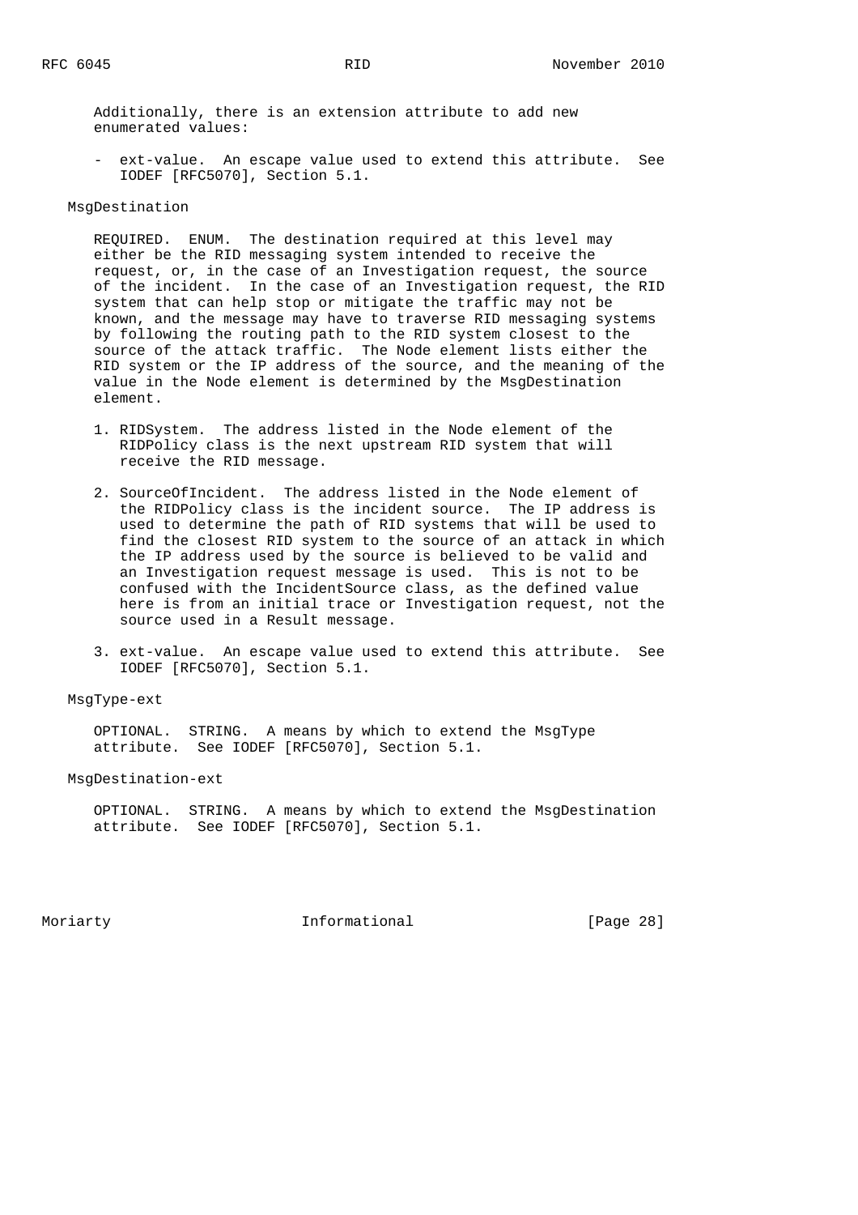Additionally, there is an extension attribute to add new enumerated values:

- ext-value. An escape value used to extend this attribute. See IODEF [RFC5070], Section 5.1.

MsgDestination

REQUIRED. ENUM. The destination required at this level may either be the RID messaging system intended to receive the request, or, in the case of an Investigation request, the source of the incident. In the case of an Investigation request, the RID system that can help stop or mitigate the traffic may not be known, and the message may have to traverse RID messaging systems by following the routing path to the RID system closest to the source of the attack traffic. The Node element lists either the RID system or the IP address of the source, and the meaning of the value in the Node element is determined by the MsgDestination element.

1. RIDSystem. The address listed in the Node element of the RIDPolicy class is the next upstream RID system that will receive the RID message.

2. SourceOfIncident. The address listed in the Node element of the RIDPolicy class is the incident source. The IP address is used to determine the path of RID systems that will be used to find the closest RID system to the source of an attack in which the IP address used by the source is believed to be valid and an Investigation request message is used. This is not to be confused with the IncidentSource class, as the defined value here is from an initial trace or Investigation request, not the source used in a Result message.

3. ext-value. An escape value used to extend this attribute. See IODEF [RFC5070], Section 5.1.

MsgType-ext

OPTIONAL. STRING. A means by which to extend the MsgType attribute. See IODEF [RFC5070], Section 5.1.

MsgDestination-ext

OPTIONAL. STRING. A means by which to extend the MsgDestination attribute. See IODEF [RFC5070], Section 5.1.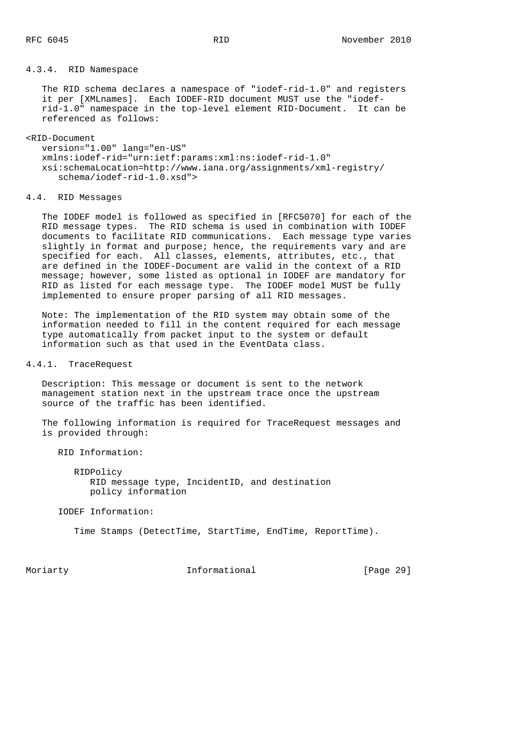#### 4.3.4. RID Namespace

The RID schema declares a namespace of "iodef-rid-1.0" and registers it per [XMLnames]. Each IODEF-RID document MUST use the "iodef-rid-1.0" namespace in the top-level element RID-Document. It can be referenced as follows:

```
<RID-Document
   version="1.00" lang="en-US"
   xmlns:iodef-rid="urn:ietf:params:xml:ns:iodef-rid-1.0"
   xsi:schemaLocation=http://www.iana.org/assignments/xml-registry/
      schema/iodef-rid-1.0.xsd">
```

### 4.4. RID Messages

The IODEF model is followed as specified in [RFC5070] for each of the RID message types. The RID schema is used in combination with IODEF documents to facilitate RID communications. Each message type varies slightly in format and purpose; hence, the requirements vary and are specified for each. All classes, elements, attributes, etc., that are defined in the IODEF-Document are valid in the context of a RID message; however, some listed as optional in IODEF are mandatory for RID as listed for each message type. The IODEF model MUST be fully implemented to ensure proper parsing of all RID messages.

Note: The implementation of the RID system may obtain some of the information needed to fill in the content required for each message type automatically from packet input to the system or default information such as that used in the EventData class.

#### 4.4.1. TraceRequest

Description: This message or document is sent to the network management station next in the upstream trace once the upstream source of the traffic has been identified.

The following information is required for TraceRequest messages and is provided through:

RID Information:

RIDPolicy
RID message type, IncidentID, and destination policy information

IODEF Information:

Time Stamps (DetectTime, StartTime, EndTime, ReportTime).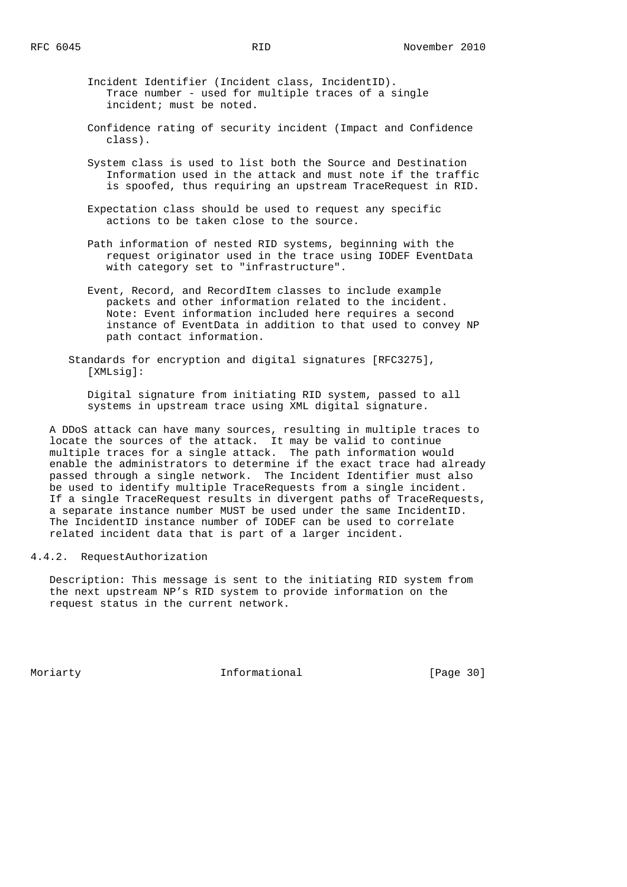Incident Identifier (Incident class, IncidentID).
Trace number - used for multiple traces of a single incident; must be noted.

Confidence rating of security incident (Impact and Confidence class).

System class is used to list both the Source and Destination Information used in the attack and must note if the traffic is spoofed, thus requiring an upstream TraceRequest in RID.

Expectation class should be used to request any specific actions to be taken close to the source.

Path information of nested RID systems, beginning with the request originator used in the trace using IODEF EventData with category set to "infrastructure".

Event, Record, and RecordItem classes to include example packets and other information related to the incident. Note: Event information included here requires a second instance of EventData in addition to that used to convey NP path contact information.

Standards for encryption and digital signatures [RFC3275], [XMLsig]:

Digital signature from initiating RID system, passed to all systems in upstream trace using XML digital signature.

A DDoS attack can have many sources, resulting in multiple traces to locate the sources of the attack. It may be valid to continue multiple traces for a single attack. The path information would enable the administrators to determine if the exact trace had already passed through a single network. The Incident Identifier must also be used to identify multiple TraceRequests from a single incident. If a single TraceRequest results in divergent paths of TraceRequests, a separate instance number MUST be used under the same IncidentID. The IncidentID instance number of IODEF can be used to correlate related incident data that is part of a larger incident.

#### 4.4.2. RequestAuthorization

Description: This message is sent to the initiating RID system from the next upstream NP's RID system to provide information on the request status in the current network.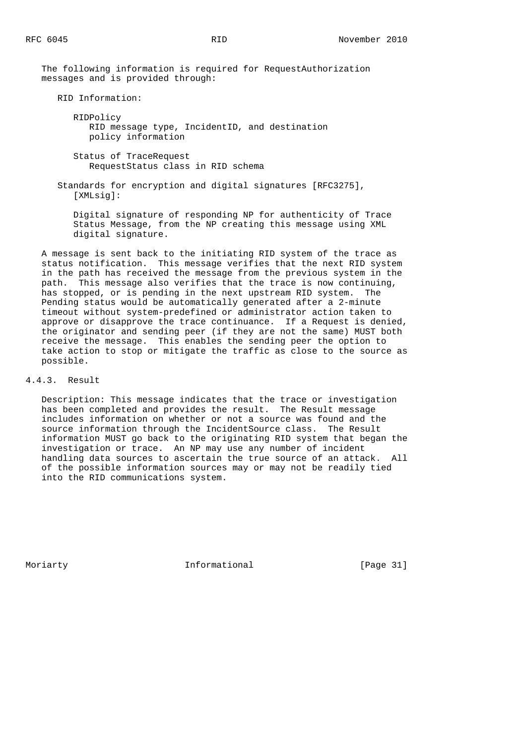The following information is required for RequestAuthorization messages and is provided through:

RID Information:

RIDPolicy
RID message type, IncidentID, and destination policy information

Status of TraceRequest
RequestStatus class in RID schema

Standards for encryption and digital signatures [RFC3275], [XMLsig]:

Digital signature of responding NP for authenticity of Trace Status Message, from the NP creating this message using XML digital signature.

A message is sent back to the initiating RID system of the trace as status notification. This message verifies that the next RID system in the path has received the message from the previous system in the path. This message also verifies that the trace is now continuing, has stopped, or is pending in the next upstream RID system. The Pending status would be automatically generated after a 2-minute timeout without system-predefined or administrator action taken to approve or disapprove the trace continuance. If a Request is denied, the originator and sending peer (if they are not the same) MUST both receive the message. This enables the sending peer the option to take action to stop or mitigate the traffic as close to the source as possible.

### 4.4.3. Result

Description: This message indicates that the trace or investigation has been completed and provides the result. The Result message includes information on whether or not a source was found and the source information through the IncidentSource class. The Result information MUST go back to the originating RID system that began the investigation or trace. An NP may use any number of incident handling data sources to ascertain the true source of an attack. All of the possible information sources may or may not be readily tied into the RID communications system.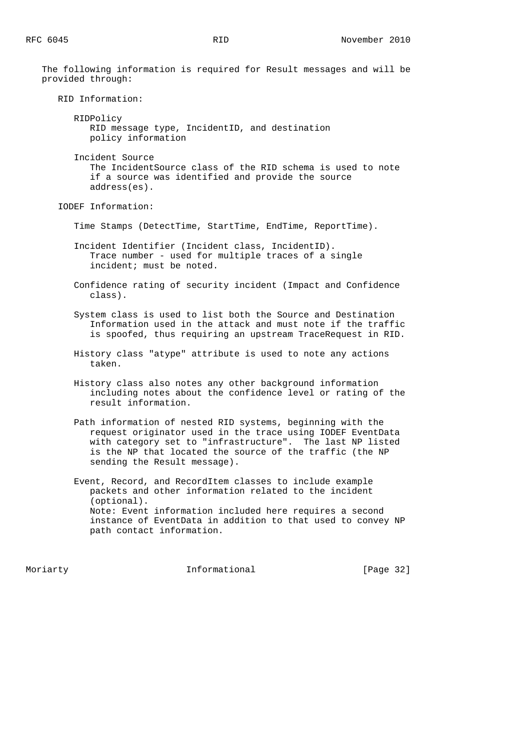The following information is required for Result messages and will be provided through:

RID Information:

- RIDPolicy
  RID message type, IncidentID, and destination policy information

- Incident Source
  The IncidentSource class of the RID schema is used to note if a source was identified and provide the source address(es).

IODEF Information:

- Time Stamps (DetectTime, StartTime, EndTime, ReportTime).

- Incident Identifier (Incident class, IncidentID).
  Trace number - used for multiple traces of a single incident; must be noted.

- Confidence rating of security incident (Impact and Confidence class).

- System class is used to list both the Source and Destination Information used in the attack and must note if the traffic is spoofed, thus requiring an upstream TraceRequest in RID.

- History class "atype" attribute is used to note any actions taken.

- History class also notes any other background information including notes about the confidence level or rating of the result information.

- Path information of nested RID systems, beginning with the request originator used in the trace using IODEF EventData with category set to "infrastructure". The last NP listed is the NP that located the source of the traffic (the NP sending the Result message).

- Event, Record, and RecordItem classes to include example packets and other information related to the incident (optional).
  Note: Event information included here requires a second instance of EventData in addition to that used to convey NP path contact information.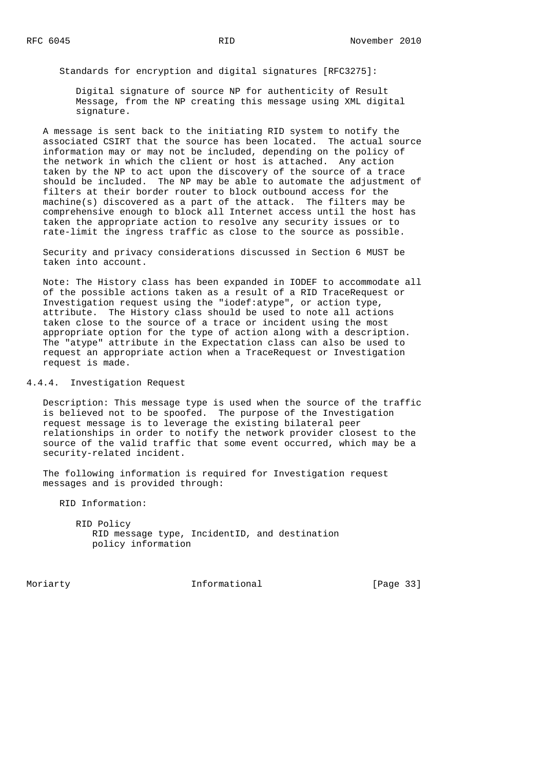Standards for encryption and digital signatures [RFC3275]:

Digital signature of source NP for authenticity of Result Message, from the NP creating this message using XML digital signature.

A message is sent back to the initiating RID system to notify the associated CSIRT that the source has been located. The actual source information may or may not be included, depending on the policy of the network in which the client or host is attached. Any action taken by the NP to act upon the discovery of the source of a trace should be included. The NP may be able to automate the adjustment of filters at their border router to block outbound access for the machine(s) discovered as a part of the attack. The filters may be comprehensive enough to block all Internet access until the host has taken the appropriate action to resolve any security issues or to rate-limit the ingress traffic as close to the source as possible.

Security and privacy considerations discussed in Section 6 MUST be taken into account.

Note: The History class has been expanded in IODEF to accommodate all of the possible actions taken as a result of a RID TraceRequest or Investigation request using the "iodef:atype", or action type, attribute. The History class should be used to note all actions taken close to the source of a trace or incident using the most appropriate option for the type of action along with a description. The "atype" attribute in the Expectation class can also be used to request an appropriate action when a TraceRequest or Investigation request is made.

### 4.4.4. Investigation Request

Description: This message type is used when the source of the traffic is believed not to be spoofed. The purpose of the Investigation request message is to leverage the existing bilateral peer relationships in order to notify the network provider closest to the source of the valid traffic that some event occurred, which may be a security-related incident.

The following information is required for Investigation request messages and is provided through:

RID Information:

RID Policy
RID message type, IncidentID, and destination policy information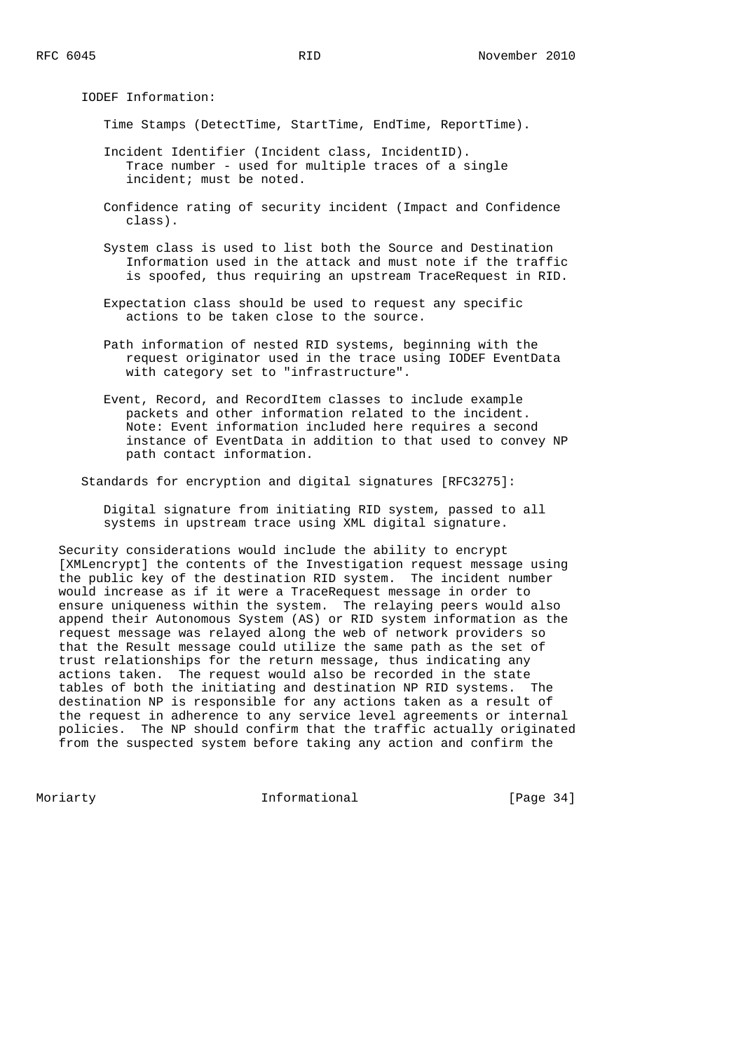IODEF Information:

- Time Stamps (DetectTime, StartTime, EndTime, ReportTime).

- Incident Identifier (Incident class, IncidentID). Trace number - used for multiple traces of a single incident; must be noted.

- Confidence rating of security incident (Impact and Confidence class).

- System class is used to list both the Source and Destination Information used in the attack and must note if the traffic is spoofed, thus requiring an upstream TraceRequest in RID.

- Expectation class should be used to request any specific actions to be taken close to the source.

- Path information of nested RID systems, beginning with the request originator used in the trace using IODEF EventData with category set to "infrastructure".

- Event, Record, and RecordItem classes to include example packets and other information related to the incident. Note: Event information included here requires a second instance of EventData in addition to that used to convey NP path contact information.

Standards for encryption and digital signatures [RFC3275]:

- Digital signature from initiating RID system, passed to all systems in upstream trace using XML digital signature.

Security considerations would include the ability to encrypt [XMLencrypt] the contents of the Investigation request message using the public key of the destination RID system. The incident number would increase as if it were a TraceRequest message in order to ensure uniqueness within the system. The relaying peers would also append their Autonomous System (AS) or RID system information as the request message was relayed along the web of network providers so that the Result message could utilize the same path as the set of trust relationships for the return message, thus indicating any actions taken. The request would also be recorded in the state tables of both the initiating and destination NP RID systems. The destination NP is responsible for any actions taken as a result of the request in adherence to any service level agreements or internal policies. The NP should confirm that the traffic actually originated from the suspected system before taking any action and confirm the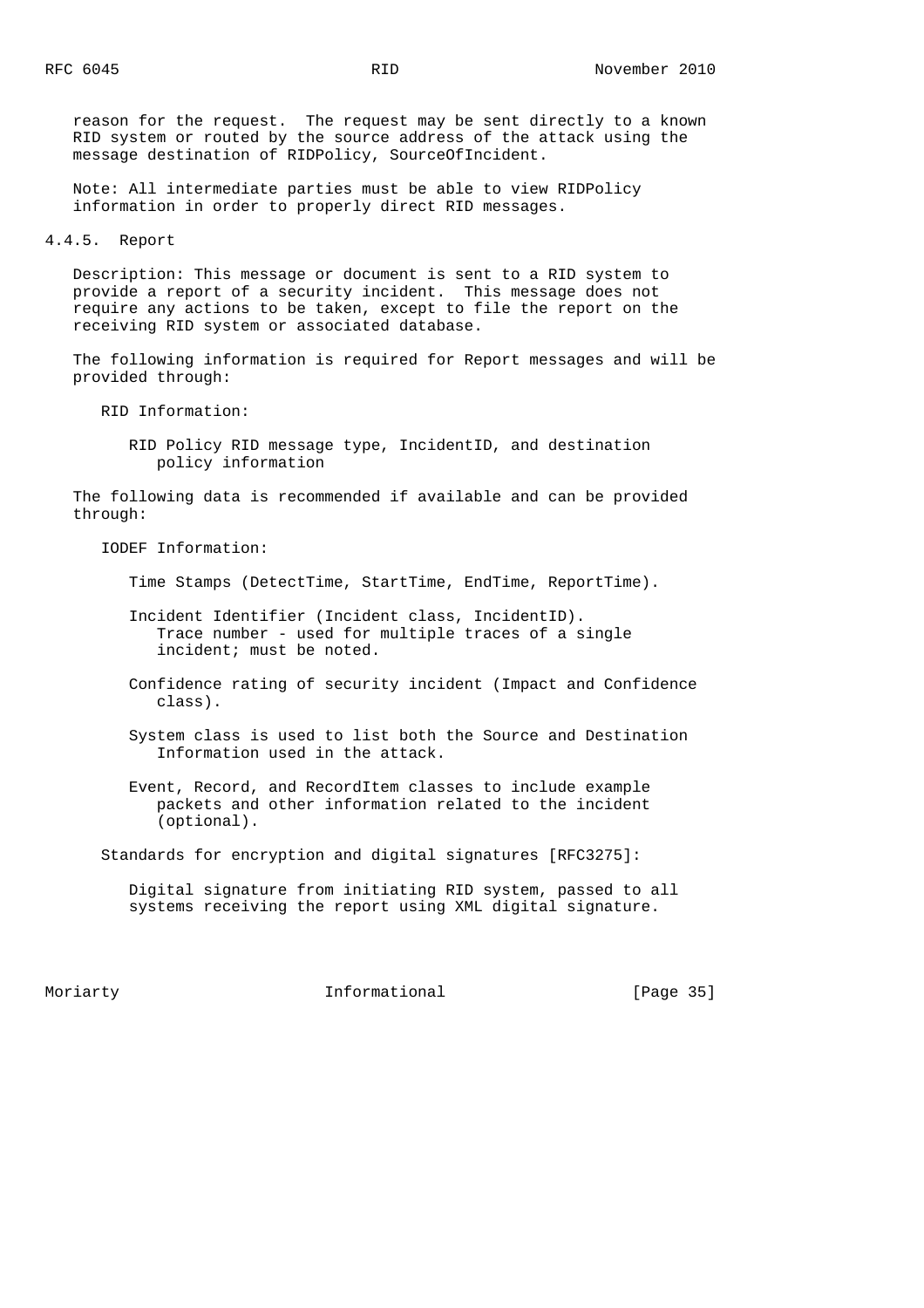reason for the request. The request may be sent directly to a known RID system or routed by the source address of the attack using the message destination of RIDPolicy, SourceOfIncident.

Note: All intermediate parties must be able to view RIDPolicy information in order to properly direct RID messages.

### 4.4.5. Report

Description: This message or document is sent to a RID system to provide a report of a security incident. This message does not require any actions to be taken, except to file the report on the receiving RID system or associated database.

The following information is required for Report messages and will be provided through:

RID Information:

- RID Policy RID message type, IncidentID, and destination policy information

The following data is recommended if available and can be provided through:

IODEF Information:

- Time Stamps (DetectTime, StartTime, EndTime, ReportTime).
- Incident Identifier (Incident class, IncidentID). Trace number - used for multiple traces of a single incident; must be noted.
- Confidence rating of security incident (Impact and Confidence class).
- System class is used to list both the Source and Destination Information used in the attack.
- Event, Record, and RecordItem classes to include example packets and other information related to the incident (optional).

Standards for encryption and digital signatures [RFC3275]:

- Digital signature from initiating RID system, passed to all systems receiving the report using XML digital signature.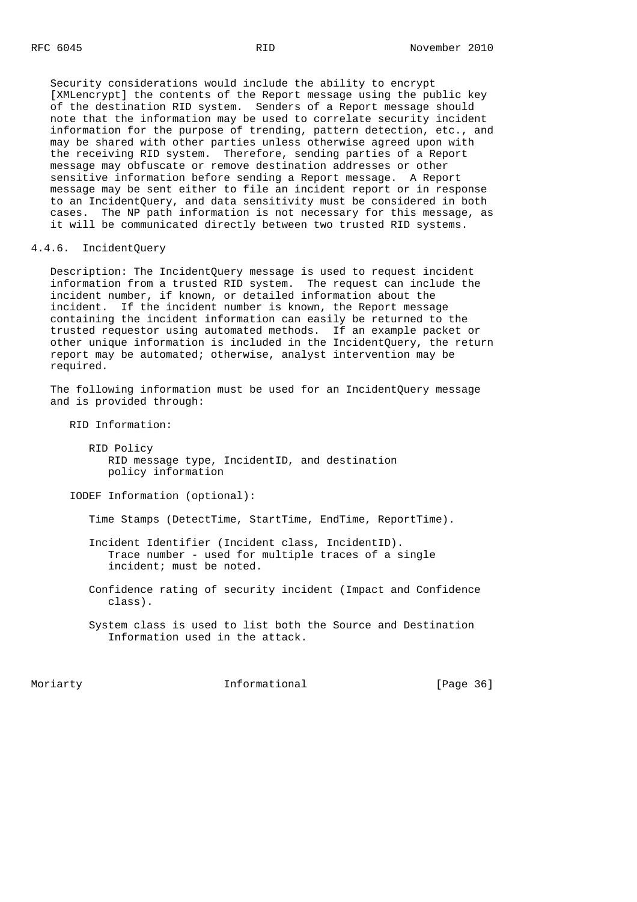Security considerations would include the ability to encrypt [XMLencrypt] the contents of the Report message using the public key of the destination RID system. Senders of a Report message should note that the information may be used to correlate security incident information for the purpose of trending, pattern detection, etc., and may be shared with other parties unless otherwise agreed upon with the receiving RID system. Therefore, sending parties of a Report message may obfuscate or remove destination addresses or other sensitive information before sending a Report message. A Report message may be sent either to file an incident report or in response to an IncidentQuery, and data sensitivity must be considered in both cases. The NP path information is not necessary for this message, as it will be communicated directly between two trusted RID systems.

#### 4.4.6. IncidentQuery

Description: The IncidentQuery message is used to request incident information from a trusted RID system. The request can include the incident number, if known, or detailed information about the incident. If the incident number is known, the Report message containing the incident information can easily be returned to the trusted requestor using automated methods. If an example packet or other unique information is included in the IncidentQuery, the return report may be automated; otherwise, analyst intervention may be required.

The following information must be used for an IncidentQuery message and is provided through:

RID Information:

- RID Policy
  - RID message type, IncidentID, and destination policy information

IODEF Information (optional):

- Time Stamps (DetectTime, StartTime, EndTime, ReportTime).
- Incident Identifier (Incident class, IncidentID).
  - Trace number - used for multiple traces of a single incident; must be noted.
- Confidence rating of security incident (Impact and Confidence class).
- System class is used to list both the Source and Destination Information used in the attack.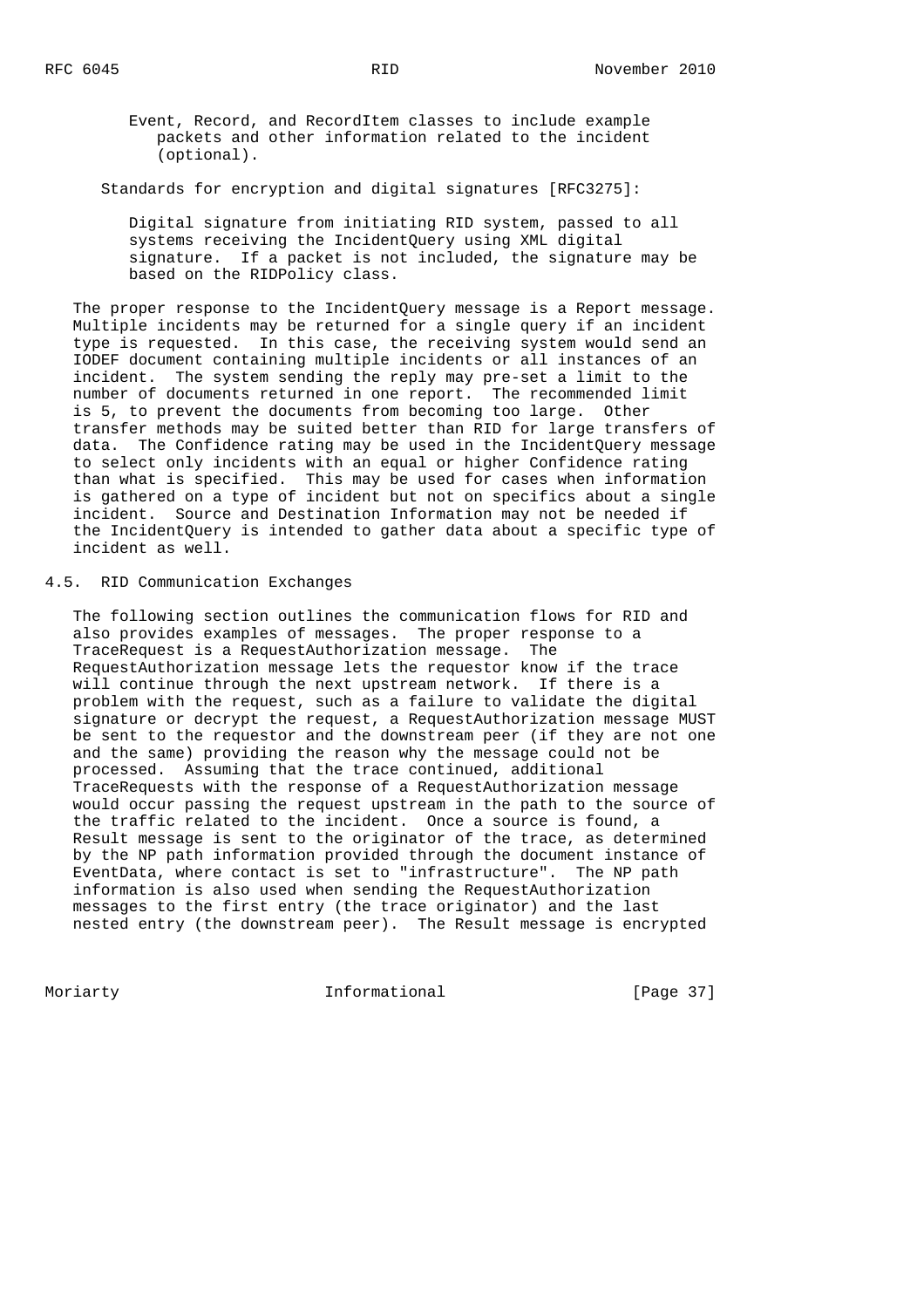Event, Record, and RecordItem classes to include example packets and other information related to the incident (optional).

Standards for encryption and digital signatures [RFC3275]:

Digital signature from initiating RID system, passed to all systems receiving the IncidentQuery using XML digital signature. If a packet is not included, the signature may be based on the RIDPolicy class.

The proper response to the IncidentQuery message is a Report message. Multiple incidents may be returned for a single query if an incident type is requested. In this case, the receiving system would send an IODEF document containing multiple incidents or all instances of an incident. The system sending the reply may pre-set a limit to the number of documents returned in one report. The recommended limit is 5, to prevent the documents from becoming too large. Other transfer methods may be suited better than RID for large transfers of data. The Confidence rating may be used in the IncidentQuery message to select only incidents with an equal or higher Confidence rating than what is specified. This may be used for cases when information is gathered on a type of incident but not on specifics about a single incident. Source and Destination Information may not be needed if the IncidentQuery is intended to gather data about a specific type of incident as well.

## 4.5. RID Communication Exchanges

The following section outlines the communication flows for RID and also provides examples of messages. The proper response to a TraceRequest is a RequestAuthorization message. The RequestAuthorization message lets the requestor know if the trace will continue through the next upstream network. If there is a problem with the request, such as a failure to validate the digital signature or decrypt the request, a RequestAuthorization message MUST be sent to the requestor and the downstream peer (if they are not one and the same) providing the reason why the message could not be processed. Assuming that the trace continued, additional TraceRequests with the response of a RequestAuthorization message would occur passing the request upstream in the path to the source of the traffic related to the incident. Once a source is found, a Result message is sent to the originator of the trace, as determined by the NP path information provided through the document instance of EventData, where contact is set to "infrastructure". The NP path information is also used when sending the RequestAuthorization messages to the first entry (the trace originator) and the last nested entry (the downstream peer). The Result message is encrypted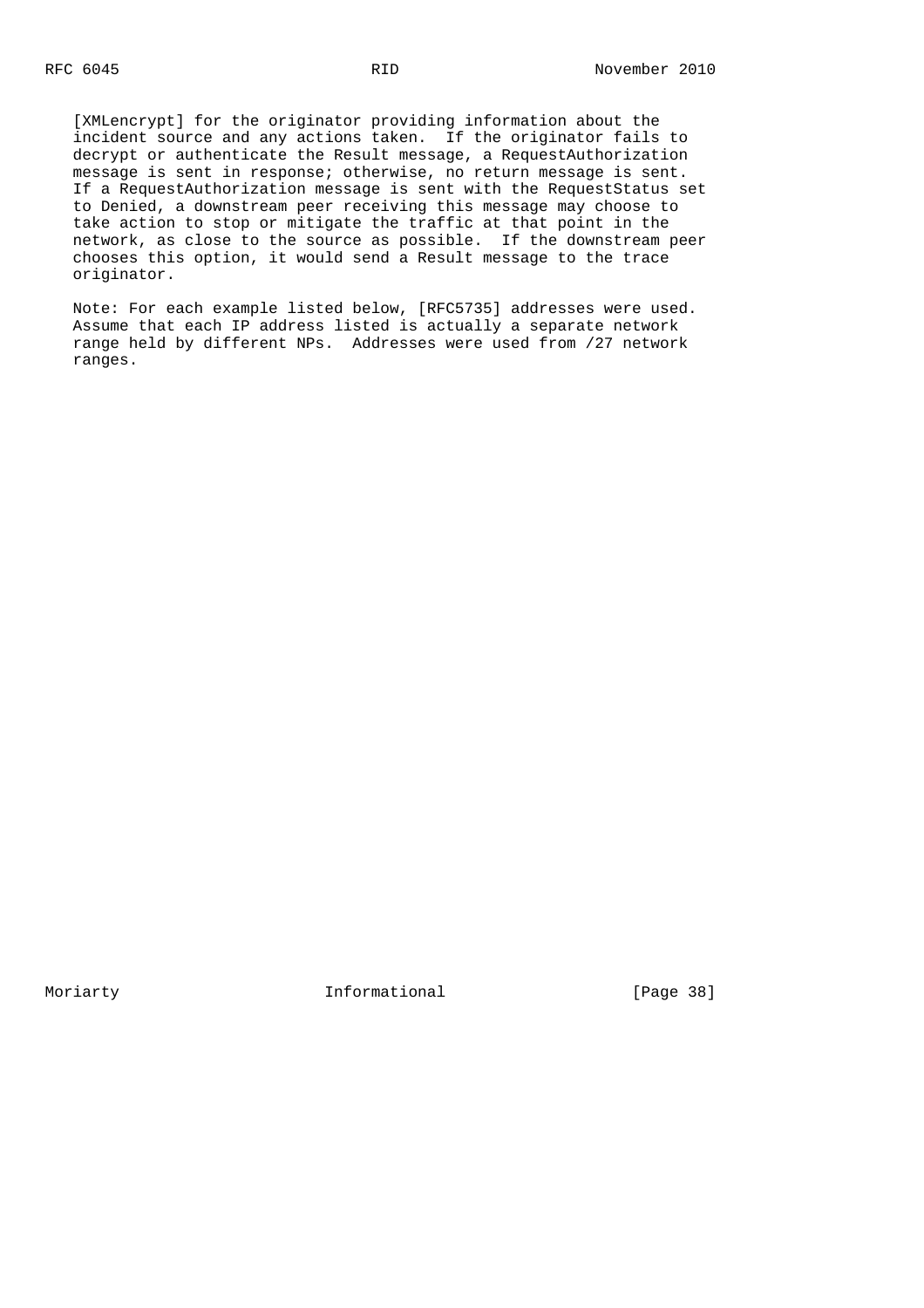[XMLencrypt] for the originator providing information about the incident source and any actions taken. If the originator fails to decrypt or authenticate the Result message, a RequestAuthorization message is sent in response; otherwise, no return message is sent. If a RequestAuthorization message is sent with the RequestStatus set to Denied, a downstream peer receiving this message may choose to take action to stop or mitigate the traffic at that point in the network, as close to the source as possible. If the downstream peer chooses this option, it would send a Result message to the trace originator.

Note: For each example listed below, [RFC5735] addresses were used. Assume that each IP address listed is actually a separate network range held by different NPs. Addresses were used from /27 network ranges.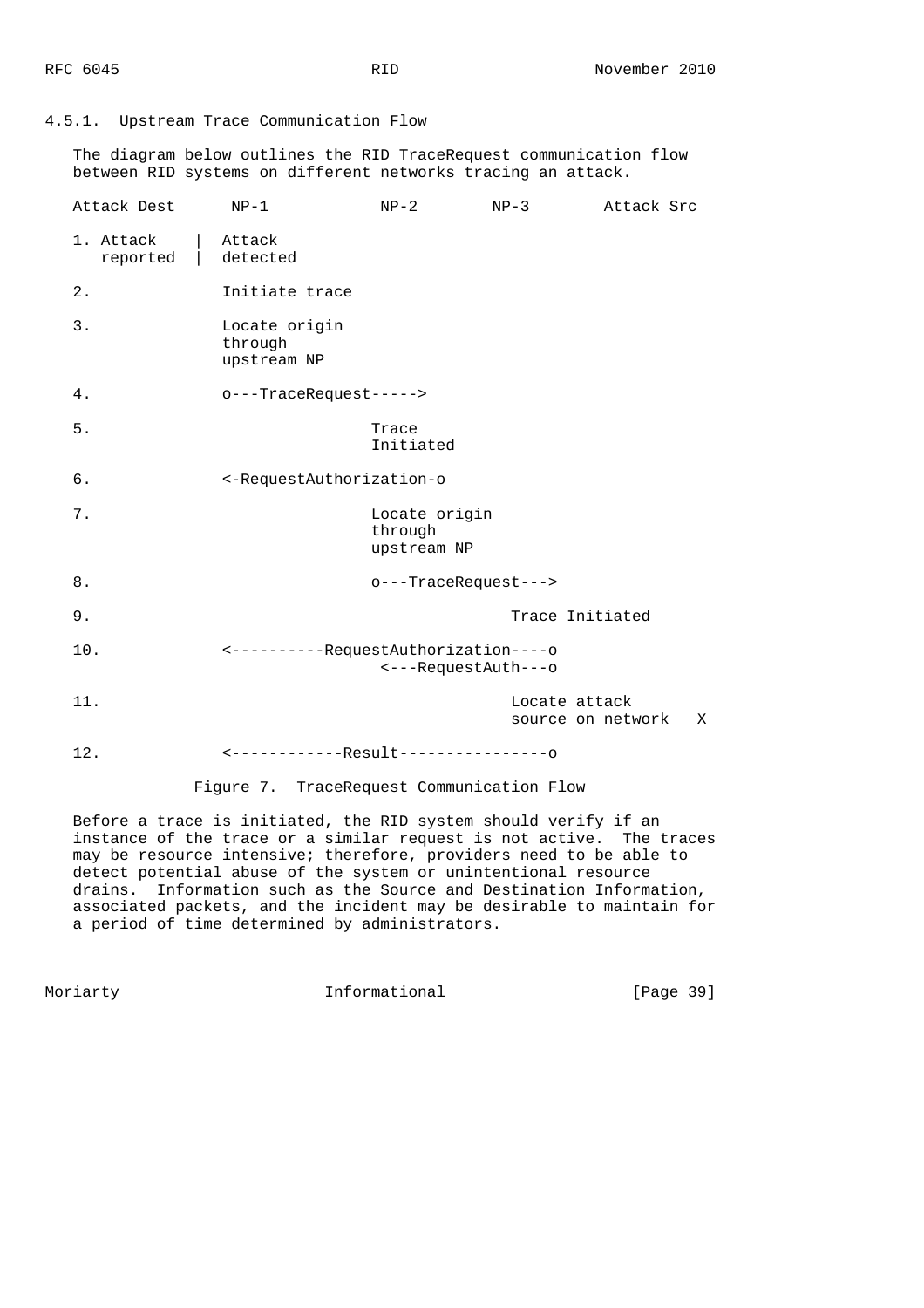### 4.5.1. Upstream Trace Communication Flow

The diagram below outlines the RID TraceRequest communication flow between RID systems on different networks tracing an attack.

```
   Attack Dest      NP-1            NP-2        NP-3        Attack Src

   1. Attack    |  Attack
      reported  |  detected

   2.              Initiate trace

   3.              Locate origin
                   through
                   upstream NP

   4.              o---TraceRequest----->

   5.                                Trace
                                     Initiated

   6.              <-RequestAuthorization-o

   7.                                Locate origin
                                     through
                                     upstream NP

   8.                                o---TraceRequest--->

   9.                                                 Trace Initiated

   10.             <----------RequestAuthorization----o
                                      <---RequestAuth---o

   11.                                                Locate attack
                                                      source on network   X

   12.             <------------Result----------------o
```

Figure 7. TraceRequest Communication Flow

Before a trace is initiated, the RID system should verify if an instance of the trace or a similar request is not active. The traces may be resource intensive; therefore, providers need to be able to detect potential abuse of the system or unintentional resource drains. Information such as the Source and Destination Information, associated packets, and the incident may be desirable to maintain for a period of time determined by administrators.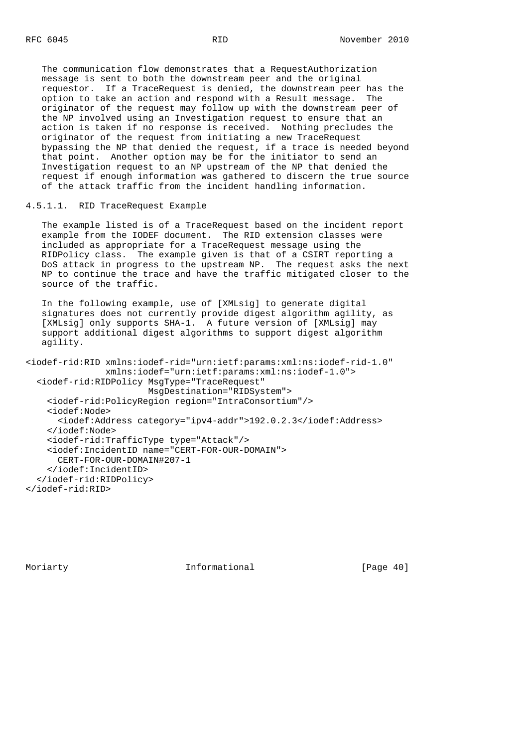The communication flow demonstrates that a RequestAuthorization message is sent to both the downstream peer and the original requestor. If a TraceRequest is denied, the downstream peer has the option to take an action and respond with a Result message. The originator of the request may follow up with the downstream peer of the NP involved using an Investigation request to ensure that an action is taken if no response is received. Nothing precludes the originator of the request from initiating a new TraceRequest bypassing the NP that denied the request, if a trace is needed beyond that point. Another option may be for the initiator to send an Investigation request to an NP upstream of the NP that denied the request if enough information was gathered to discern the true source of the attack traffic from the incident handling information.

#### 4.5.1.1. RID TraceRequest Example

The example listed is of a TraceRequest based on the incident report example from the IODEF document. The RID extension classes were included as appropriate for a TraceRequest message using the RIDPolicy class. The example given is that of a CSIRT reporting a DoS attack in progress to the upstream NP. The request asks the next NP to continue the trace and have the traffic mitigated closer to the source of the traffic.

In the following example, use of [XMLsig] to generate digital signatures does not currently provide digest algorithm agility, as [XMLsig] only supports SHA-1. A future version of [XMLsig] may support additional digest algorithms to support digest algorithm agility.

```
<iodef-rid:RID xmlns:iodef-rid="urn:ietf:params:xml:ns:iodef-rid-1.0"
               xmlns:iodef="urn:ietf:params:xml:ns:iodef-1.0">
  <iodef-rid:RIDPolicy MsgType="TraceRequest"
                       MsgDestination="RIDSystem">
    <iodef-rid:PolicyRegion region="IntraConsortium"/>
    <iodef:Node>
      <iodef:Address category="ipv4-addr">192.0.2.3</iodef:Address>
    </iodef:Node>
    <iodef-rid:TrafficType type="Attack"/>
    <iodef:IncidentID name="CERT-FOR-OUR-DOMAIN">
      CERT-FOR-OUR-DOMAIN#207-1
    </iodef:IncidentID>
  </iodef-rid:RIDPolicy>
</iodef-rid:RID>
```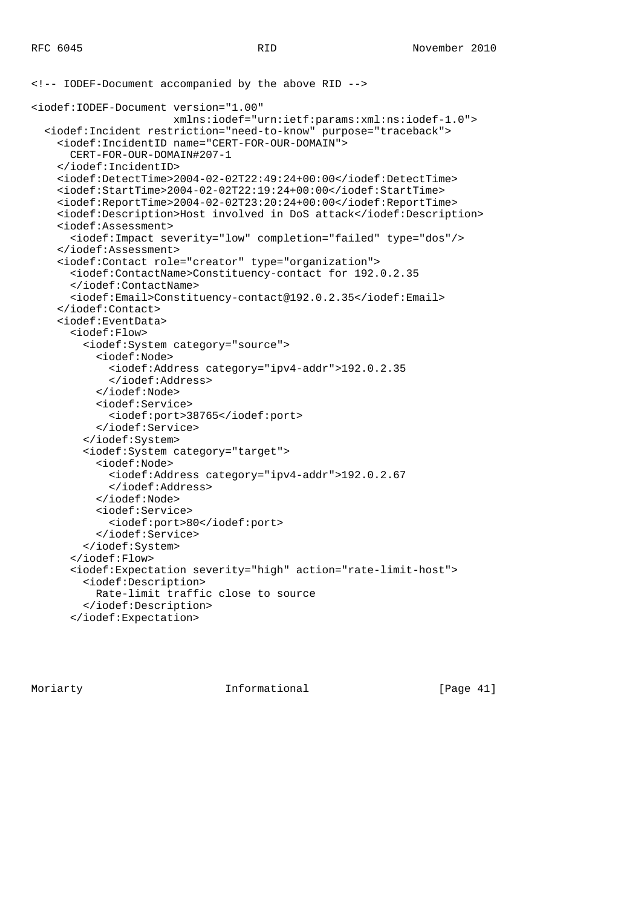```
<!-- IODEF-Document accompanied by the above RID -->

<iodef:IODEF-Document version="1.00"
                      xmlns:iodef="urn:ietf:params:xml:ns:iodef-1.0">
  <iodef:Incident restriction="need-to-know" purpose="traceback">
    <iodef:IncidentID name="CERT-FOR-OUR-DOMAIN">
      CERT-FOR-OUR-DOMAIN#207-1
    </iodef:IncidentID>
    <iodef:DetectTime>2004-02-02T22:49:24+00:00</iodef:DetectTime>
    <iodef:StartTime>2004-02-02T22:19:24+00:00</iodef:StartTime>
    <iodef:ReportTime>2004-02-02T23:20:24+00:00</iodef:ReportTime>
    <iodef:Description>Host involved in DoS attack</iodef:Description>
    <iodef:Assessment>
      <iodef:Impact severity="low" completion="failed" type="dos"/>
    </iodef:Assessment>
    <iodef:Contact role="creator" type="organization">
      <iodef:ContactName>Constituency-contact for 192.0.2.35
      </iodef:ContactName>
      <iodef:Email>Constituency-contact@192.0.2.35</iodef:Email>
    </iodef:Contact>
    <iodef:EventData>
      <iodef:Flow>
        <iodef:System category="source">
          <iodef:Node>
            <iodef:Address category="ipv4-addr">192.0.2.35
            </iodef:Address>
          </iodef:Node>
          <iodef:Service>
            <iodef:port>38765</iodef:port>
          </iodef:Service>
        </iodef:System>
        <iodef:System category="target">
          <iodef:Node>
            <iodef:Address category="ipv4-addr">192.0.2.67
            </iodef:Address>
          </iodef:Node>
          <iodef:Service>
            <iodef:port>80</iodef:port>
          </iodef:Service>
        </iodef:System>
      </iodef:Flow>
      <iodef:Expectation severity="high" action="rate-limit-host">
        <iodef:Description>
          Rate-limit traffic close to source
        </iodef:Description>
      </iodef:Expectation>
```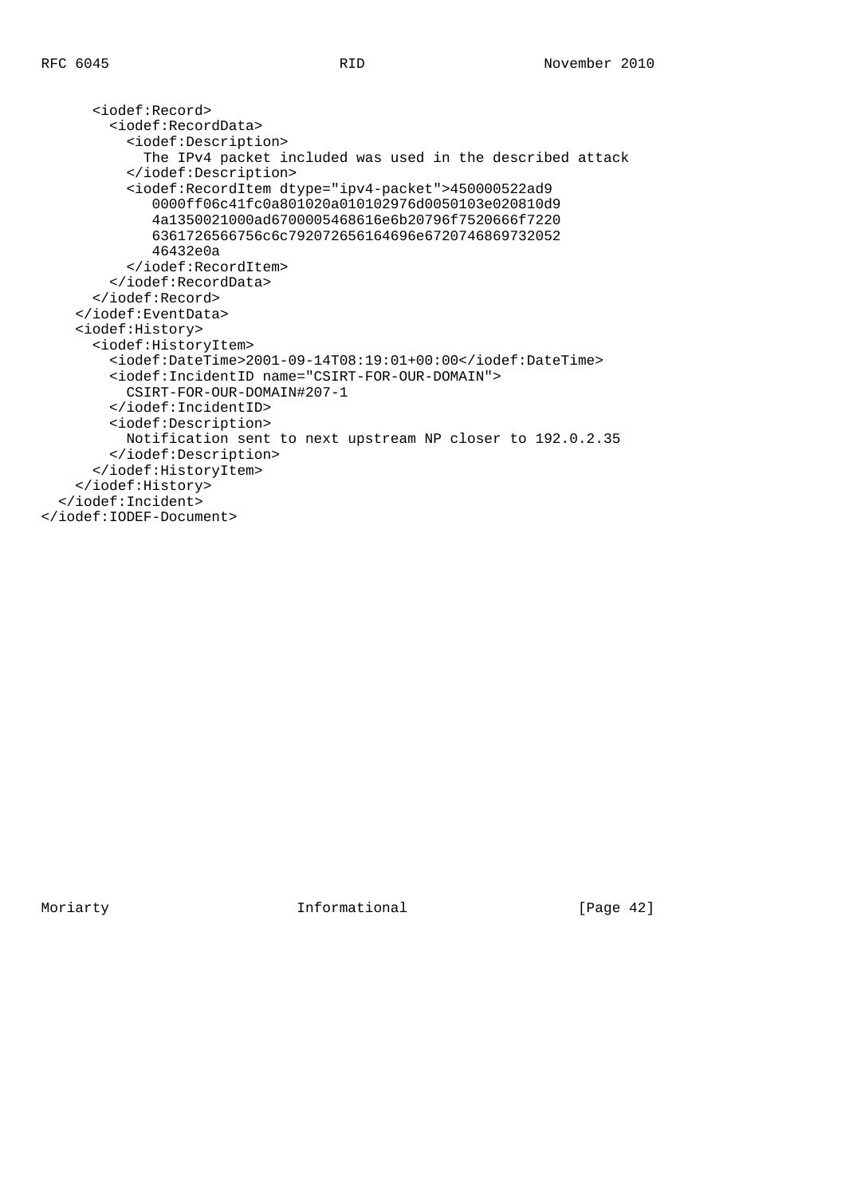```
      <iodef:Record>
        <iodef:RecordData>
          <iodef:Description>
            The IPv4 packet included was used in the described attack
          </iodef:Description>
          <iodef:RecordItem dtype="ipv4-packet">450000522ad9
             0000ff06c41fc0a801020a010102976d0050103e020810d9
             4a1350021000ad6700005468616e6b20796f7520666f7220
             6361726566756c6c792072656164696e6720746869732052
             46432e0a
          </iodef:RecordItem>
        </iodef:RecordData>
      </iodef:Record>
    </iodef:EventData>
    <iodef:History>
      <iodef:HistoryItem>
        <iodef:DateTime>2001-09-14T08:19:01+00:00</iodef:DateTime>
        <iodef:IncidentID name="CSIRT-FOR-OUR-DOMAIN">
          CSIRT-FOR-OUR-DOMAIN#207-1
        </iodef:IncidentID>
        <iodef:Description>
          Notification sent to next upstream NP closer to 192.0.2.35
        </iodef:Description>
      </iodef:HistoryItem>
    </iodef:History>
  </iodef:Incident>
</iodef:IODEF-Document>
```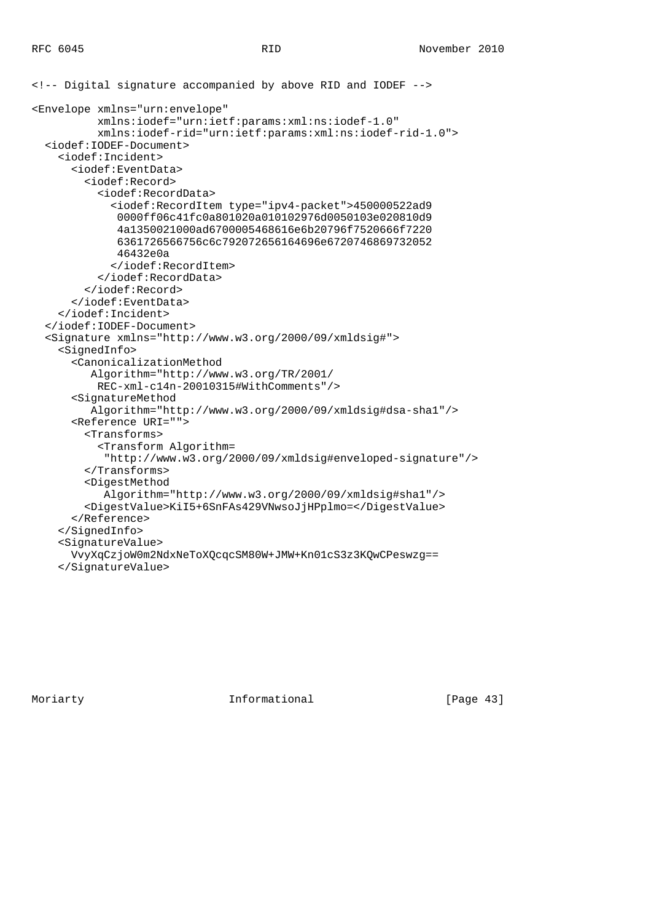```
<!-- Digital signature accompanied by above RID and IODEF -->

<Envelope xmlns="urn:envelope"
          xmlns:iodef="urn:ietf:params:xml:ns:iodef-1.0"
          xmlns:iodef-rid="urn:ietf:params:xml:ns:iodef-rid-1.0">
  <iodef:IODEF-Document>
    <iodef:Incident>
      <iodef:EventData>
        <iodef:Record>
          <iodef:RecordData>
            <iodef:RecordItem type="ipv4-packet">450000522ad9
             0000ff06c41fc0a801020a010102976d0050103e020810d9
             4a1350021000ad6700005468616e6b20796f7520666f7220
             6361726566756c6c792072656164696e6720746869732052
             46432e0a
            </iodef:RecordItem>
          </iodef:RecordData>
        </iodef:Record>
      </iodef:EventData>
    </iodef:Incident>
  </iodef:IODEF-Document>
  <Signature xmlns="http://www.w3.org/2000/09/xmldsig#">
    <SignedInfo>
      <CanonicalizationMethod
         Algorithm="http://www.w3.org/TR/2001/
          REC-xml-c14n-20010315#WithComments"/>
      <SignatureMethod
         Algorithm="http://www.w3.org/2000/09/xmldsig#dsa-sha1"/>
      <Reference URI="">
        <Transforms>
          <Transform Algorithm=
           "http://www.w3.org/2000/09/xmldsig#enveloped-signature"/>
        </Transforms>
        <DigestMethod
           Algorithm="http://www.w3.org/2000/09/xmldsig#sha1"/>
        <DigestValue>KiI5+6SnFAs429VNwsoJjHPplmo=</DigestValue>
      </Reference>
    </SignedInfo>
    <SignatureValue>
      VvyXqCzjoW0m2NdxNeToXQcqcSM80W+JMW+Kn01cS3z3KQwCPeswzg==
    </SignatureValue>
```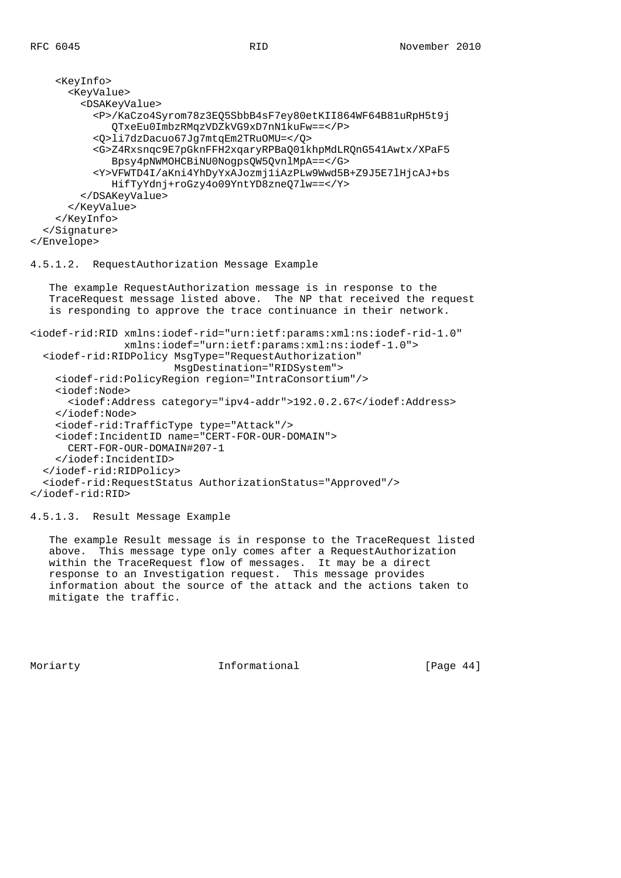```
    <KeyInfo>
      <KeyValue>
        <DSAKeyValue>
          <P>/KaCzo4Syrom78z3EQ5SbbB4sF7ey80etKII864WF64B81uRpH5t9j
             QTxeEu0ImbzRMqzVDZkVG9xD7nN1kuFw==</P>
          <Q>li7dzDacuo67Jg7mtqEm2TRuOMU=</Q>
          <G>Z4Rxsnqc9E7pGknFFH2xqaryRPBaQ01khpMdLRQnG541Awtx/XPaF5
             Bpsy4pNWMOHCBiNU0NogpsQW5QvnlMpA==</G>
          <Y>VFWTD4I/aKni4YhDyYxAJozmj1iAzPLw9Wwd5B+Z9J5E7lHjcAJ+bs
             HifTyYdnj+roGzy4o09YntYD8zneQ7lw==</Y>
        </DSAKeyValue>
      </KeyValue>
    </KeyInfo>
  </Signature>
</Envelope>
```

### 4.5.1.2. RequestAuthorization Message Example

The example RequestAuthorization message is in response to the TraceRequest message listed above. The NP that received the request is responding to approve the trace continuance in their network.

```
<iodef-rid:RID xmlns:iodef-rid="urn:ietf:params:xml:ns:iodef-rid-1.0"
               xmlns:iodef="urn:ietf:params:xml:ns:iodef-1.0">
  <iodef-rid:RIDPolicy MsgType="RequestAuthorization"
                       MsgDestination="RIDSystem">
    <iodef-rid:PolicyRegion region="IntraConsortium"/>
    <iodef:Node>
      <iodef:Address category="ipv4-addr">192.0.2.67</iodef:Address>
    </iodef:Node>
    <iodef-rid:TrafficType type="Attack"/>
    <iodef:IncidentID name="CERT-FOR-OUR-DOMAIN">
      CERT-FOR-OUR-DOMAIN#207-1
    </iodef:IncidentID>
  </iodef-rid:RIDPolicy>
  <iodef-rid:RequestStatus AuthorizationStatus="Approved"/>
</iodef-rid:RID>
```

### 4.5.1.3. Result Message Example

The example Result message is in response to the TraceRequest listed above. This message type only comes after a RequestAuthorization within the TraceRequest flow of messages. It may be a direct response to an Investigation request. This message provides information about the source of the attack and the actions taken to mitigate the traffic.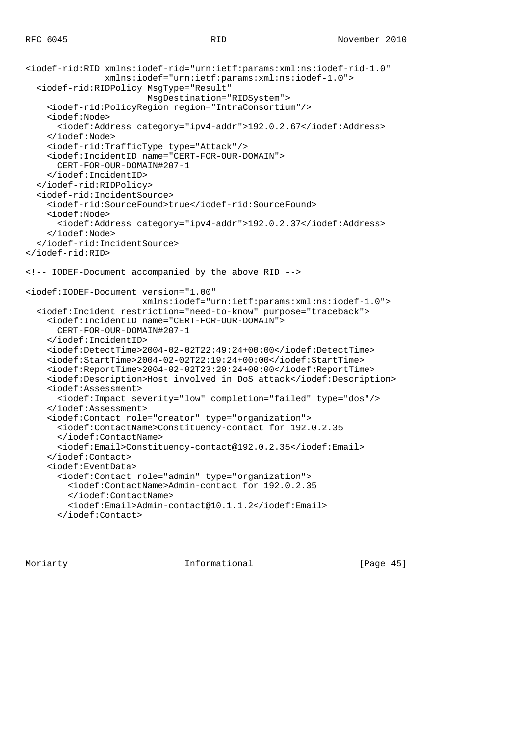```
<iodef-rid:RID xmlns:iodef-rid="urn:ietf:params:xml:ns:iodef-rid-1.0"
               xmlns:iodef="urn:ietf:params:xml:ns:iodef-1.0">
  <iodef-rid:RIDPolicy MsgType="Result"
                       MsgDestination="RIDSystem">
    <iodef-rid:PolicyRegion region="IntraConsortium"/>
    <iodef:Node>
      <iodef:Address category="ipv4-addr">192.0.2.67</iodef:Address>
    </iodef:Node>
    <iodef-rid:TrafficType type="Attack"/>
    <iodef:IncidentID name="CERT-FOR-OUR-DOMAIN">
      CERT-FOR-OUR-DOMAIN#207-1
    </iodef:IncidentID>
  </iodef-rid:RIDPolicy>
  <iodef-rid:IncidentSource>
    <iodef-rid:SourceFound>true</iodef-rid:SourceFound>
    <iodef:Node>
      <iodef:Address category="ipv4-addr">192.0.2.37</iodef:Address>
    </iodef:Node>
  </iodef-rid:IncidentSource>
</iodef-rid:RID>

<!-- IODEF-Document accompanied by the above RID -->

<iodef:IODEF-Document version="1.00"
                      xmlns:iodef="urn:ietf:params:xml:ns:iodef-1.0">
  <iodef:Incident restriction="need-to-know" purpose="traceback">
    <iodef:IncidentID name="CERT-FOR-OUR-DOMAIN">
      CERT-FOR-OUR-DOMAIN#207-1
    </iodef:IncidentID>
    <iodef:DetectTime>2004-02-02T22:49:24+00:00</iodef:DetectTime>
    <iodef:StartTime>2004-02-02T22:19:24+00:00</iodef:StartTime>
    <iodef:ReportTime>2004-02-02T23:20:24+00:00</iodef:ReportTime>
    <iodef:Description>Host involved in DoS attack</iodef:Description>
    <iodef:Assessment>
      <iodef:Impact severity="low" completion="failed" type="dos"/>
    </iodef:Assessment>
    <iodef:Contact role="creator" type="organization">
      <iodef:ContactName>Constituency-contact for 192.0.2.35
      </iodef:ContactName>
      <iodef:Email>Constituency-contact@192.0.2.35</iodef:Email>
    </iodef:Contact>
    <iodef:EventData>
      <iodef:Contact role="admin" type="organization">
        <iodef:ContactName>Admin-contact for 192.0.2.35
        </iodef:ContactName>
        <iodef:Email>Admin-contact@10.1.1.2</iodef:Email>
      </iodef:Contact>
```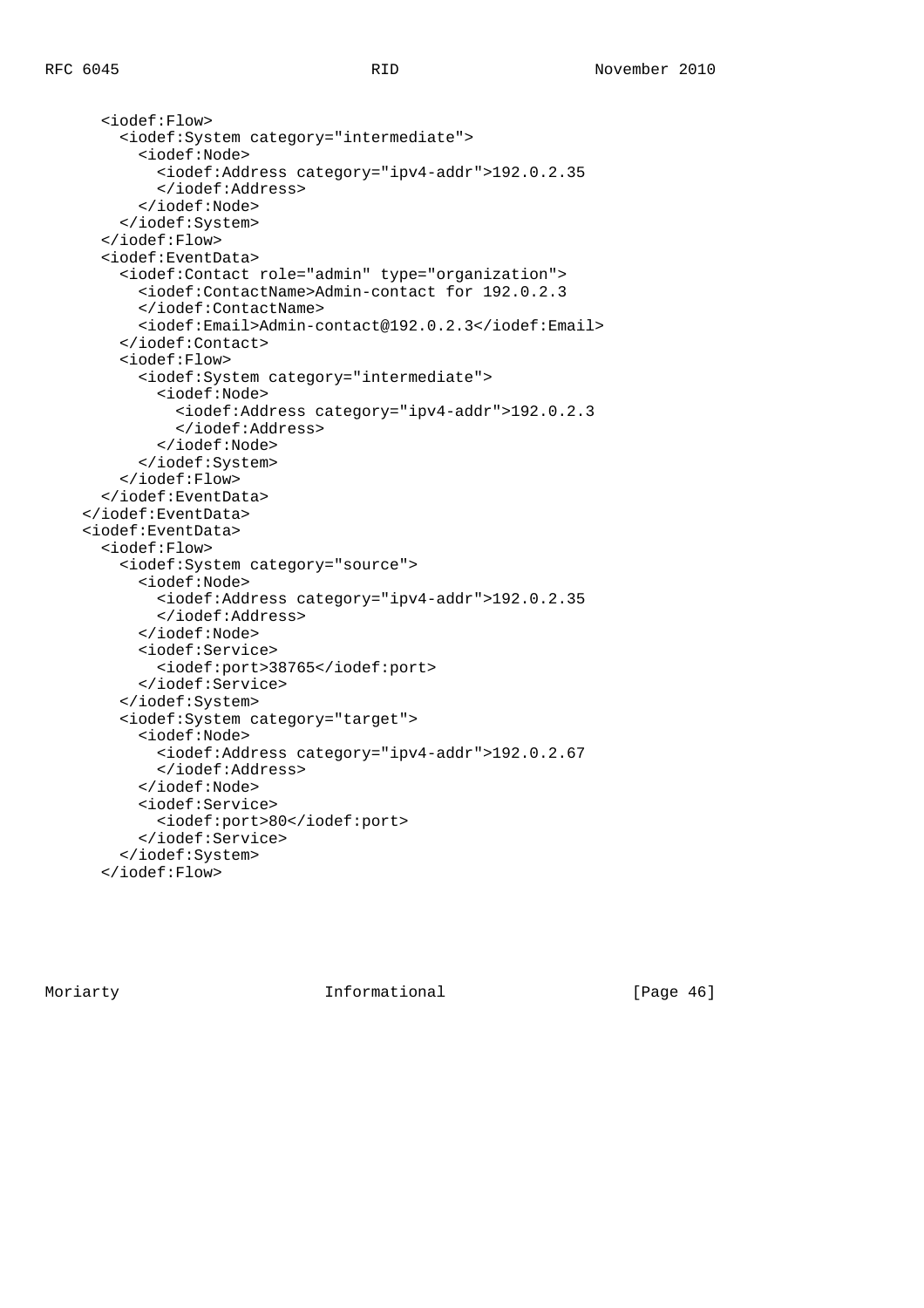```
      <iodef:Flow>
        <iodef:System category="intermediate">
          <iodef:Node>
            <iodef:Address category="ipv4-addr">192.0.2.35
            </iodef:Address>
          </iodef:Node>
        </iodef:System>
      </iodef:Flow>
      <iodef:EventData>
        <iodef:Contact role="admin" type="organization">
          <iodef:ContactName>Admin-contact for 192.0.2.3
          </iodef:ContactName>
          <iodef:Email>Admin-contact@192.0.2.3</iodef:Email>
        </iodef:Contact>
        <iodef:Flow>
          <iodef:System category="intermediate">
            <iodef:Node>
              <iodef:Address category="ipv4-addr">192.0.2.3
              </iodef:Address>
            </iodef:Node>
          </iodef:System>
        </iodef:Flow>
      </iodef:EventData>
    </iodef:EventData>
    <iodef:EventData>
      <iodef:Flow>
        <iodef:System category="source">
          <iodef:Node>
            <iodef:Address category="ipv4-addr">192.0.2.35
            </iodef:Address>
          </iodef:Node>
          <iodef:Service>
            <iodef:port>38765</iodef:port>
          </iodef:Service>
        </iodef:System>
        <iodef:System category="target">
          <iodef:Node>
            <iodef:Address category="ipv4-addr">192.0.2.67
            </iodef:Address>
          </iodef:Node>
          <iodef:Service>
            <iodef:port>80</iodef:port>
          </iodef:Service>
        </iodef:System>
      </iodef:Flow>
```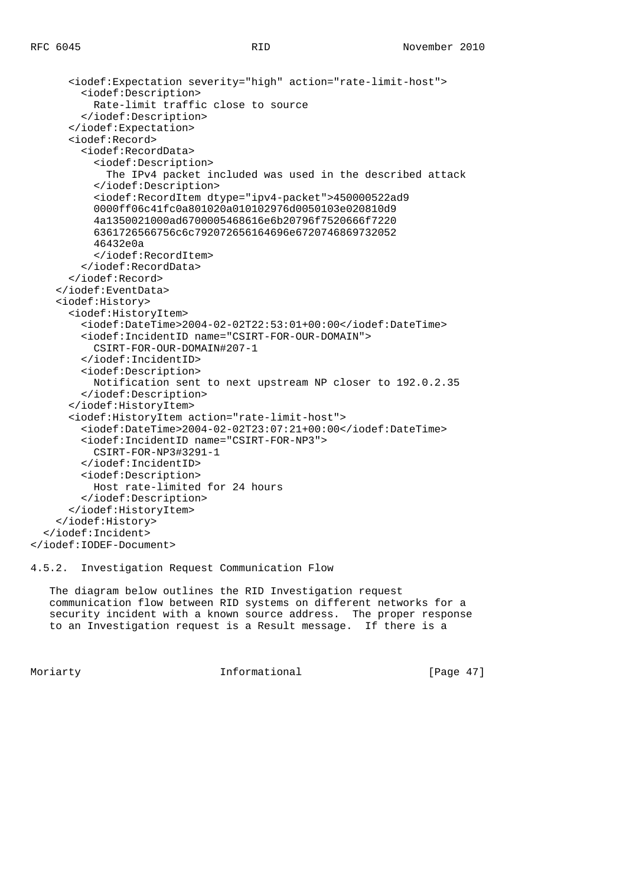```
      <iodef:Expectation severity="high" action="rate-limit-host">
        <iodef:Description>
          Rate-limit traffic close to source
        </iodef:Description>
      </iodef:Expectation>
      <iodef:Record>
        <iodef:RecordData>
          <iodef:Description>
            The IPv4 packet included was used in the described attack
          </iodef:Description>
          <iodef:RecordItem dtype="ipv4-packet">450000522ad9
          0000ff06c41fc0a801020a010102976d0050103e020810d9
          4a1350021000ad6700005468616e6b20796f7520666f7220
          6361726566756c6c792072656164696e6720746869732052
          46432e0a
          </iodef:RecordItem>
        </iodef:RecordData>
      </iodef:Record>
    </iodef:EventData>
    <iodef:History>
      <iodef:HistoryItem>
        <iodef:DateTime>2004-02-02T22:53:01+00:00</iodef:DateTime>
        <iodef:IncidentID name="CSIRT-FOR-OUR-DOMAIN">
          CSIRT-FOR-OUR-DOMAIN#207-1
        </iodef:IncidentID>
        <iodef:Description>
          Notification sent to next upstream NP closer to 192.0.2.35
        </iodef:Description>
      </iodef:HistoryItem>
      <iodef:HistoryItem action="rate-limit-host">
        <iodef:DateTime>2004-02-02T23:07:21+00:00</iodef:DateTime>
        <iodef:IncidentID name="CSIRT-FOR-NP3">
          CSIRT-FOR-NP3#3291-1
        </iodef:IncidentID>
        <iodef:Description>
          Host rate-limited for 24 hours
        </iodef:Description>
      </iodef:HistoryItem>
    </iodef:History>
  </iodef:Incident>
</iodef:IODEF-Document>
```

### 4.5.2. Investigation Request Communication Flow

The diagram below outlines the RID Investigation request communication flow between RID systems on different networks for a security incident with a known source address. The proper response to an Investigation request is a Result message. If there is a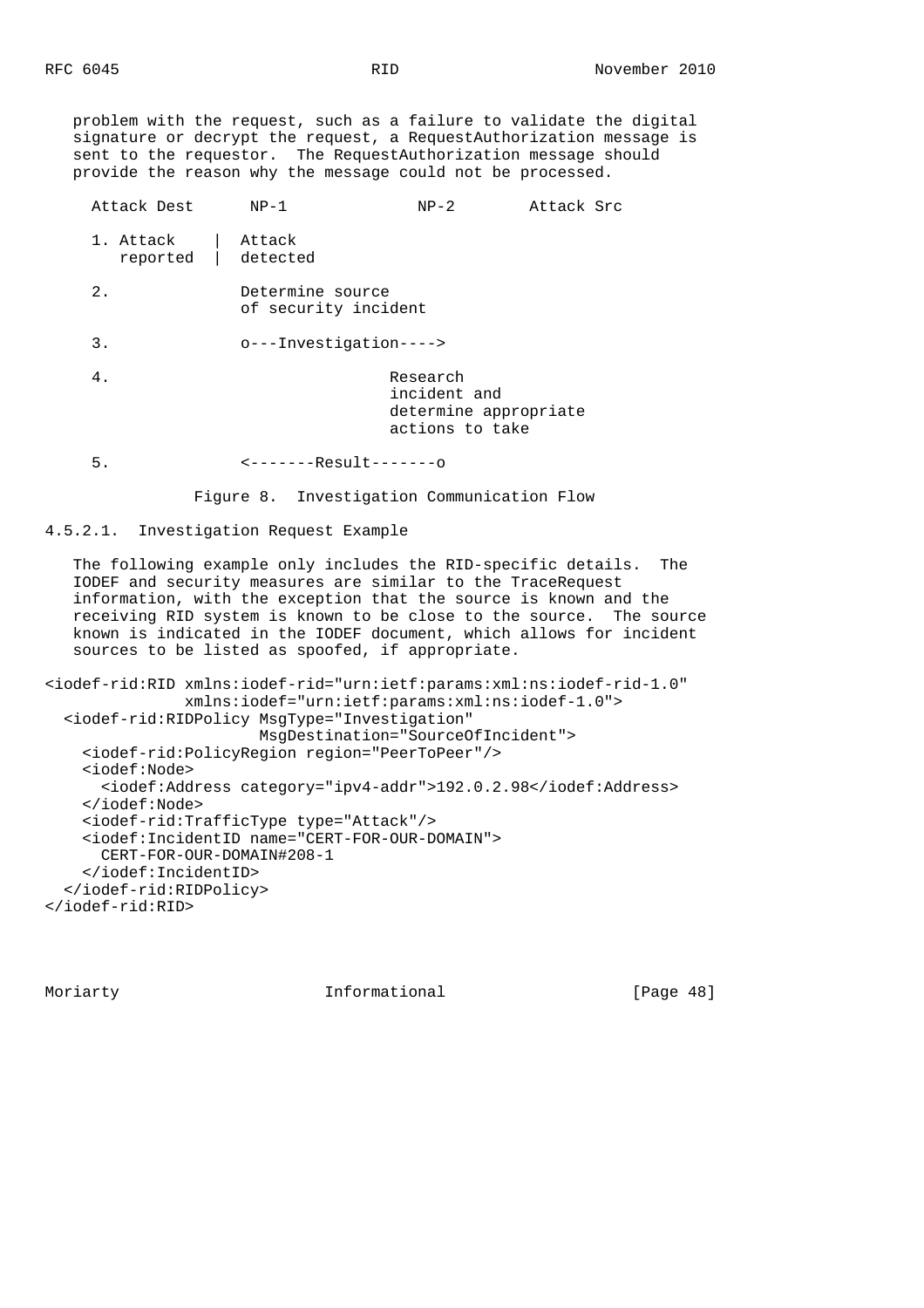problem with the request, such as a failure to validate the digital signature or decrypt the request, a RequestAuthorization message is sent to the requestor. The RequestAuthorization message should provide the reason why the message could not be processed.

```
  Attack Dest      NP-1             NP-2        Attack Src

  1. Attack    |  Attack
     reported  |  detected

  2.              Determine source
                  of security incident

  3.              o---Investigation---->

  4.                                Research
                                    incident and
                                    determine appropriate
                                    actions to take

  5.              <-------Result-------o
```

Figure 8. Investigation Communication Flow

#### 4.5.2.1. Investigation Request Example

The following example only includes the RID-specific details. The IODEF and security measures are similar to the TraceRequest information, with the exception that the source is known and the receiving RID system is known to be close to the source. The source known is indicated in the IODEF document, which allows for incident sources to be listed as spoofed, if appropriate.

```
<iodef-rid:RID xmlns:iodef-rid="urn:ietf:params:xml:ns:iodef-rid-1.0"
               xmlns:iodef="urn:ietf:params:xml:ns:iodef-1.0">
  <iodef-rid:RIDPolicy MsgType="Investigation"
                       MsgDestination="SourceOfIncident">
    <iodef-rid:PolicyRegion region="PeerToPeer"/>
    <iodef:Node>
      <iodef:Address category="ipv4-addr">192.0.2.98</iodef:Address>
    </iodef:Node>
    <iodef-rid:TrafficType type="Attack"/>
    <iodef:IncidentID name="CERT-FOR-OUR-DOMAIN">
      CERT-FOR-OUR-DOMAIN#208-1
    </iodef:IncidentID>
  </iodef-rid:RIDPolicy>
</iodef-rid:RID>
```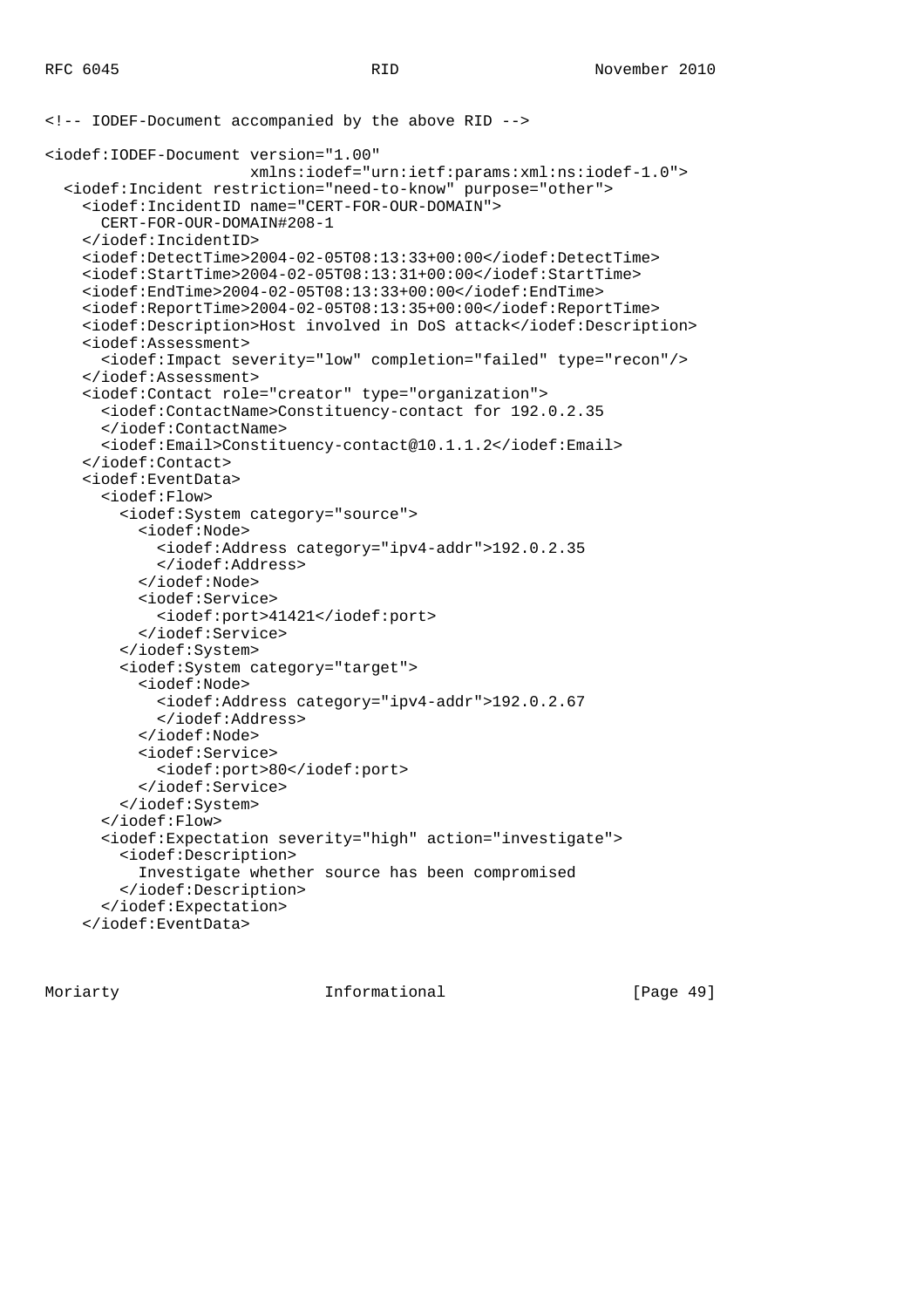```
<!-- IODEF-Document accompanied by the above RID -->

<iodef:IODEF-Document version="1.00"
                      xmlns:iodef="urn:ietf:params:xml:ns:iodef-1.0">
  <iodef:Incident restriction="need-to-know" purpose="other">
    <iodef:IncidentID name="CERT-FOR-OUR-DOMAIN">
      CERT-FOR-OUR-DOMAIN#208-1
    </iodef:IncidentID>
    <iodef:DetectTime>2004-02-05T08:13:33+00:00</iodef:DetectTime>
    <iodef:StartTime>2004-02-05T08:13:31+00:00</iodef:StartTime>
    <iodef:EndTime>2004-02-05T08:13:33+00:00</iodef:EndTime>
    <iodef:ReportTime>2004-02-05T08:13:35+00:00</iodef:ReportTime>
    <iodef:Description>Host involved in DoS attack</iodef:Description>
    <iodef:Assessment>
      <iodef:Impact severity="low" completion="failed" type="recon"/>
    </iodef:Assessment>
    <iodef:Contact role="creator" type="organization">
      <iodef:ContactName>Constituency-contact for 192.0.2.35
      </iodef:ContactName>
      <iodef:Email>Constituency-contact@10.1.1.2</iodef:Email>
    </iodef:Contact>
    <iodef:EventData>
      <iodef:Flow>
        <iodef:System category="source">
          <iodef:Node>
            <iodef:Address category="ipv4-addr">192.0.2.35
            </iodef:Address>
          </iodef:Node>
          <iodef:Service>
            <iodef:port>41421</iodef:port>
          </iodef:Service>
        </iodef:System>
        <iodef:System category="target">
          <iodef:Node>
            <iodef:Address category="ipv4-addr">192.0.2.67
            </iodef:Address>
          </iodef:Node>
          <iodef:Service>
            <iodef:port>80</iodef:port>
          </iodef:Service>
        </iodef:System>
      </iodef:Flow>
      <iodef:Expectation severity="high" action="investigate">
        <iodef:Description>
          Investigate whether source has been compromised
        </iodef:Description>
      </iodef:Expectation>
    </iodef:EventData>
```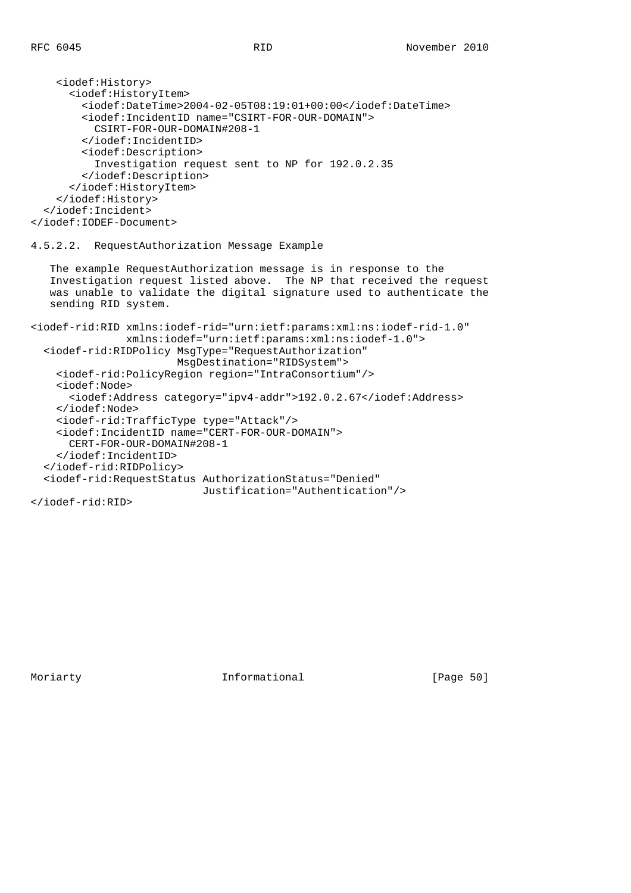```
    <iodef:History>
      <iodef:HistoryItem>
        <iodef:DateTime>2004-02-05T08:19:01+00:00</iodef:DateTime>
        <iodef:IncidentID name="CSIRT-FOR-OUR-DOMAIN">
          CSIRT-FOR-OUR-DOMAIN#208-1
        </iodef:IncidentID>
        <iodef:Description>
          Investigation request sent to NP for 192.0.2.35
        </iodef:Description>
      </iodef:HistoryItem>
    </iodef:History>
  </iodef:Incident>
</iodef:IODEF-Document>
```

#### 4.5.2.2. RequestAuthorization Message Example

The example RequestAuthorization message is in response to the Investigation request listed above. The NP that received the request was unable to validate the digital signature used to authenticate the sending RID system.

```
<iodef-rid:RID xmlns:iodef-rid="urn:ietf:params:xml:ns:iodef-rid-1.0"
               xmlns:iodef="urn:ietf:params:xml:ns:iodef-1.0">
  <iodef-rid:RIDPolicy MsgType="RequestAuthorization"
                       MsgDestination="RIDSystem">
    <iodef-rid:PolicyRegion region="IntraConsortium"/>
    <iodef:Node>
      <iodef:Address category="ipv4-addr">192.0.2.67</iodef:Address>
    </iodef:Node>
    <iodef-rid:TrafficType type="Attack"/>
    <iodef:IncidentID name="CERT-FOR-OUR-DOMAIN">
      CERT-FOR-OUR-DOMAIN#208-1
    </iodef:IncidentID>
  </iodef-rid:RIDPolicy>
  <iodef-rid:RequestStatus AuthorizationStatus="Denied"
                           Justification="Authentication"/>
</iodef-rid:RID>
```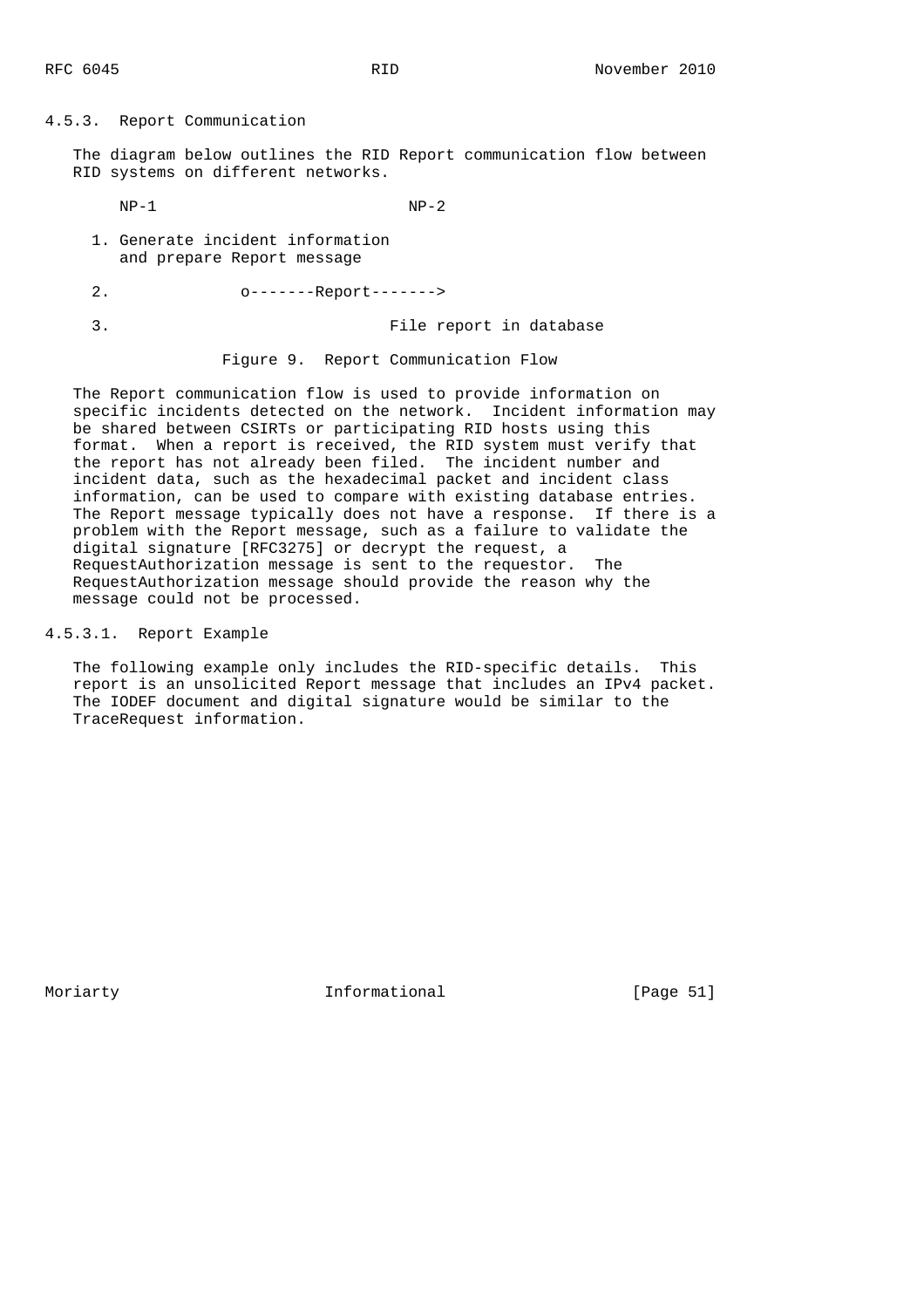### 4.5.3. Report Communication

The diagram below outlines the RID Report communication flow between RID systems on different networks.

```
    NP-1                          NP-2

  1. Generate incident information
     and prepare Report message

  2.             o-------Report------->

  3.                              File report in database
```

Figure 9. Report Communication Flow

The Report communication flow is used to provide information on specific incidents detected on the network. Incident information may be shared between CSIRTs or participating RID hosts using this format. When a report is received, the RID system must verify that the report has not already been filed. The incident number and incident data, such as the hexadecimal packet and incident class information, can be used to compare with existing database entries. The Report message typically does not have a response. If there is a problem with the Report message, such as a failure to validate the digital signature [RFC3275] or decrypt the request, a RequestAuthorization message is sent to the requestor. The RequestAuthorization message should provide the reason why the message could not be processed.

#### 4.5.3.1. Report Example

The following example only includes the RID-specific details. This report is an unsolicited Report message that includes an IPv4 packet. The IODEF document and digital signature would be similar to the TraceRequest information.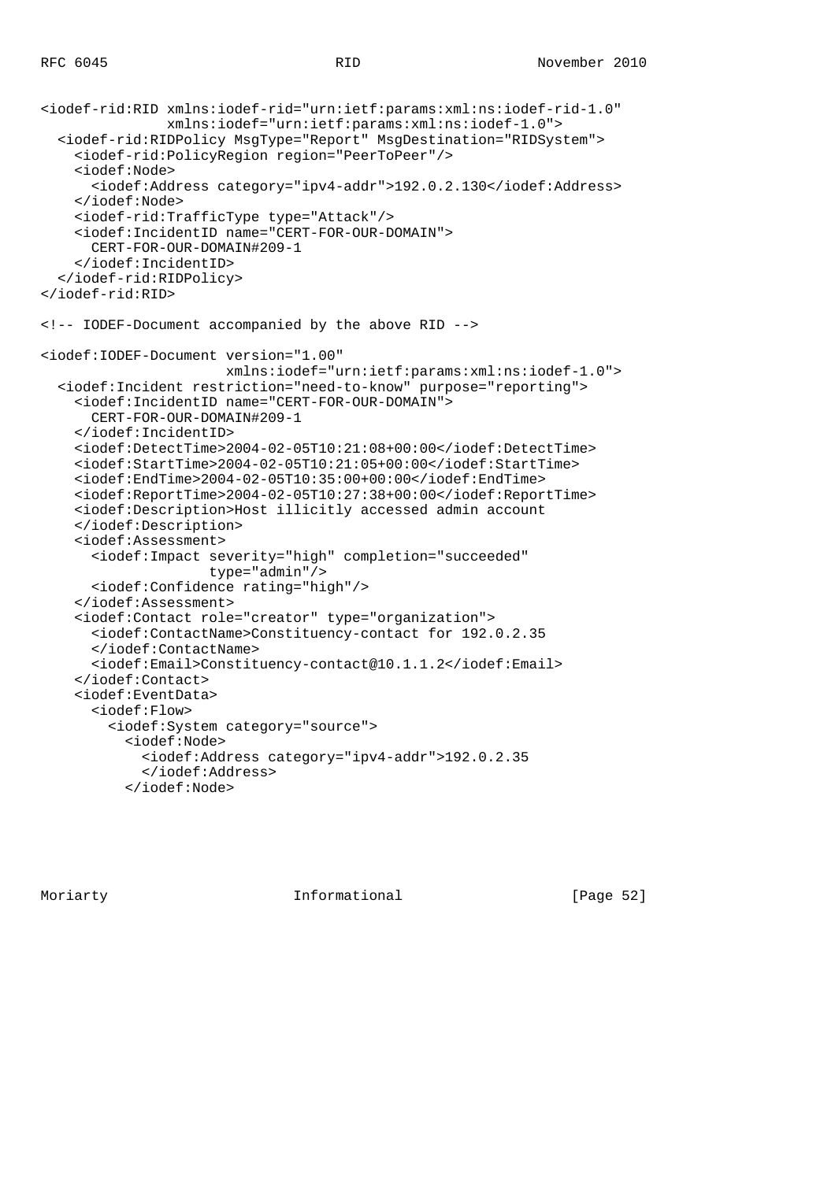```
<iodef-rid:RID xmlns:iodef-rid="urn:ietf:params:xml:ns:iodef-rid-1.0"
               xmlns:iodef="urn:ietf:params:xml:ns:iodef-1.0">
  <iodef-rid:RIDPolicy MsgType="Report" MsgDestination="RIDSystem">
    <iodef-rid:PolicyRegion region="PeerToPeer"/>
    <iodef:Node>
      <iodef:Address category="ipv4-addr">192.0.2.130</iodef:Address>
    </iodef:Node>
    <iodef-rid:TrafficType type="Attack"/>
    <iodef:IncidentID name="CERT-FOR-OUR-DOMAIN">
      CERT-FOR-OUR-DOMAIN#209-1
    </iodef:IncidentID>
  </iodef-rid:RIDPolicy>
</iodef-rid:RID>

<!-- IODEF-Document accompanied by the above RID -->

<iodef:IODEF-Document version="1.00"
                      xmlns:iodef="urn:ietf:params:xml:ns:iodef-1.0">
  <iodef:Incident restriction="need-to-know" purpose="reporting">
    <iodef:IncidentID name="CERT-FOR-OUR-DOMAIN">
      CERT-FOR-OUR-DOMAIN#209-1
    </iodef:IncidentID>
    <iodef:DetectTime>2004-02-05T10:21:08+00:00</iodef:DetectTime>
    <iodef:StartTime>2004-02-05T10:21:05+00:00</iodef:StartTime>
    <iodef:EndTime>2004-02-05T10:35:00+00:00</iodef:EndTime>
    <iodef:ReportTime>2004-02-05T10:27:38+00:00</iodef:ReportTime>
    <iodef:Description>Host illicitly accessed admin account
    </iodef:Description>
    <iodef:Assessment>
      <iodef:Impact severity="high" completion="succeeded"
                    type="admin"/>
      <iodef:Confidence rating="high"/>
    </iodef:Assessment>
    <iodef:Contact role="creator" type="organization">
      <iodef:ContactName>Constituency-contact for 192.0.2.35
      </iodef:ContactName>
      <iodef:Email>Constituency-contact@10.1.1.2</iodef:Email>
    </iodef:Contact>
    <iodef:EventData>
      <iodef:Flow>
        <iodef:System category="source">
          <iodef:Node>
            <iodef:Address category="ipv4-addr">192.0.2.35
            </iodef:Address>
          </iodef:Node>
```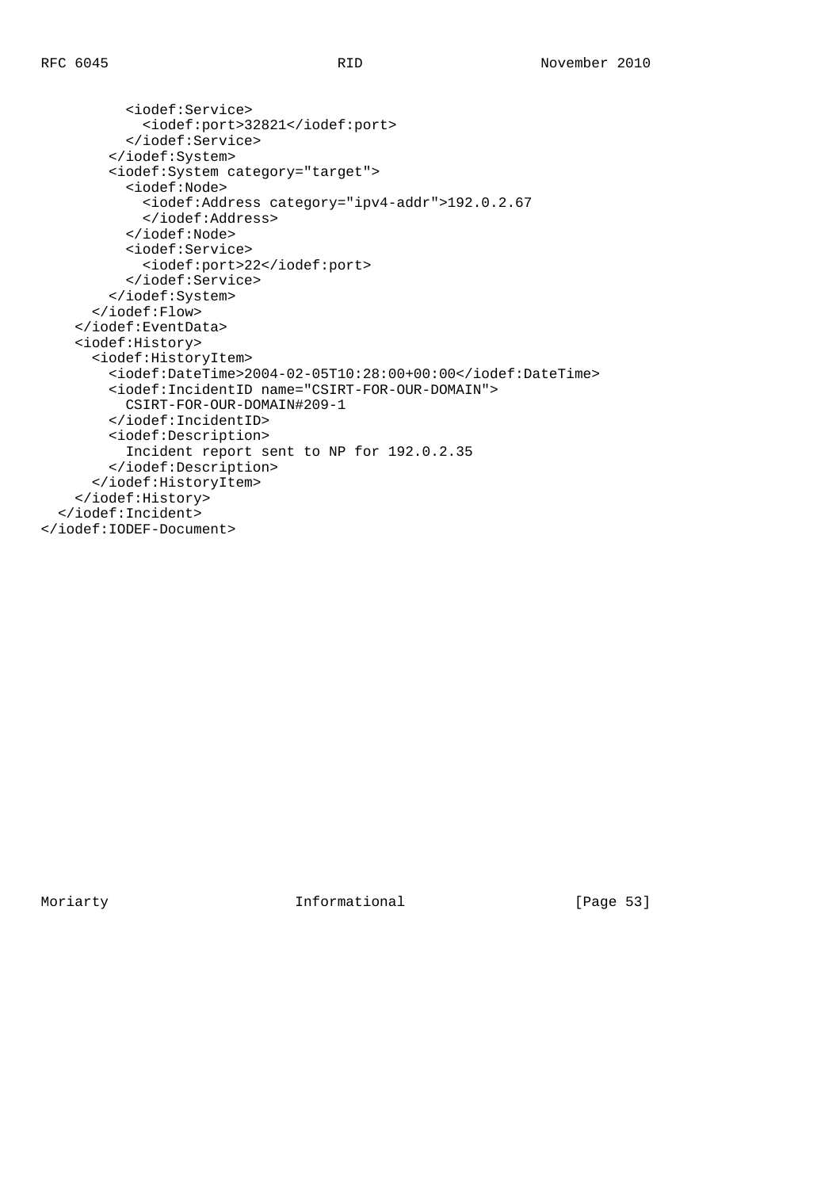```
          <iodef:Service>
            <iodef:port>32821</iodef:port>
          </iodef:Service>
        </iodef:System>
        <iodef:System category="target">
          <iodef:Node>
            <iodef:Address category="ipv4-addr">192.0.2.67
            </iodef:Address>
          </iodef:Node>
          <iodef:Service>
            <iodef:port>22</iodef:port>
          </iodef:Service>
        </iodef:System>
      </iodef:Flow>
    </iodef:EventData>
    <iodef:History>
      <iodef:HistoryItem>
        <iodef:DateTime>2004-02-05T10:28:00+00:00</iodef:DateTime>
        <iodef:IncidentID name="CSIRT-FOR-OUR-DOMAIN">
          CSIRT-FOR-OUR-DOMAIN#209-1
        </iodef:IncidentID>
        <iodef:Description>
          Incident report sent to NP for 192.0.2.35
        </iodef:Description>
      </iodef:HistoryItem>
    </iodef:History>
  </iodef:Incident>
</iodef:IODEF-Document>
```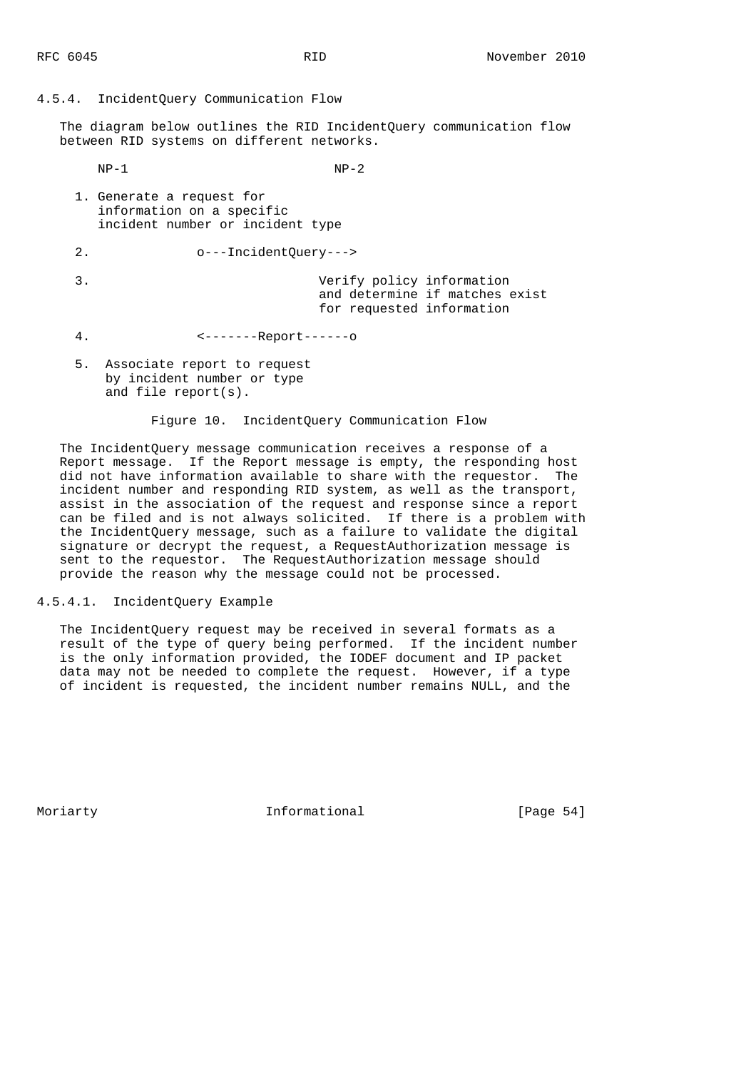### 4.5.4. IncidentQuery Communication Flow

The diagram below outlines the RID IncidentQuery communication flow between RID systems on different networks.

```
       NP-1                          NP-2

    1. Generate a request for
       information on a specific
       incident number or incident type

    2.             o---IncidentQuery--->

    3.                              Verify policy information
                                    and determine if matches exist
                                    for requested information

    4.             <-------Report------o

    5.  Associate report to request
        by incident number or type
        and file report(s).
```

Figure 10. IncidentQuery Communication Flow

The IncidentQuery message communication receives a response of a Report message. If the Report message is empty, the responding host did not have information available to share with the requestor. The incident number and responding RID system, as well as the transport, assist in the association of the request and response since a report can be filed and is not always solicited. If there is a problem with the IncidentQuery message, such as a failure to validate the digital signature or decrypt the request, a RequestAuthorization message is sent to the requestor. The RequestAuthorization message should provide the reason why the message could not be processed.

#### 4.5.4.1. IncidentQuery Example

The IncidentQuery request may be received in several formats as a result of the type of query being performed. If the incident number is the only information provided, the IODEF document and IP packet data may not be needed to complete the request. However, if a type of incident is requested, the incident number remains NULL, and the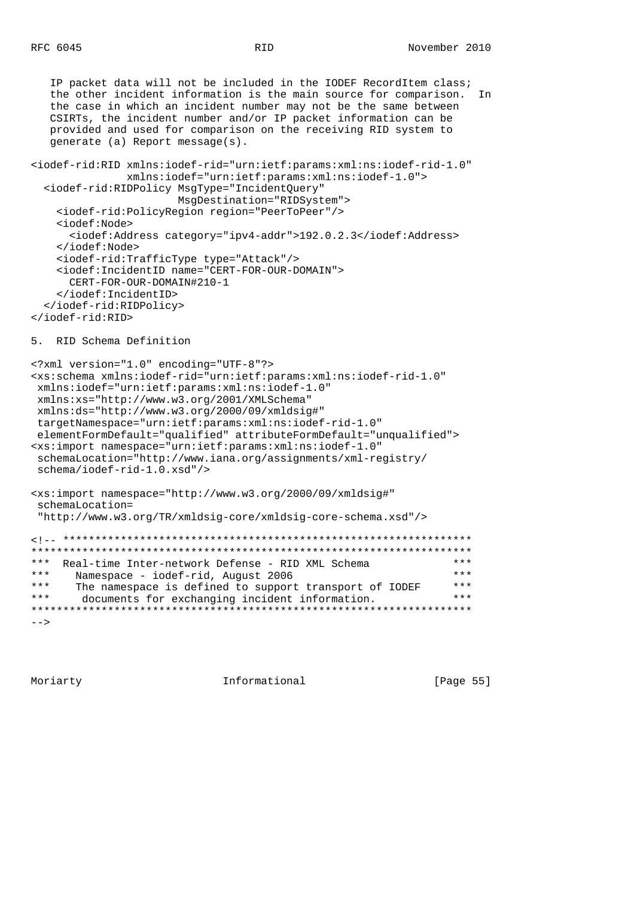IP packet data will not be included in the IODEF RecordItem class; the other incident information is the main source for comparison. In the case in which an incident number may not be the same between CSIRTs, the incident number and/or IP packet information can be provided and used for comparison on the receiving RID system to generate (a) Report message(s).

```
<iodef-rid:RID xmlns:iodef-rid="urn:ietf:params:xml:ns:iodef-rid-1.0"
               xmlns:iodef="urn:ietf:params:xml:ns:iodef-1.0">
  <iodef-rid:RIDPolicy MsgType="IncidentQuery"
                       MsgDestination="RIDSystem">
    <iodef-rid:PolicyRegion region="PeerToPeer"/>
    <iodef:Node>
      <iodef:Address category="ipv4-addr">192.0.2.3</iodef:Address>
    </iodef:Node>
    <iodef-rid:TrafficType type="Attack"/>
    <iodef:IncidentID name="CERT-FOR-OUR-DOMAIN">
      CERT-FOR-OUR-DOMAIN#210-1
    </iodef:IncidentID>
  </iodef-rid:RIDPolicy>
</iodef-rid:RID>
```

## 5. RID Schema Definition

```
<?xml version="1.0" encoding="UTF-8"?>
<xs:schema xmlns:iodef-rid="urn:ietf:params:xml:ns:iodef-rid-1.0"
 xmlns:iodef="urn:ietf:params:xml:ns:iodef-1.0"
 xmlns:xs="http://www.w3.org/2001/XMLSchema"
 xmlns:ds="http://www.w3.org/2000/09/xmldsig#"
 targetNamespace="urn:ietf:params:xml:ns:iodef-rid-1.0"
 elementFormDefault="qualified" attributeFormDefault="unqualified">
<xs:import namespace="urn:ietf:params:xml:ns:iodef-1.0"
 schemaLocation="http://www.iana.org/assignments/xml-registry/
 schema/iodef-rid-1.0.xsd"/>

<xs:import namespace="http://www.w3.org/2000/09/xmldsig#"
 schemaLocation=
 "http://www.w3.org/TR/xmldsig-core/xmldsig-core-schema.xsd"/>

<!-- ****************************************************************
*********************************************************************
***  Real-time Inter-network Defense - RID XML Schema            ***
***    Namespace - iodef-rid, August 2006                         ***
***    The namespace is defined to support transport of IODEF     ***
***     documents for exchanging incident information.            ***
*********************************************************************
-->
```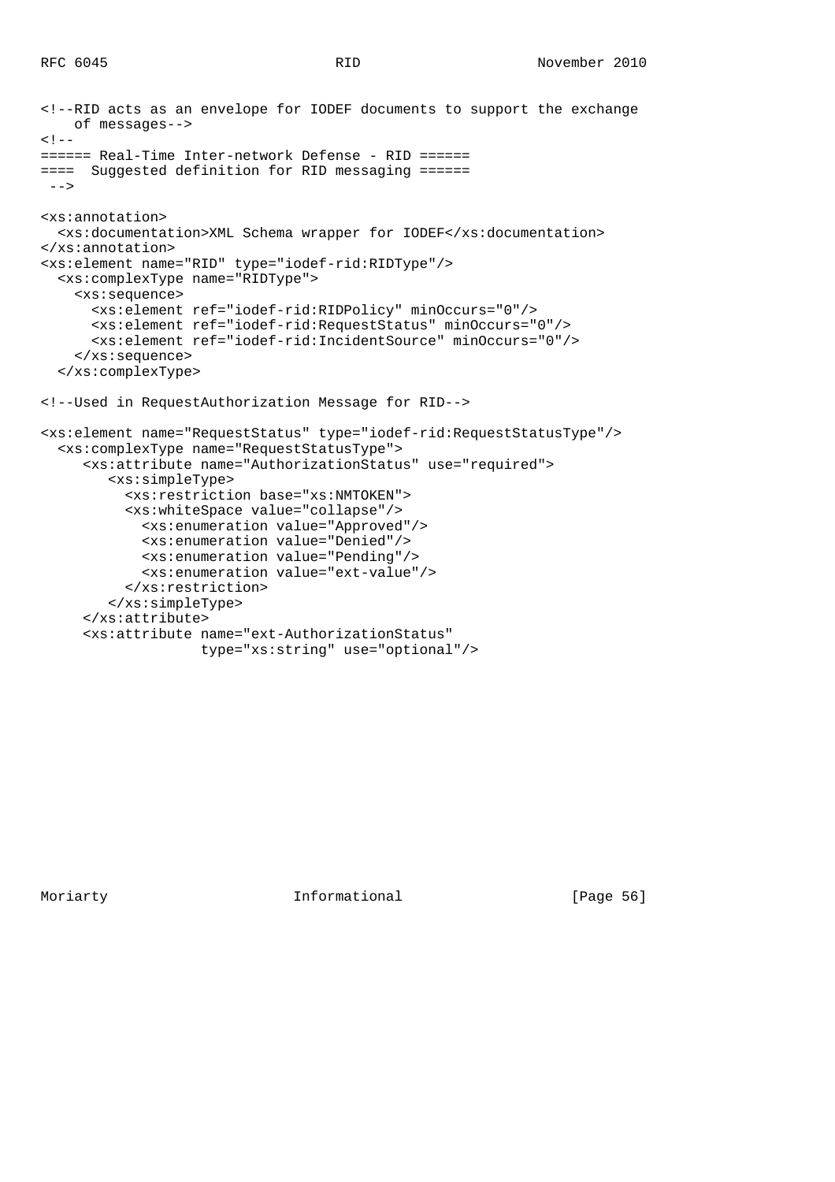```
<!--RID acts as an envelope for IODEF documents to support the exchange
    of messages-->
<!--
====== Real-Time Inter-network Defense - RID ======
====  Suggested definition for RID messaging ======
 -->

<xs:annotation>
  <xs:documentation>XML Schema wrapper for IODEF</xs:documentation>
</xs:annotation>
<xs:element name="RID" type="iodef-rid:RIDType"/>
  <xs:complexType name="RIDType">
    <xs:sequence>
      <xs:element ref="iodef-rid:RIDPolicy" minOccurs="0"/>
      <xs:element ref="iodef-rid:RequestStatus" minOccurs="0"/>
      <xs:element ref="iodef-rid:IncidentSource" minOccurs="0"/>
    </xs:sequence>
  </xs:complexType>

<!--Used in RequestAuthorization Message for RID-->

<xs:element name="RequestStatus" type="iodef-rid:RequestStatusType"/>
  <xs:complexType name="RequestStatusType">
     <xs:attribute name="AuthorizationStatus" use="required">
        <xs:simpleType>
          <xs:restriction base="xs:NMTOKEN">
          <xs:whiteSpace value="collapse"/>
            <xs:enumeration value="Approved"/>
            <xs:enumeration value="Denied"/>
            <xs:enumeration value="Pending"/>
            <xs:enumeration value="ext-value"/>
          </xs:restriction>
        </xs:simpleType>
     </xs:attribute>
     <xs:attribute name="ext-AuthorizationStatus"
                   type="xs:string" use="optional"/>
```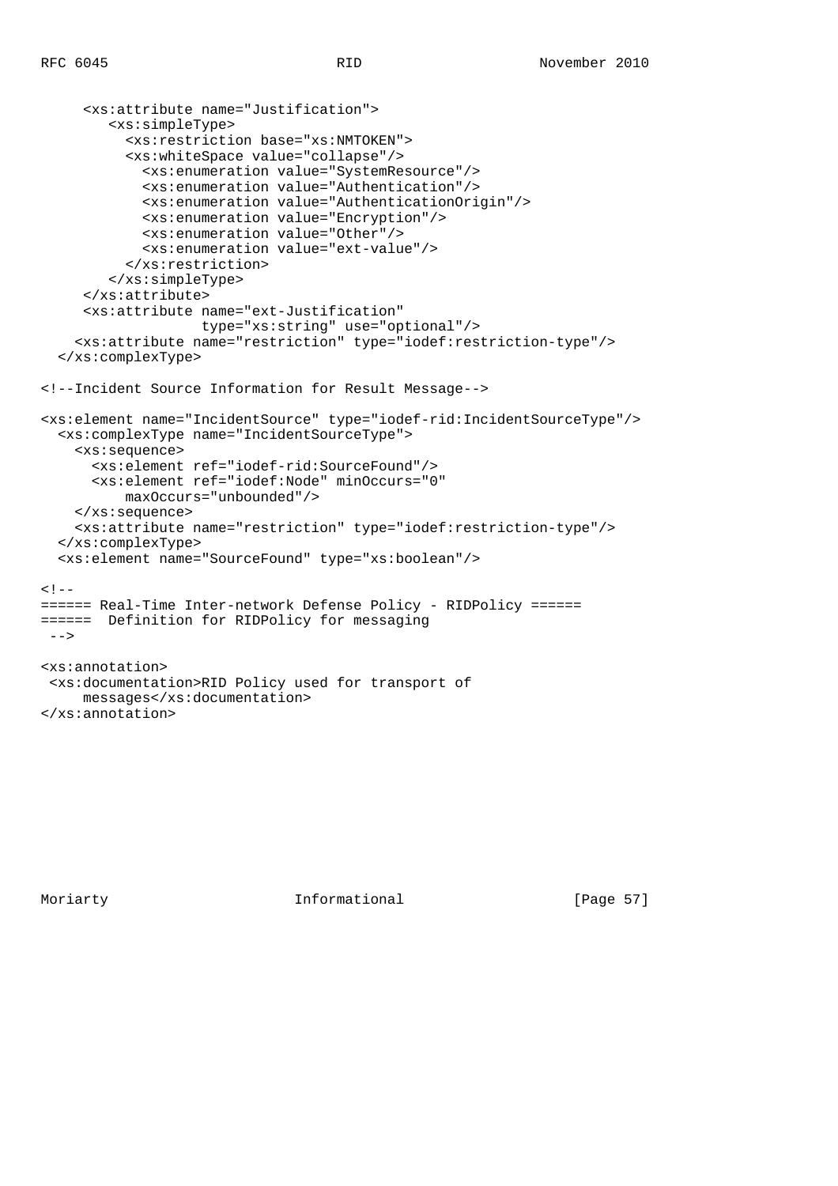```
     <xs:attribute name="Justification">
        <xs:simpleType>
          <xs:restriction base="xs:NMTOKEN">
          <xs:whiteSpace value="collapse"/>
            <xs:enumeration value="SystemResource"/>
            <xs:enumeration value="Authentication"/>
            <xs:enumeration value="AuthenticationOrigin"/>
            <xs:enumeration value="Encryption"/>
            <xs:enumeration value="Other"/>
            <xs:enumeration value="ext-value"/>
          </xs:restriction>
        </xs:simpleType>
     </xs:attribute>
     <xs:attribute name="ext-Justification"
                   type="xs:string" use="optional"/>
    <xs:attribute name="restriction" type="iodef:restriction-type"/>
  </xs:complexType>

<!--Incident Source Information for Result Message-->

<xs:element name="IncidentSource" type="iodef-rid:IncidentSourceType"/>
  <xs:complexType name="IncidentSourceType">
    <xs:sequence>
      <xs:element ref="iodef-rid:SourceFound"/>
      <xs:element ref="iodef:Node" minOccurs="0"
          maxOccurs="unbounded"/>
    </xs:sequence>
    <xs:attribute name="restriction" type="iodef:restriction-type"/>
  </xs:complexType>
  <xs:element name="SourceFound" type="xs:boolean"/>

<!--
====== Real-Time Inter-network Defense Policy - RIDPolicy ======
======  Definition for RIDPolicy for messaging
 -->

<xs:annotation>
 <xs:documentation>RID Policy used for transport of
     messages</xs:documentation>
</xs:annotation>
```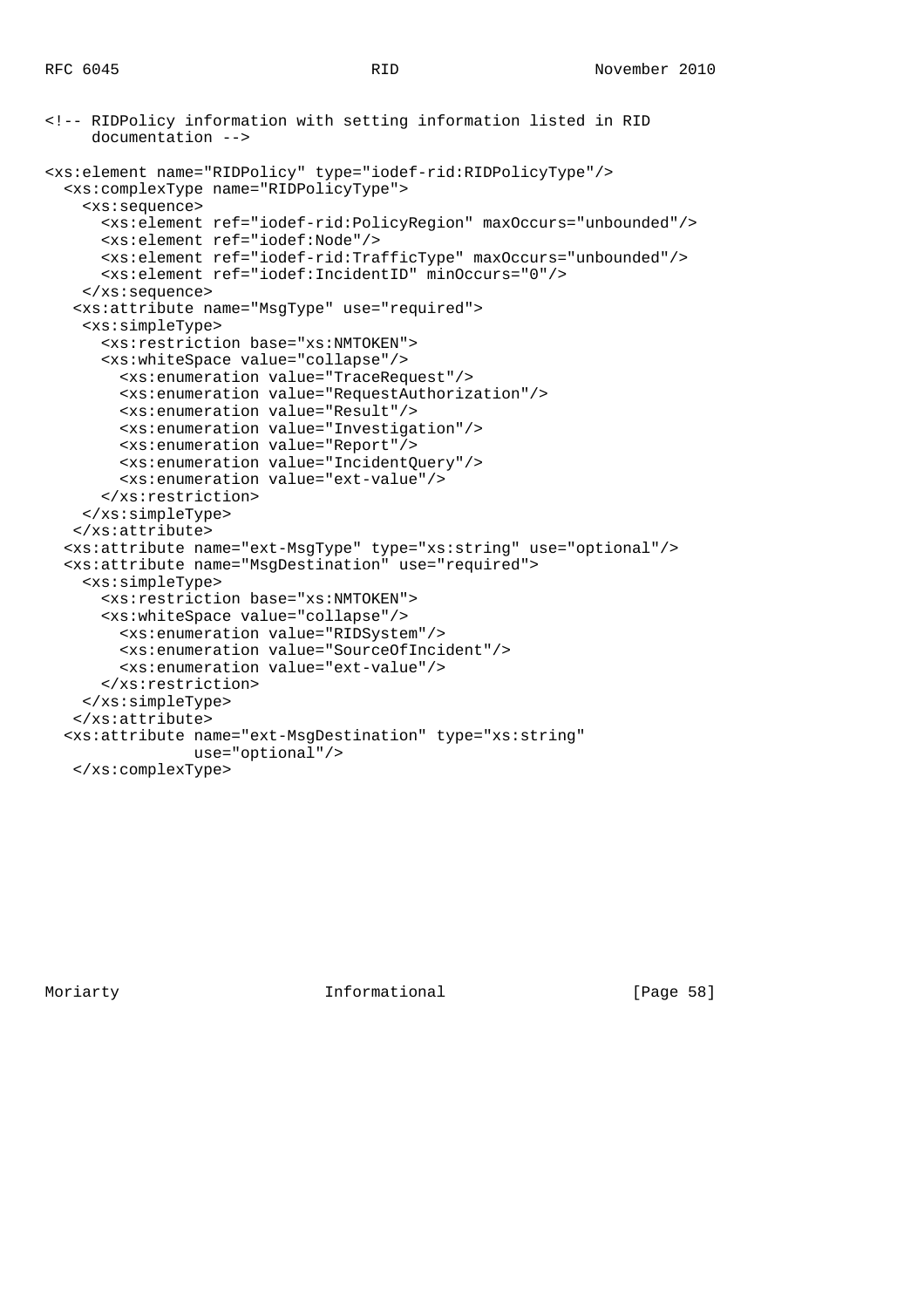```
<!-- RIDPolicy information with setting information listed in RID
     documentation -->

<xs:element name="RIDPolicy" type="iodef-rid:RIDPolicyType"/>
  <xs:complexType name="RIDPolicyType">
    <xs:sequence>
      <xs:element ref="iodef-rid:PolicyRegion" maxOccurs="unbounded"/>
      <xs:element ref="iodef:Node"/>
      <xs:element ref="iodef-rid:TrafficType" maxOccurs="unbounded"/>
      <xs:element ref="iodef:IncidentID" minOccurs="0"/>
    </xs:sequence>
   <xs:attribute name="MsgType" use="required">
    <xs:simpleType>
      <xs:restriction base="xs:NMTOKEN">
      <xs:whiteSpace value="collapse"/>
        <xs:enumeration value="TraceRequest"/>
        <xs:enumeration value="RequestAuthorization"/>
        <xs:enumeration value="Result"/>
        <xs:enumeration value="Investigation"/>
        <xs:enumeration value="Report"/>
        <xs:enumeration value="IncidentQuery"/>
        <xs:enumeration value="ext-value"/>
      </xs:restriction>
    </xs:simpleType>
   </xs:attribute>
  <xs:attribute name="ext-MsgType" type="xs:string" use="optional"/>
  <xs:attribute name="MsgDestination" use="required">
    <xs:simpleType>
      <xs:restriction base="xs:NMTOKEN">
      <xs:whiteSpace value="collapse"/>
        <xs:enumeration value="RIDSystem"/>
        <xs:enumeration value="SourceOfIncident"/>
        <xs:enumeration value="ext-value"/>
      </xs:restriction>
    </xs:simpleType>
   </xs:attribute>
  <xs:attribute name="ext-MsgDestination" type="xs:string"
                use="optional"/>
   </xs:complexType>
```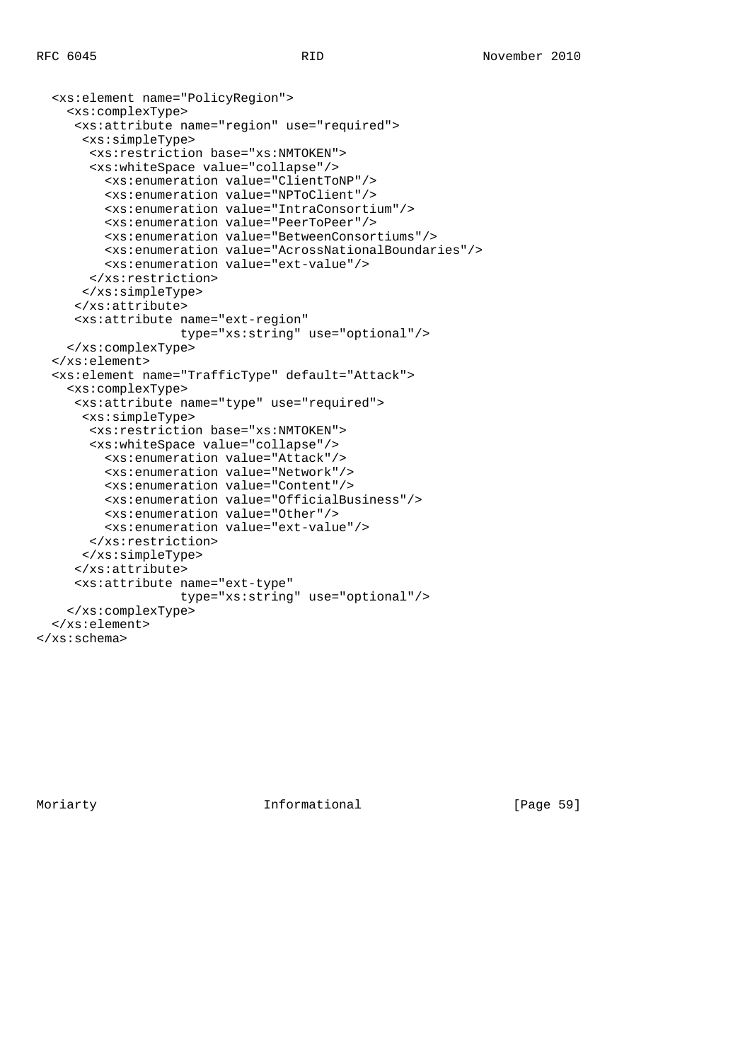```
  <xs:element name="PolicyRegion">
    <xs:complexType>
     <xs:attribute name="region" use="required">
      <xs:simpleType>
       <xs:restriction base="xs:NMTOKEN">
       <xs:whiteSpace value="collapse"/>
         <xs:enumeration value="ClientToNP"/>
         <xs:enumeration value="NPToClient"/>
         <xs:enumeration value="IntraConsortium"/>
         <xs:enumeration value="PeerToPeer"/>
         <xs:enumeration value="BetweenConsortiums"/>
         <xs:enumeration value="AcrossNationalBoundaries"/>
         <xs:enumeration value="ext-value"/>
       </xs:restriction>
      </xs:simpleType>
     </xs:attribute>
     <xs:attribute name="ext-region"
                   type="xs:string" use="optional"/>
    </xs:complexType>
  </xs:element>
  <xs:element name="TrafficType" default="Attack">
    <xs:complexType>
     <xs:attribute name="type" use="required">
      <xs:simpleType>
       <xs:restriction base="xs:NMTOKEN">
       <xs:whiteSpace value="collapse"/>
         <xs:enumeration value="Attack"/>
         <xs:enumeration value="Network"/>
         <xs:enumeration value="Content"/>
         <xs:enumeration value="OfficialBusiness"/>
         <xs:enumeration value="Other"/>
         <xs:enumeration value="ext-value"/>
       </xs:restriction>
      </xs:simpleType>
     </xs:attribute>
     <xs:attribute name="ext-type"
                   type="xs:string" use="optional"/>
    </xs:complexType>
  </xs:element>
</xs:schema>
```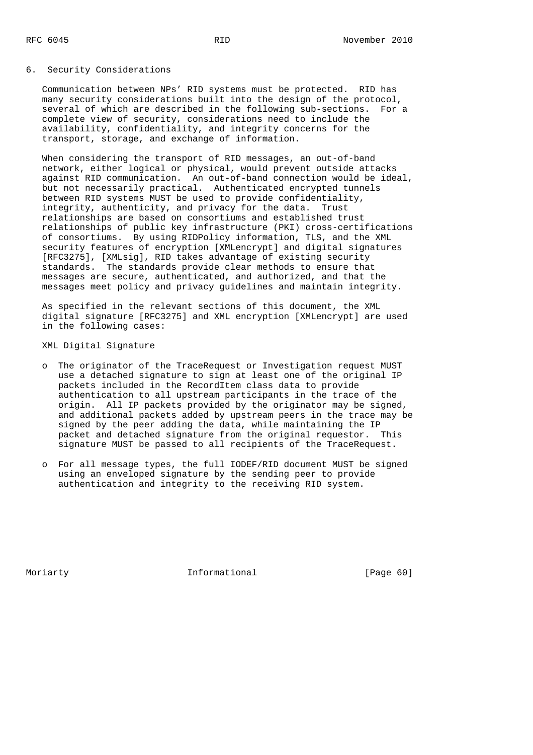## 6. Security Considerations

Communication between NPs' RID systems must be protected. RID has many security considerations built into the design of the protocol, several of which are described in the following sub-sections. For a complete view of security, considerations need to include the availability, confidentiality, and integrity concerns for the transport, storage, and exchange of information.

When considering the transport of RID messages, an out-of-band network, either logical or physical, would prevent outside attacks against RID communication. An out-of-band connection would be ideal, but not necessarily practical. Authenticated encrypted tunnels between RID systems MUST be used to provide confidentiality, integrity, authenticity, and privacy for the data. Trust relationships are based on consortiums and established trust relationships of public key infrastructure (PKI) cross-certifications of consortiums. By using RIDPolicy information, TLS, and the XML security features of encryption [XMLencrypt] and digital signatures [RFC3275], [XMLsig], RID takes advantage of existing security standards. The standards provide clear methods to ensure that messages are secure, authenticated, and authorized, and that the messages meet policy and privacy guidelines and maintain integrity.

As specified in the relevant sections of this document, the XML digital signature [RFC3275] and XML encryption [XMLencrypt] are used in the following cases:

XML Digital Signature

- The originator of the TraceRequest or Investigation request MUST use a detached signature to sign at least one of the original IP packets included in the RecordItem class data to provide authentication to all upstream participants in the trace of the origin. All IP packets provided by the originator may be signed, and additional packets added by upstream peers in the trace may be signed by the peer adding the data, while maintaining the IP packet and detached signature from the original requestor. This signature MUST be passed to all recipients of the TraceRequest.

- For all message types, the full IODEF/RID document MUST be signed using an enveloped signature by the sending peer to provide authentication and integrity to the receiving RID system.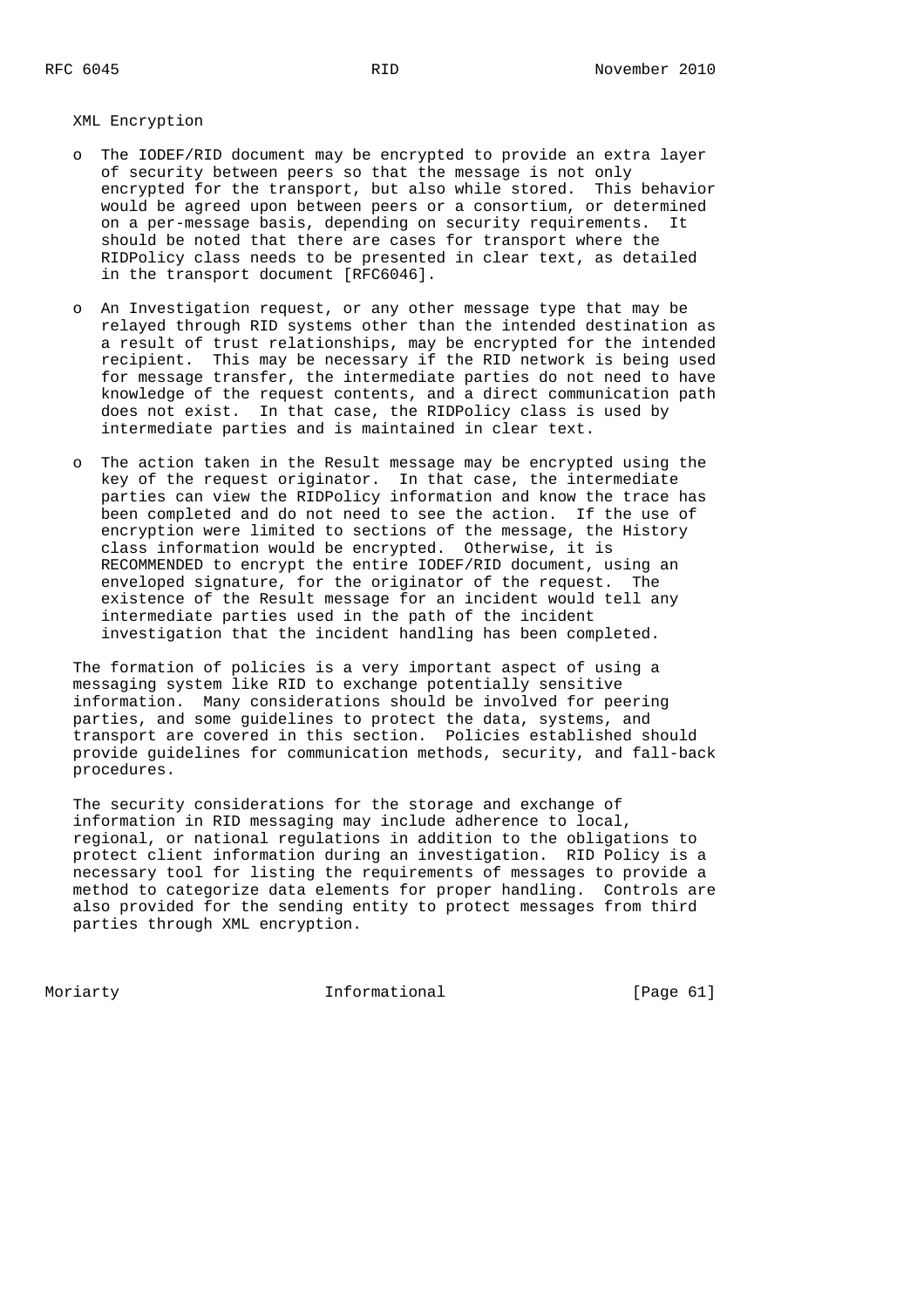XML Encryption

- The IODEF/RID document may be encrypted to provide an extra layer of security between peers so that the message is not only encrypted for the transport, but also while stored. This behavior would be agreed upon between peers or a consortium, or determined on a per-message basis, depending on security requirements. It should be noted that there are cases for transport where the RIDPolicy class needs to be presented in clear text, as detailed in the transport document [RFC6046].

- An Investigation request, or any other message type that may be relayed through RID systems other than the intended destination as a result of trust relationships, may be encrypted for the intended recipient. This may be necessary if the RID network is being used for message transfer, the intermediate parties do not need to have knowledge of the request contents, and a direct communication path does not exist. In that case, the RIDPolicy class is used by intermediate parties and is maintained in clear text.

- The action taken in the Result message may be encrypted using the key of the request originator. In that case, the intermediate parties can view the RIDPolicy information and know the trace has been completed and do not need to see the action. If the use of encryption were limited to sections of the message, the History class information would be encrypted. Otherwise, it is RECOMMENDED to encrypt the entire IODEF/RID document, using an enveloped signature, for the originator of the request. The existence of the Result message for an incident would tell any intermediate parties used in the path of the incident investigation that the incident handling has been completed.

The formation of policies is a very important aspect of using a messaging system like RID to exchange potentially sensitive information. Many considerations should be involved for peering parties, and some guidelines to protect the data, systems, and transport are covered in this section. Policies established should provide guidelines for communication methods, security, and fall-back procedures.

The security considerations for the storage and exchange of information in RID messaging may include adherence to local, regional, or national regulations in addition to the obligations to protect client information during an investigation. RID Policy is a necessary tool for listing the requirements of messages to provide a method to categorize data elements for proper handling. Controls are also provided for the sending entity to protect messages from third parties through XML encryption.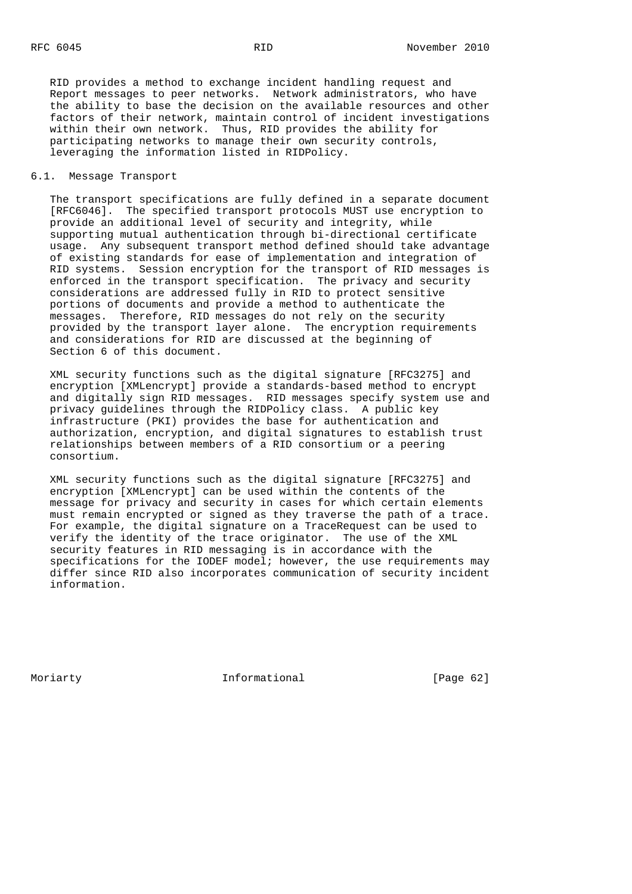RID provides a method to exchange incident handling request and Report messages to peer networks. Network administrators, who have the ability to base the decision on the available resources and other factors of their network, maintain control of incident investigations within their own network. Thus, RID provides the ability for participating networks to manage their own security controls, leveraging the information listed in RIDPolicy.

## 6.1. Message Transport

The transport specifications are fully defined in a separate document [RFC6046]. The specified transport protocols MUST use encryption to provide an additional level of security and integrity, while supporting mutual authentication through bi-directional certificate usage. Any subsequent transport method defined should take advantage of existing standards for ease of implementation and integration of RID systems. Session encryption for the transport of RID messages is enforced in the transport specification. The privacy and security considerations are addressed fully in RID to protect sensitive portions of documents and provide a method to authenticate the messages. Therefore, RID messages do not rely on the security provided by the transport layer alone. The encryption requirements and considerations for RID are discussed at the beginning of Section 6 of this document.

XML security functions such as the digital signature [RFC3275] and encryption [XMLencrypt] provide a standards-based method to encrypt and digitally sign RID messages. RID messages specify system use and privacy guidelines through the RIDPolicy class. A public key infrastructure (PKI) provides the base for authentication and authorization, encryption, and digital signatures to establish trust relationships between members of a RID consortium or a peering consortium.

XML security functions such as the digital signature [RFC3275] and encryption [XMLencrypt] can be used within the contents of the message for privacy and security in cases for which certain elements must remain encrypted or signed as they traverse the path of a trace. For example, the digital signature on a TraceRequest can be used to verify the identity of the trace originator. The use of the XML security features in RID messaging is in accordance with the specifications for the IODEF model; however, the use requirements may differ since RID also incorporates communication of security incident information.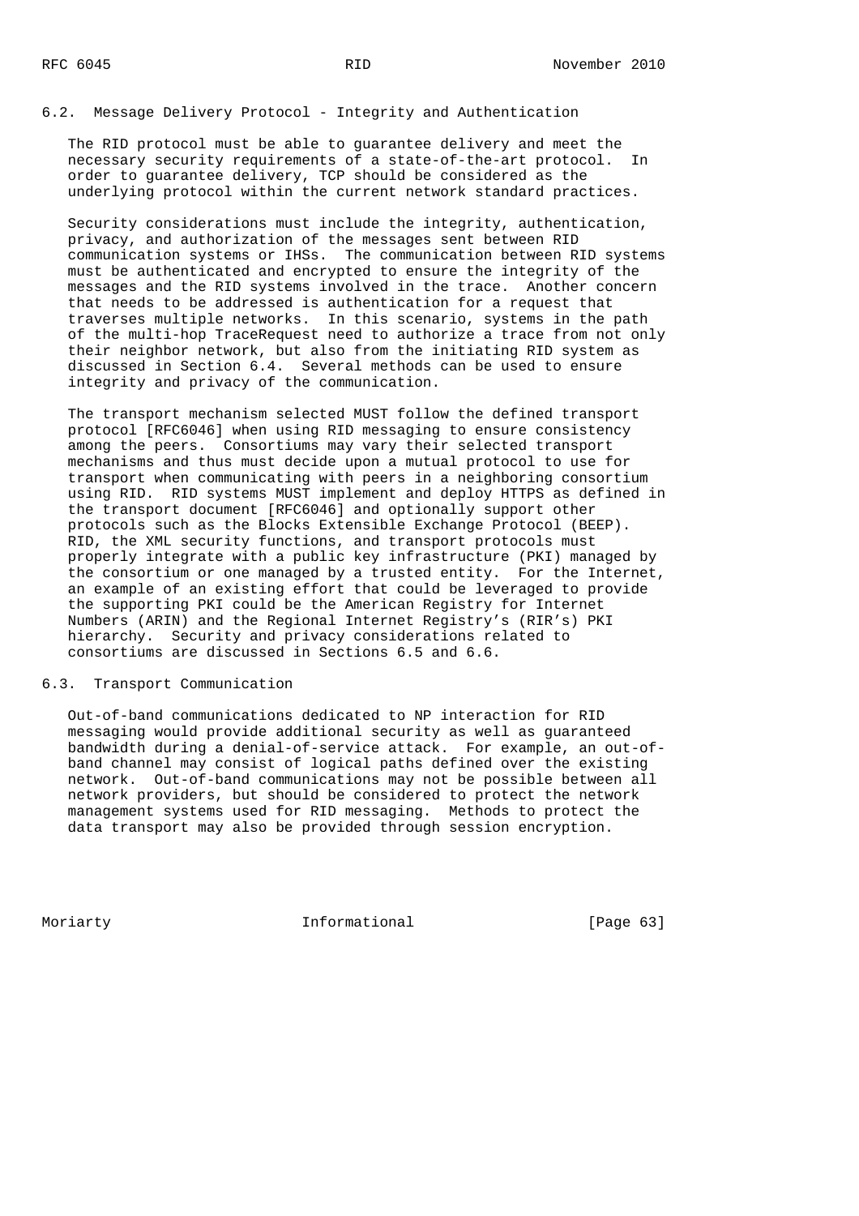### 6.2. Message Delivery Protocol - Integrity and Authentication

The RID protocol must be able to guarantee delivery and meet the necessary security requirements of a state-of-the-art protocol. In order to guarantee delivery, TCP should be considered as the underlying protocol within the current network standard practices.

Security considerations must include the integrity, authentication, privacy, and authorization of the messages sent between RID communication systems or IHSs. The communication between RID systems must be authenticated and encrypted to ensure the integrity of the messages and the RID systems involved in the trace. Another concern that needs to be addressed is authentication for a request that traverses multiple networks. In this scenario, systems in the path of the multi-hop TraceRequest need to authorize a trace from not only their neighbor network, but also from the initiating RID system as discussed in Section 6.4. Several methods can be used to ensure integrity and privacy of the communication.

The transport mechanism selected MUST follow the defined transport protocol [RFC6046] when using RID messaging to ensure consistency among the peers. Consortiums may vary their selected transport mechanisms and thus must decide upon a mutual protocol to use for transport when communicating with peers in a neighboring consortium using RID. RID systems MUST implement and deploy HTTPS as defined in the transport document [RFC6046] and optionally support other protocols such as the Blocks Extensible Exchange Protocol (BEEP). RID, the XML security functions, and transport protocols must properly integrate with a public key infrastructure (PKI) managed by the consortium or one managed by a trusted entity. For the Internet, an example of an existing effort that could be leveraged to provide the supporting PKI could be the American Registry for Internet Numbers (ARIN) and the Regional Internet Registry's (RIR's) PKI hierarchy. Security and privacy considerations related to consortiums are discussed in Sections 6.5 and 6.6.

### 6.3. Transport Communication

Out-of-band communications dedicated to NP interaction for RID messaging would provide additional security as well as guaranteed bandwidth during a denial-of-service attack. For example, an out-of-band channel may consist of logical paths defined over the existing network. Out-of-band communications may not be possible between all network providers, but should be considered to protect the network management systems used for RID messaging. Methods to protect the data transport may also be provided through session encryption.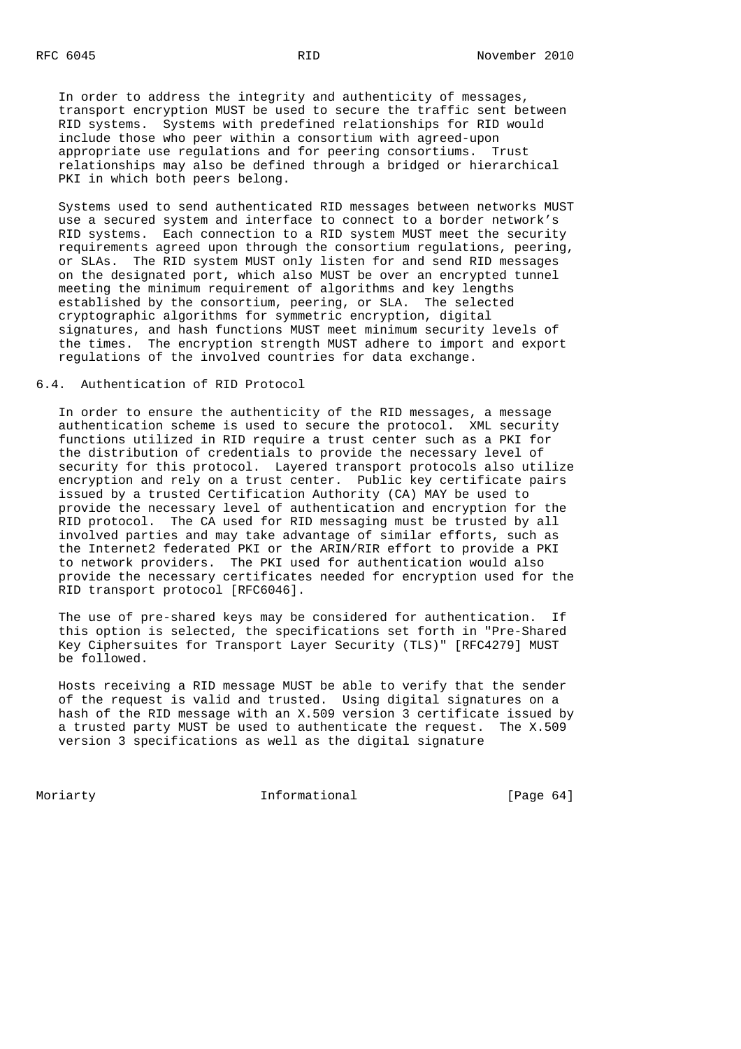In order to address the integrity and authenticity of messages, transport encryption MUST be used to secure the traffic sent between RID systems. Systems with predefined relationships for RID would include those who peer within a consortium with agreed-upon appropriate use regulations and for peering consortiums. Trust relationships may also be defined through a bridged or hierarchical PKI in which both peers belong.

Systems used to send authenticated RID messages between networks MUST use a secured system and interface to connect to a border network's RID systems. Each connection to a RID system MUST meet the security requirements agreed upon through the consortium regulations, peering, or SLAs. The RID system MUST only listen for and send RID messages on the designated port, which also MUST be over an encrypted tunnel meeting the minimum requirement of algorithms and key lengths established by the consortium, peering, or SLA. The selected cryptographic algorithms for symmetric encryption, digital signatures, and hash functions MUST meet minimum security levels of the times. The encryption strength MUST adhere to import and export regulations of the involved countries for data exchange.

## 6.4. Authentication of RID Protocol

In order to ensure the authenticity of the RID messages, a message authentication scheme is used to secure the protocol. XML security functions utilized in RID require a trust center such as a PKI for the distribution of credentials to provide the necessary level of security for this protocol. Layered transport protocols also utilize encryption and rely on a trust center. Public key certificate pairs issued by a trusted Certification Authority (CA) MAY be used to provide the necessary level of authentication and encryption for the RID protocol. The CA used for RID messaging must be trusted by all involved parties and may take advantage of similar efforts, such as the Internet2 federated PKI or the ARIN/RIR effort to provide a PKI to network providers. The PKI used for authentication would also provide the necessary certificates needed for encryption used for the RID transport protocol [RFC6046].

The use of pre-shared keys may be considered for authentication. If this option is selected, the specifications set forth in "Pre-Shared Key Ciphersuites for Transport Layer Security (TLS)" [RFC4279] MUST be followed.

Hosts receiving a RID message MUST be able to verify that the sender of the request is valid and trusted. Using digital signatures on a hash of the RID message with an X.509 version 3 certificate issued by a trusted party MUST be used to authenticate the request. The X.509 version 3 specifications as well as the digital signature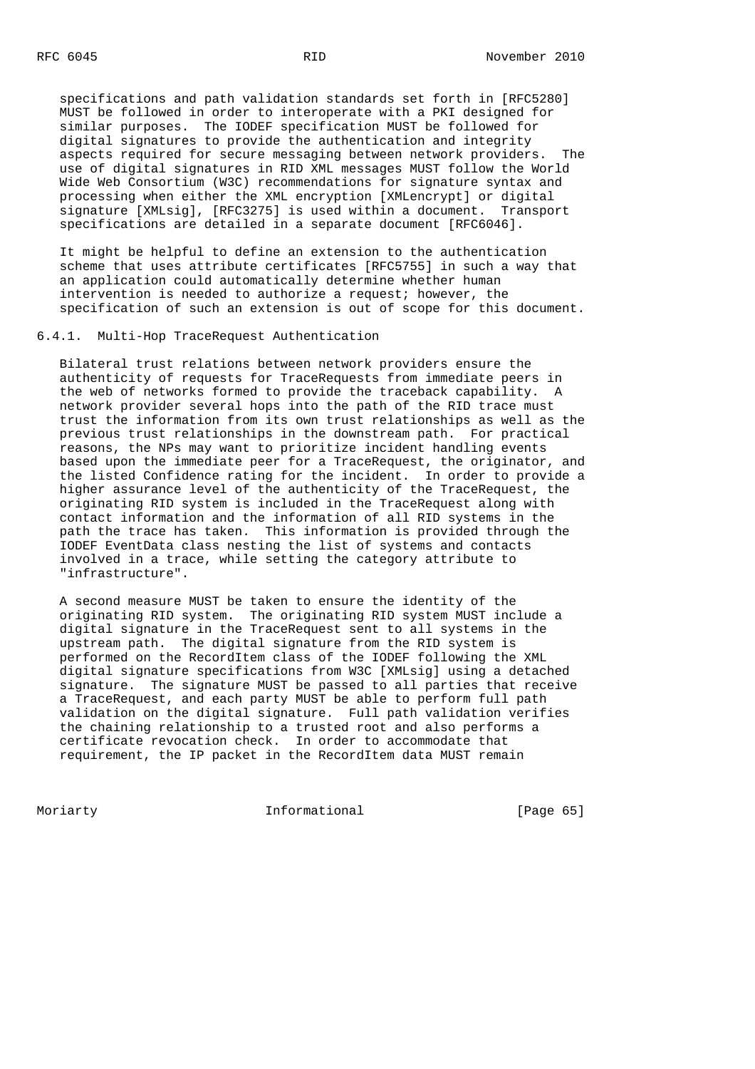specifications and path validation standards set forth in [RFC5280] MUST be followed in order to interoperate with a PKI designed for similar purposes. The IODEF specification MUST be followed for digital signatures to provide the authentication and integrity aspects required for secure messaging between network providers. The use of digital signatures in RID XML messages MUST follow the World Wide Web Consortium (W3C) recommendations for signature syntax and processing when either the XML encryption [XMLencrypt] or digital signature [XMLsig], [RFC3275] is used within a document. Transport specifications are detailed in a separate document [RFC6046].

It might be helpful to define an extension to the authentication scheme that uses attribute certificates [RFC5755] in such a way that an application could automatically determine whether human intervention is needed to authorize a request; however, the specification of such an extension is out of scope for this document.

### 6.4.1. Multi-Hop TraceRequest Authentication

Bilateral trust relations between network providers ensure the authenticity of requests for TraceRequests from immediate peers in the web of networks formed to provide the traceback capability. A network provider several hops into the path of the RID trace must trust the information from its own trust relationships as well as the previous trust relationships in the downstream path. For practical reasons, the NPs may want to prioritize incident handling events based upon the immediate peer for a TraceRequest, the originator, and the listed Confidence rating for the incident. In order to provide a higher assurance level of the authenticity of the TraceRequest, the originating RID system is included in the TraceRequest along with contact information and the information of all RID systems in the path the trace has taken. This information is provided through the IODEF EventData class nesting the list of systems and contacts involved in a trace, while setting the category attribute to "infrastructure".

A second measure MUST be taken to ensure the identity of the originating RID system. The originating RID system MUST include a digital signature in the TraceRequest sent to all systems in the upstream path. The digital signature from the RID system is performed on the RecordItem class of the IODEF following the XML digital signature specifications from W3C [XMLsig] using a detached signature. The signature MUST be passed to all parties that receive a TraceRequest, and each party MUST be able to perform full path validation on the digital signature. Full path validation verifies the chaining relationship to a trusted root and also performs a certificate revocation check. In order to accommodate that requirement, the IP packet in the RecordItem data MUST remain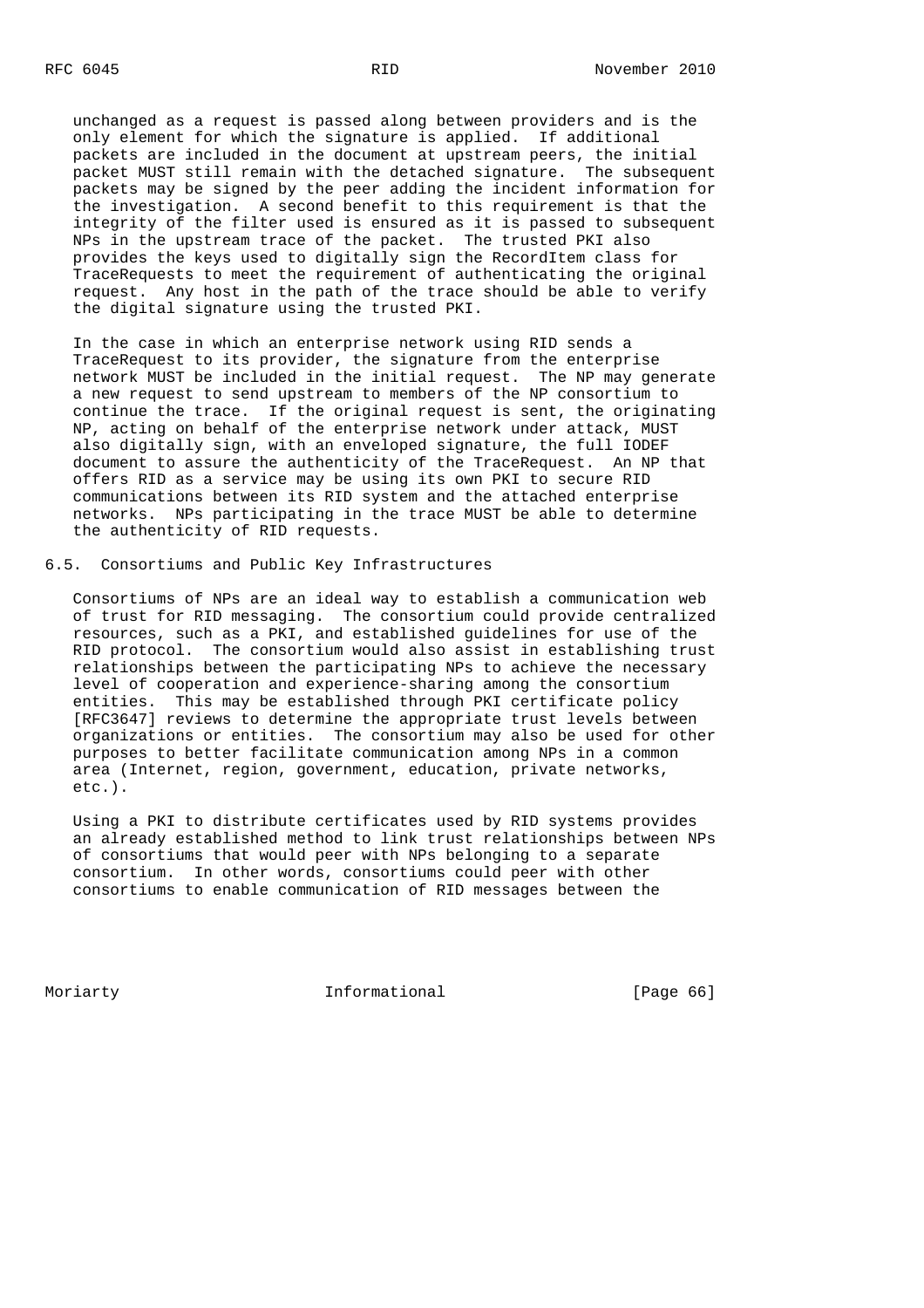unchanged as a request is passed along between providers and is the only element for which the signature is applied. If additional packets are included in the document at upstream peers, the initial packet MUST still remain with the detached signature. The subsequent packets may be signed by the peer adding the incident information for the investigation. A second benefit to this requirement is that the integrity of the filter used is ensured as it is passed to subsequent NPs in the upstream trace of the packet. The trusted PKI also provides the keys used to digitally sign the RecordItem class for TraceRequests to meet the requirement of authenticating the original request. Any host in the path of the trace should be able to verify the digital signature using the trusted PKI.

In the case in which an enterprise network using RID sends a TraceRequest to its provider, the signature from the enterprise network MUST be included in the initial request. The NP may generate a new request to send upstream to members of the NP consortium to continue the trace. If the original request is sent, the originating NP, acting on behalf of the enterprise network under attack, MUST also digitally sign, with an enveloped signature, the full IODEF document to assure the authenticity of the TraceRequest. An NP that offers RID as a service may be using its own PKI to secure RID communications between its RID system and the attached enterprise networks. NPs participating in the trace MUST be able to determine the authenticity of RID requests.

## 6.5. Consortiums and Public Key Infrastructures

Consortiums of NPs are an ideal way to establish a communication web of trust for RID messaging. The consortium could provide centralized resources, such as a PKI, and established guidelines for use of the RID protocol. The consortium would also assist in establishing trust relationships between the participating NPs to achieve the necessary level of cooperation and experience-sharing among the consortium entities. This may be established through PKI certificate policy [RFC3647] reviews to determine the appropriate trust levels between organizations or entities. The consortium may also be used for other purposes to better facilitate communication among NPs in a common area (Internet, region, government, education, private networks, etc.).

Using a PKI to distribute certificates used by RID systems provides an already established method to link trust relationships between NPs of consortiums that would peer with NPs belonging to a separate consortium. In other words, consortiums could peer with other consortiums to enable communication of RID messages between the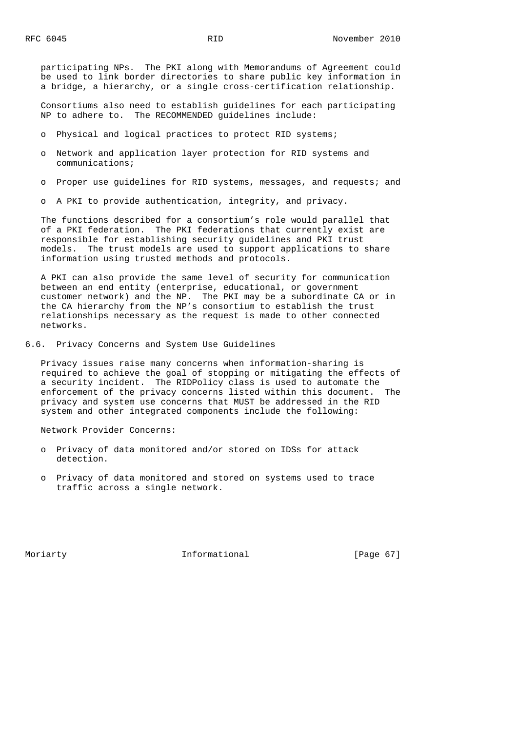participating NPs. The PKI along with Memorandums of Agreement could be used to link border directories to share public key information in a bridge, a hierarchy, or a single cross-certification relationship.

Consortiums also need to establish guidelines for each participating NP to adhere to. The RECOMMENDED guidelines include:

- Physical and logical practices to protect RID systems;
- Network and application layer protection for RID systems and communications;
- Proper use guidelines for RID systems, messages, and requests; and
- A PKI to provide authentication, integrity, and privacy.

The functions described for a consortium's role would parallel that of a PKI federation. The PKI federations that currently exist are responsible for establishing security guidelines and PKI trust models. The trust models are used to support applications to share information using trusted methods and protocols.

A PKI can also provide the same level of security for communication between an end entity (enterprise, educational, or government customer network) and the NP. The PKI may be a subordinate CA or in the CA hierarchy from the NP's consortium to establish the trust relationships necessary as the request is made to other connected networks.

## 6.6. Privacy Concerns and System Use Guidelines

Privacy issues raise many concerns when information-sharing is required to achieve the goal of stopping or mitigating the effects of a security incident. The RIDPolicy class is used to automate the enforcement of the privacy concerns listed within this document. The privacy and system use concerns that MUST be addressed in the RID system and other integrated components include the following:

Network Provider Concerns:

- Privacy of data monitored and/or stored on IDSs for attack detection.
- Privacy of data monitored and stored on systems used to trace traffic across a single network.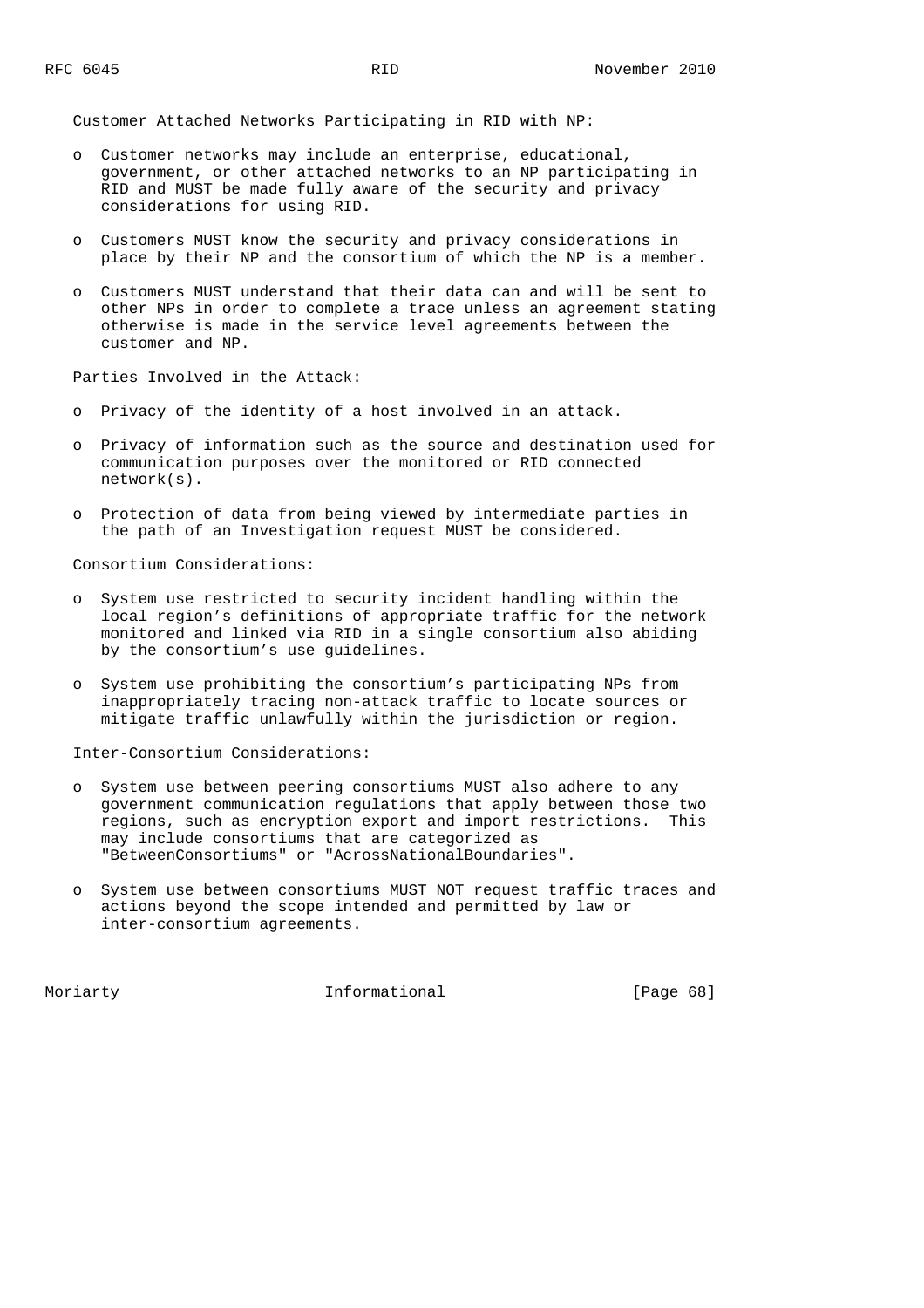Customer Attached Networks Participating in RID with NP:

- Customer networks may include an enterprise, educational, government, or other attached networks to an NP participating in RID and MUST be made fully aware of the security and privacy considerations for using RID.

- Customers MUST know the security and privacy considerations in place by their NP and the consortium of which the NP is a member.

- Customers MUST understand that their data can and will be sent to other NPs in order to complete a trace unless an agreement stating otherwise is made in the service level agreements between the customer and NP.

Parties Involved in the Attack:

- Privacy of the identity of a host involved in an attack.

- Privacy of information such as the source and destination used for communication purposes over the monitored or RID connected network(s).

- Protection of data from being viewed by intermediate parties in the path of an Investigation request MUST be considered.

Consortium Considerations:

- System use restricted to security incident handling within the local region's definitions of appropriate traffic for the network monitored and linked via RID in a single consortium also abiding by the consortium's use guidelines.

- System use prohibiting the consortium's participating NPs from inappropriately tracing non-attack traffic to locate sources or mitigate traffic unlawfully within the jurisdiction or region.

Inter-Consortium Considerations:

- System use between peering consortiums MUST also adhere to any government communication regulations that apply between those two regions, such as encryption export and import restrictions. This may include consortiums that are categorized as "BetweenConsortiums" or "AcrossNationalBoundaries".

- System use between consortiums MUST NOT request traffic traces and actions beyond the scope intended and permitted by law or inter-consortium agreements.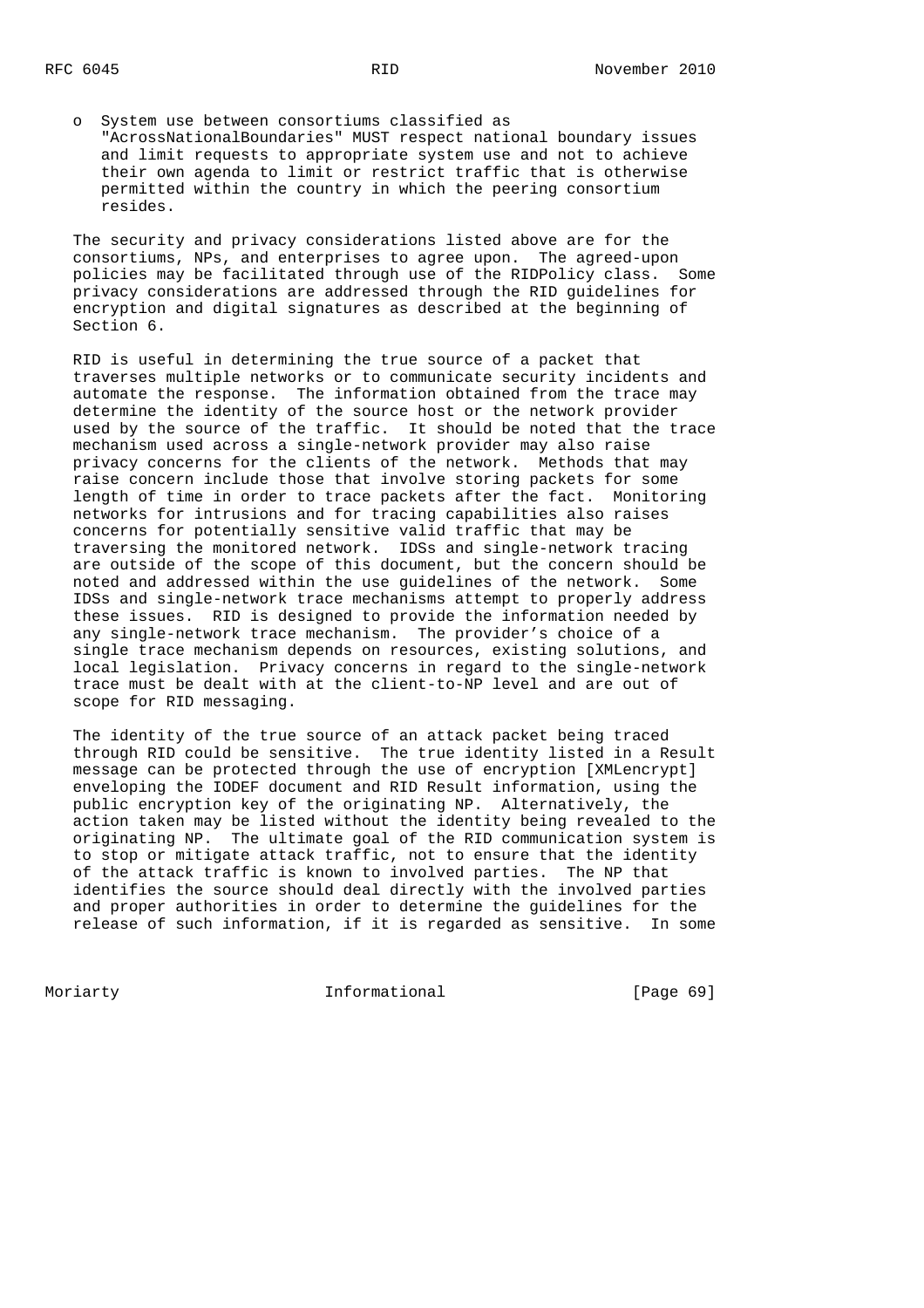- System use between consortiums classified as "AcrossNationalBoundaries" MUST respect national boundary issues and limit requests to appropriate system use and not to achieve their own agenda to limit or restrict traffic that is otherwise permitted within the country in which the peering consortium resides.

The security and privacy considerations listed above are for the consortiums, NPs, and enterprises to agree upon. The agreed-upon policies may be facilitated through use of the RIDPolicy class. Some privacy considerations are addressed through the RID guidelines for encryption and digital signatures as described at the beginning of Section 6.

RID is useful in determining the true source of a packet that traverses multiple networks or to communicate security incidents and automate the response. The information obtained from the trace may determine the identity of the source host or the network provider used by the source of the traffic. It should be noted that the trace mechanism used across a single-network provider may also raise privacy concerns for the clients of the network. Methods that may raise concern include those that involve storing packets for some length of time in order to trace packets after the fact. Monitoring networks for intrusions and for tracing capabilities also raises concerns for potentially sensitive valid traffic that may be traversing the monitored network. IDSs and single-network tracing are outside of the scope of this document, but the concern should be noted and addressed within the use guidelines of the network. Some IDSs and single-network trace mechanisms attempt to properly address these issues. RID is designed to provide the information needed by any single-network trace mechanism. The provider's choice of a single trace mechanism depends on resources, existing solutions, and local legislation. Privacy concerns in regard to the single-network trace must be dealt with at the client-to-NP level and are out of scope for RID messaging.

The identity of the true source of an attack packet being traced through RID could be sensitive. The true identity listed in a Result message can be protected through the use of encryption [XMLencrypt] enveloping the IODEF document and RID Result information, using the public encryption key of the originating NP. Alternatively, the action taken may be listed without the identity being revealed to the originating NP. The ultimate goal of the RID communication system is to stop or mitigate attack traffic, not to ensure that the identity of the attack traffic is known to involved parties. The NP that identifies the source should deal directly with the involved parties and proper authorities in order to determine the guidelines for the release of such information, if it is regarded as sensitive. In some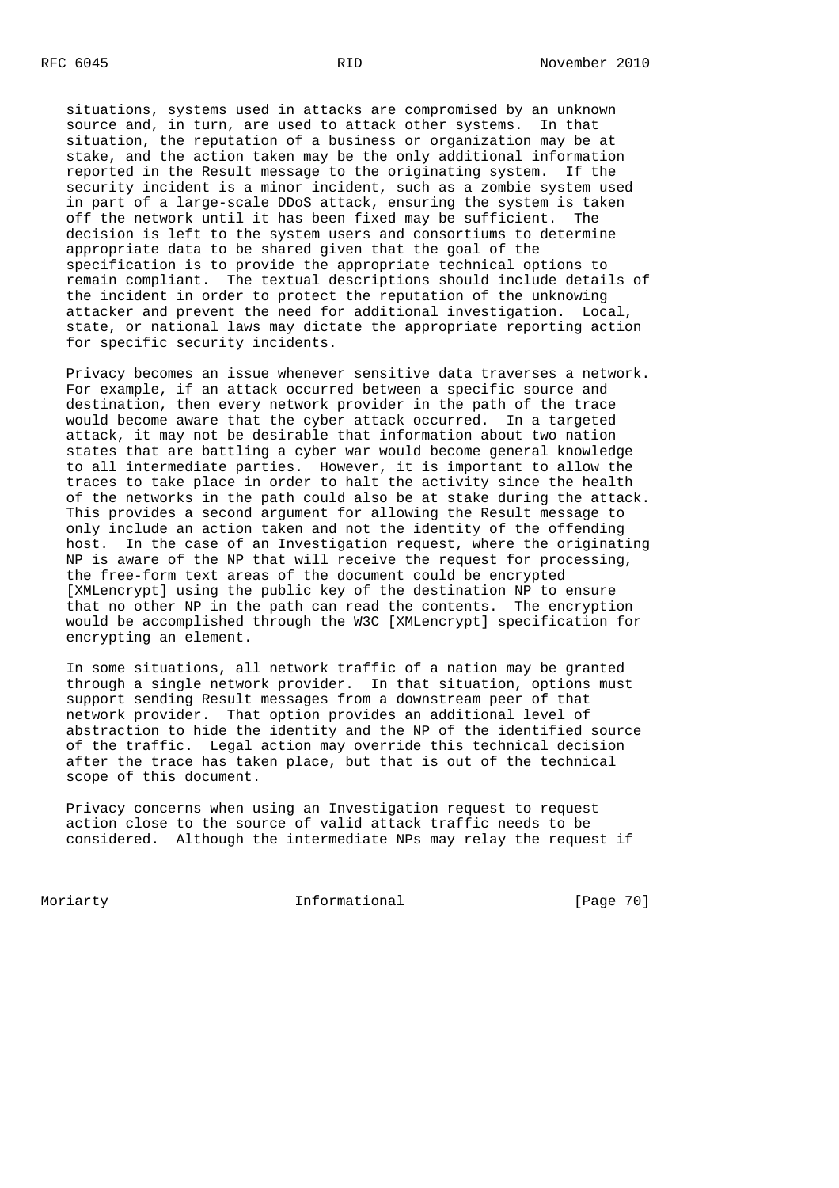situations, systems used in attacks are compromised by an unknown source and, in turn, are used to attack other systems. In that situation, the reputation of a business or organization may be at stake, and the action taken may be the only additional information reported in the Result message to the originating system. If the security incident is a minor incident, such as a zombie system used in part of a large-scale DDoS attack, ensuring the system is taken off the network until it has been fixed may be sufficient. The decision is left to the system users and consortiums to determine appropriate data to be shared given that the goal of the specification is to provide the appropriate technical options to remain compliant. The textual descriptions should include details of the incident in order to protect the reputation of the unknowing attacker and prevent the need for additional investigation. Local, state, or national laws may dictate the appropriate reporting action for specific security incidents.

Privacy becomes an issue whenever sensitive data traverses a network. For example, if an attack occurred between a specific source and destination, then every network provider in the path of the trace would become aware that the cyber attack occurred. In a targeted attack, it may not be desirable that information about two nation states that are battling a cyber war would become general knowledge to all intermediate parties. However, it is important to allow the traces to take place in order to halt the activity since the health of the networks in the path could also be at stake during the attack. This provides a second argument for allowing the Result message to only include an action taken and not the identity of the offending host. In the case of an Investigation request, where the originating NP is aware of the NP that will receive the request for processing, the free-form text areas of the document could be encrypted [XMLencrypt] using the public key of the destination NP to ensure that no other NP in the path can read the contents. The encryption would be accomplished through the W3C [XMLencrypt] specification for encrypting an element.

In some situations, all network traffic of a nation may be granted through a single network provider. In that situation, options must support sending Result messages from a downstream peer of that network provider. That option provides an additional level of abstraction to hide the identity and the NP of the identified source of the traffic. Legal action may override this technical decision after the trace has taken place, but that is out of the technical scope of this document.

Privacy concerns when using an Investigation request to request action close to the source of valid attack traffic needs to be considered. Although the intermediate NPs may relay the request if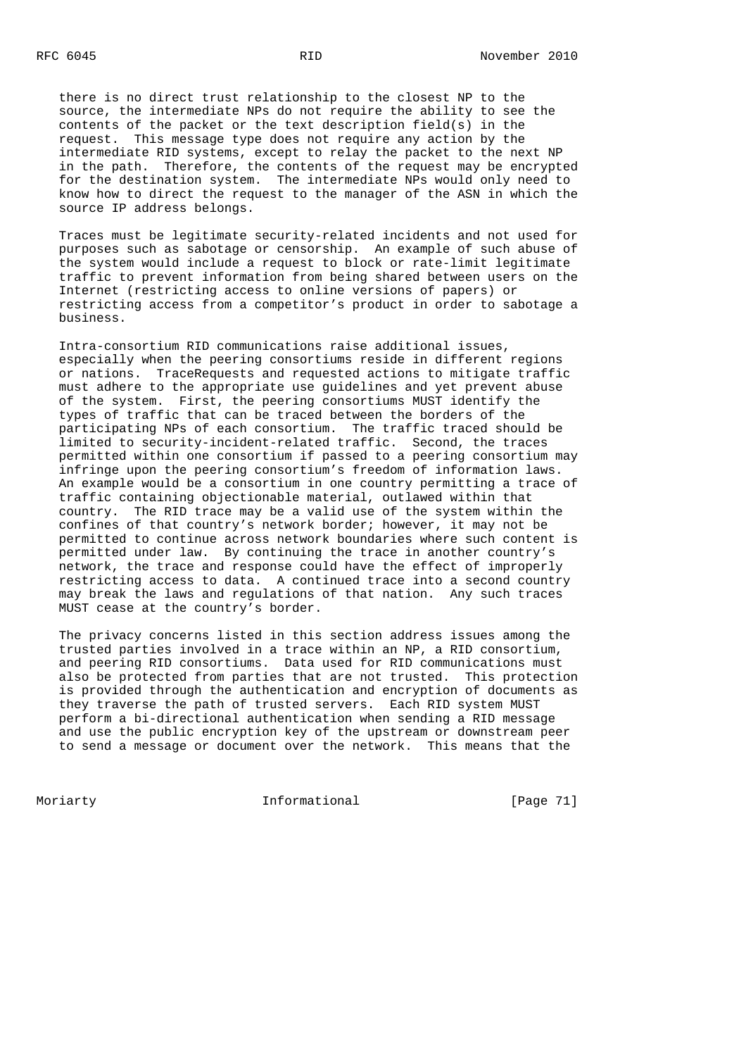there is no direct trust relationship to the closest NP to the source, the intermediate NPs do not require the ability to see the contents of the packet or the text description field(s) in the request. This message type does not require any action by the intermediate RID systems, except to relay the packet to the next NP in the path. Therefore, the contents of the request may be encrypted for the destination system. The intermediate NPs would only need to know how to direct the request to the manager of the ASN in which the source IP address belongs.

Traces must be legitimate security-related incidents and not used for purposes such as sabotage or censorship. An example of such abuse of the system would include a request to block or rate-limit legitimate traffic to prevent information from being shared between users on the Internet (restricting access to online versions of papers) or restricting access from a competitor's product in order to sabotage a business.

Intra-consortium RID communications raise additional issues, especially when the peering consortiums reside in different regions or nations. TraceRequests and requested actions to mitigate traffic must adhere to the appropriate use guidelines and yet prevent abuse of the system. First, the peering consortiums MUST identify the types of traffic that can be traced between the borders of the participating NPs of each consortium. The traffic traced should be limited to security-incident-related traffic. Second, the traces permitted within one consortium if passed to a peering consortium may infringe upon the peering consortium's freedom of information laws. An example would be a consortium in one country permitting a trace of traffic containing objectionable material, outlawed within that country. The RID trace may be a valid use of the system within the confines of that country's network border; however, it may not be permitted to continue across network boundaries where such content is permitted under law. By continuing the trace in another country's network, the trace and response could have the effect of improperly restricting access to data. A continued trace into a second country may break the laws and regulations of that nation. Any such traces MUST cease at the country's border.

The privacy concerns listed in this section address issues among the trusted parties involved in a trace within an NP, a RID consortium, and peering RID consortiums. Data used for RID communications must also be protected from parties that are not trusted. This protection is provided through the authentication and encryption of documents as they traverse the path of trusted servers. Each RID system MUST perform a bi-directional authentication when sending a RID message and use the public encryption key of the upstream or downstream peer to send a message or document over the network. This means that the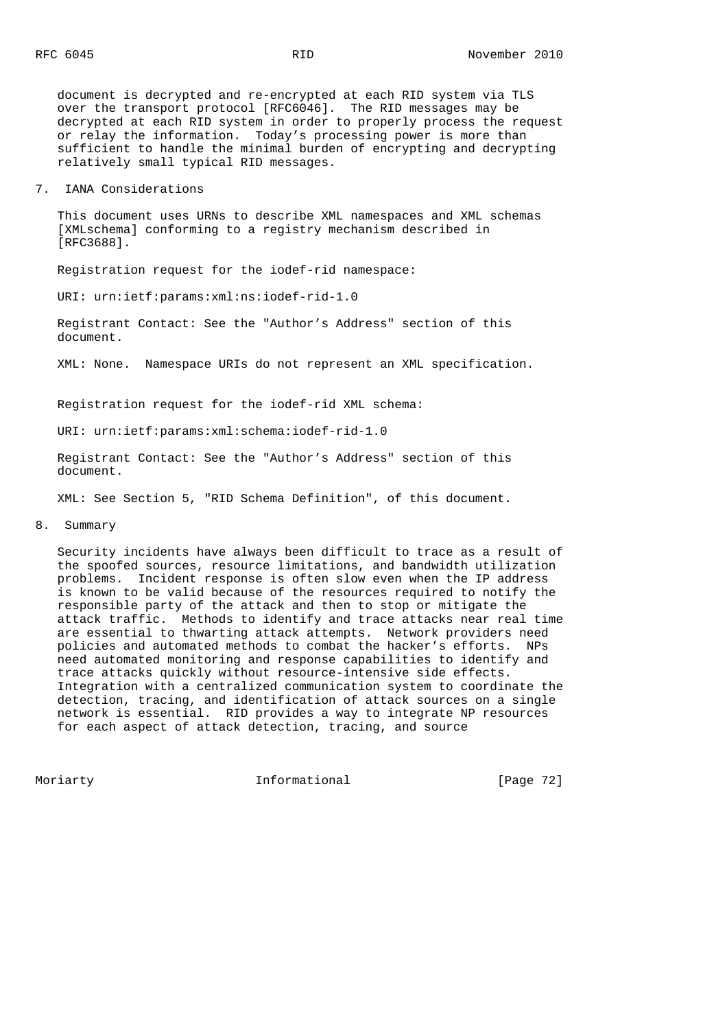document is decrypted and re-encrypted at each RID system via TLS over the transport protocol [RFC6046]. The RID messages may be decrypted at each RID system in order to properly process the request or relay the information. Today's processing power is more than sufficient to handle the minimal burden of encrypting and decrypting relatively small typical RID messages.

## 7. IANA Considerations

This document uses URNs to describe XML namespaces and XML schemas [XMLschema] conforming to a registry mechanism described in [RFC3688].

Registration request for the iodef-rid namespace:

URI: urn:ietf:params:xml:ns:iodef-rid-1.0

Registrant Contact: See the "Author's Address" section of this document.

XML: None. Namespace URIs do not represent an XML specification.

Registration request for the iodef-rid XML schema:

URI: urn:ietf:params:xml:schema:iodef-rid-1.0

Registrant Contact: See the "Author's Address" section of this document.

XML: See Section 5, "RID Schema Definition", of this document.

## 8. Summary

Security incidents have always been difficult to trace as a result of the spoofed sources, resource limitations, and bandwidth utilization problems. Incident response is often slow even when the IP address is known to be valid because of the resources required to notify the responsible party of the attack and then to stop or mitigate the attack traffic. Methods to identify and trace attacks near real time are essential to thwarting attack attempts. Network providers need policies and automated methods to combat the hacker's efforts. NPs need automated monitoring and response capabilities to identify and trace attacks quickly without resource-intensive side effects. Integration with a centralized communication system to coordinate the detection, tracing, and identification of attack sources on a single network is essential. RID provides a way to integrate NP resources for each aspect of attack detection, tracing, and source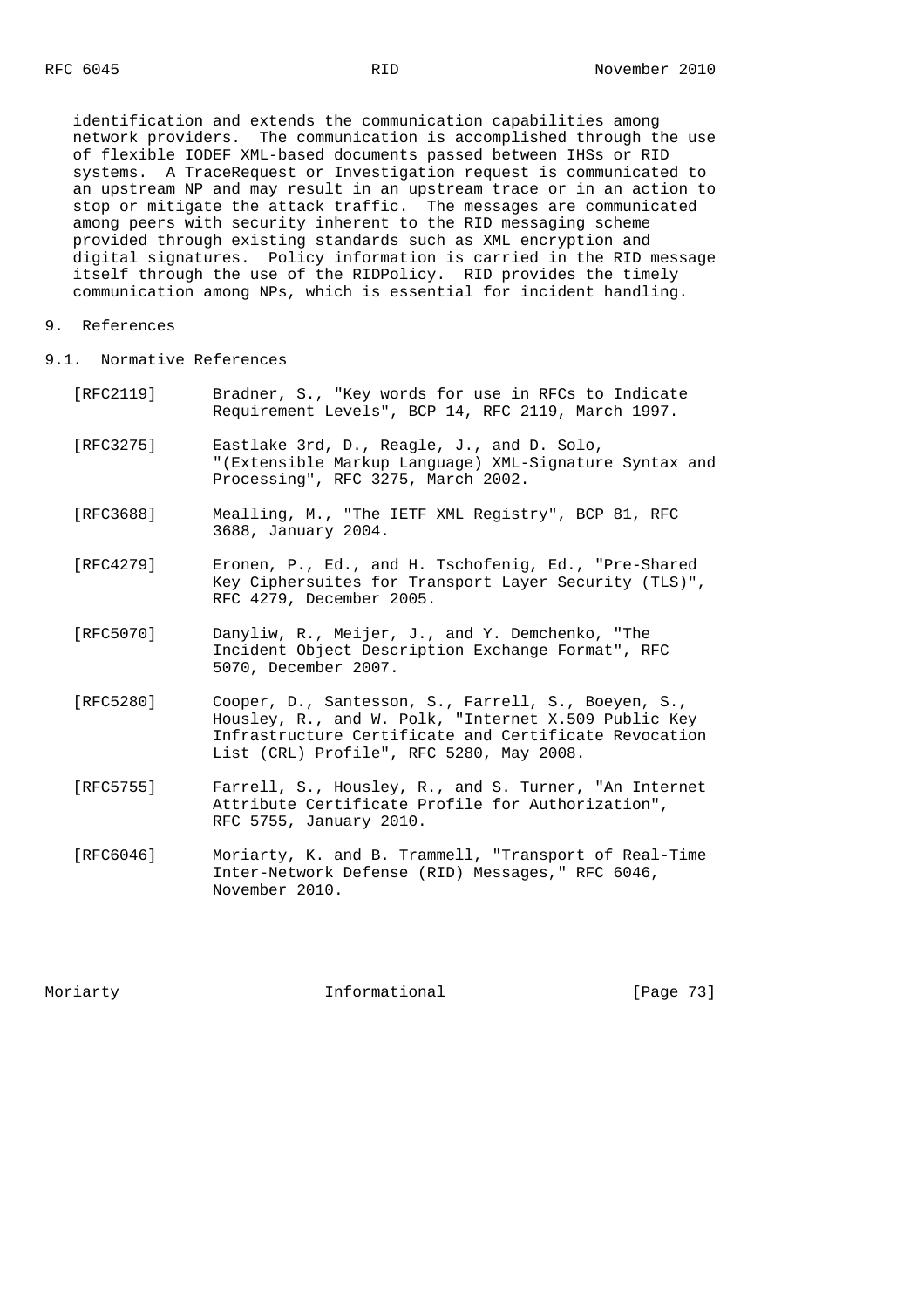identification and extends the communication capabilities among network providers. The communication is accomplished through the use of flexible IODEF XML-based documents passed between IHSs or RID systems. A TraceRequest or Investigation request is communicated to an upstream NP and may result in an upstream trace or in an action to stop or mitigate the attack traffic. The messages are communicated among peers with security inherent to the RID messaging scheme provided through existing standards such as XML encryption and digital signatures. Policy information is carried in the RID message itself through the use of the RIDPolicy. RID provides the timely communication among NPs, which is essential for incident handling.

## 9. References

### 9.1. Normative References

[RFC2119] Bradner, S., "Key words for use in RFCs to Indicate Requirement Levels", BCP 14, RFC 2119, March 1997.

[RFC3275] Eastlake 3rd, D., Reagle, J., and D. Solo, "(Extensible Markup Language) XML-Signature Syntax and Processing", RFC 3275, March 2002.

[RFC3688] Mealling, M., "The IETF XML Registry", BCP 81, RFC 3688, January 2004.

[RFC4279] Eronen, P., Ed., and H. Tschofenig, Ed., "Pre-Shared Key Ciphersuites for Transport Layer Security (TLS)", RFC 4279, December 2005.

[RFC5070] Danyliw, R., Meijer, J., and Y. Demchenko, "The Incident Object Description Exchange Format", RFC 5070, December 2007.

[RFC5280] Cooper, D., Santesson, S., Farrell, S., Boeyen, S., Housley, R., and W. Polk, "Internet X.509 Public Key Infrastructure Certificate and Certificate Revocation List (CRL) Profile", RFC 5280, May 2008.

[RFC5755] Farrell, S., Housley, R., and S. Turner, "An Internet Attribute Certificate Profile for Authorization", RFC 5755, January 2010.

[RFC6046] Moriarty, K. and B. Trammell, "Transport of Real-Time Inter-Network Defense (RID) Messages," RFC 6046, November 2010.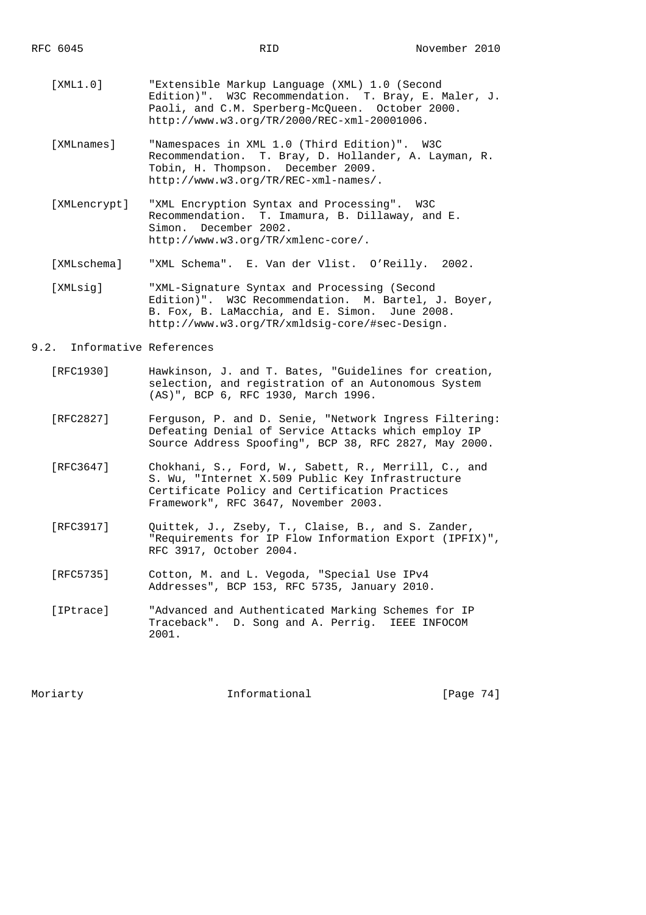[XML1.0] "Extensible Markup Language (XML) 1.0 (Second Edition)". W3C Recommendation. T. Bray, E. Maler, J. Paoli, and C.M. Sperberg-McQueen. October 2000. http://www.w3.org/TR/2000/REC-xml-20001006.

[XMLnames] "Namespaces in XML 1.0 (Third Edition)". W3C Recommendation. T. Bray, D. Hollander, A. Layman, R. Tobin, H. Thompson. December 2009. http://www.w3.org/TR/REC-xml-names/.

[XMLencrypt] "XML Encryption Syntax and Processing". W3C Recommendation. T. Imamura, B. Dillaway, and E. Simon. December 2002. http://www.w3.org/TR/xmlenc-core/.

[XMLschema] "XML Schema". E. Van der Vlist. O'Reilly. 2002.

[XMLsig] "XML-Signature Syntax and Processing (Second Edition)". W3C Recommendation. M. Bartel, J. Boyer, B. Fox, B. LaMacchia, and E. Simon. June 2008. http://www.w3.org/TR/xmldsig-core/#sec-Design.

## 9.2. Informative References

[RFC1930] Hawkinson, J. and T. Bates, "Guidelines for creation, selection, and registration of an Autonomous System (AS)", BCP 6, RFC 1930, March 1996.

[RFC2827] Ferguson, P. and D. Senie, "Network Ingress Filtering: Defeating Denial of Service Attacks which employ IP Source Address Spoofing", BCP 38, RFC 2827, May 2000.

[RFC3647] Chokhani, S., Ford, W., Sabett, R., Merrill, C., and S. Wu, "Internet X.509 Public Key Infrastructure Certificate Policy and Certification Practices Framework", RFC 3647, November 2003.

[RFC3917] Quittek, J., Zseby, T., Claise, B., and S. Zander, "Requirements for IP Flow Information Export (IPFIX)", RFC 3917, October 2004.

[RFC5735] Cotton, M. and L. Vegoda, "Special Use IPv4 Addresses", BCP 153, RFC 5735, January 2010.

[IPtrace] "Advanced and Authenticated Marking Schemes for IP Traceback". D. Song and A. Perrig. IEEE INFOCOM 2001.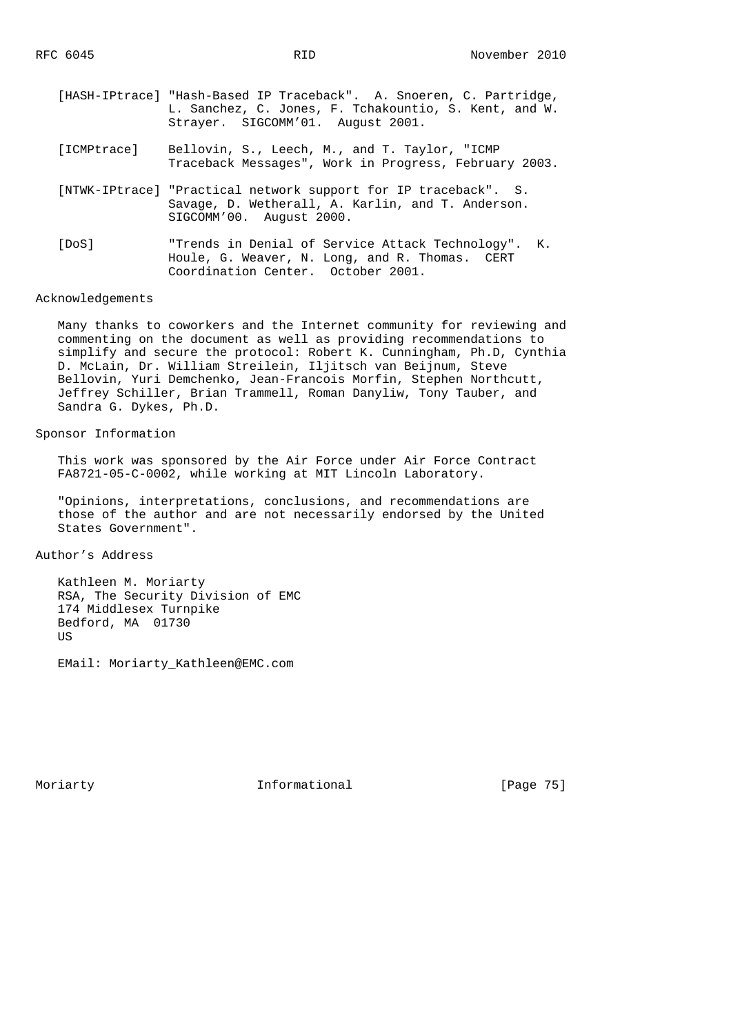[HASH-IPtrace] "Hash-Based IP Traceback". A. Snoeren, C. Partridge, L. Sanchez, C. Jones, F. Tchakountio, S. Kent, and W. Strayer. SIGCOMM'01. August 2001.

[ICMPtrace] Bellovin, S., Leech, M., and T. Taylor, "ICMP Traceback Messages", Work in Progress, February 2003.

[NTWK-IPtrace] "Practical network support for IP traceback". S. Savage, D. Wetherall, A. Karlin, and T. Anderson. SIGCOMM'00. August 2000.

[DoS] "Trends in Denial of Service Attack Technology". K. Houle, G. Weaver, N. Long, and R. Thomas. CERT Coordination Center. October 2001.

## Acknowledgements

Many thanks to coworkers and the Internet community for reviewing and commenting on the document as well as providing recommendations to simplify and secure the protocol: Robert K. Cunningham, Ph.D, Cynthia D. McLain, Dr. William Streilein, Iljitsch van Beijnum, Steve Bellovin, Yuri Demchenko, Jean-Francois Morfin, Stephen Northcutt, Jeffrey Schiller, Brian Trammell, Roman Danyliw, Tony Tauber, and Sandra G. Dykes, Ph.D.

## Sponsor Information

This work was sponsored by the Air Force under Air Force Contract FA8721-05-C-0002, while working at MIT Lincoln Laboratory.

"Opinions, interpretations, conclusions, and recommendations are those of the author and are not necessarily endorsed by the United States Government".

## Author's Address

Kathleen M. Moriarty
RSA, The Security Division of EMC
174 Middlesex Turnpike
Bedford, MA 01730
US

EMail: Moriarty_Kathleen@EMC.com